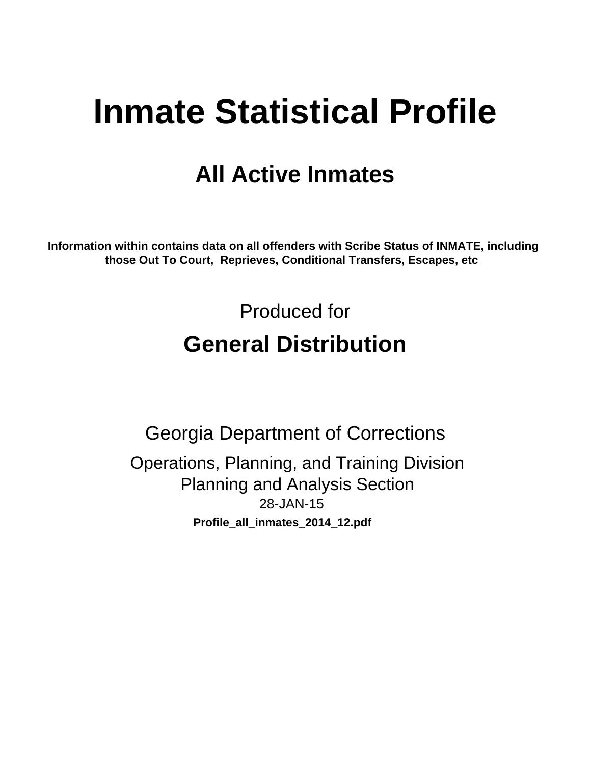# Inmate Statistical Profile

## All Active Inmates

**Information within contains data on all offenders with Scribe Status of INMATE, including those Out To Court, Reprieves, Conditional Transfers, Escapes, etc**

Produced for

## General Distribution

Georgia Department of Corrections

Operations, Planning, and Training Division
Planning and Analysis Section
28-JAN-15

**Profile_all_inmates_2014_12.pdf**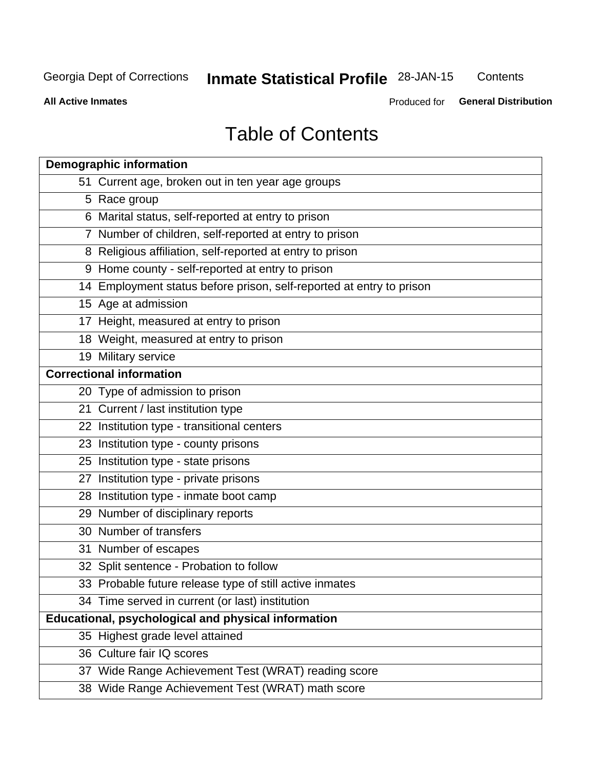# Table of Contents

| | |
|---|---|
| **Demographic information** | |
| 51 | Current age, broken out in ten year age groups |
| 5 | Race group |
| 6 | Marital status, self-reported at entry to prison |
| 7 | Number of children, self-reported at entry to prison |
| 8 | Religious affiliation, self-reported at entry to prison |
| 9 | Home county - self-reported at entry to prison |
| 14 | Employment status before prison, self-reported at entry to prison |
| 15 | Age at admission |
| 17 | Height, measured at entry to prison |
| 18 | Weight, measured at entry to prison |
| 19 | Military service |
| **Correctional information** | |
| 20 | Type of admission to prison |
| 21 | Current / last institution type |
| 22 | Institution type - transitional centers |
| 23 | Institution type - county prisons |
| 25 | Institution type - state prisons |
| 27 | Institution type - private prisons |
| 28 | Institution type - inmate boot camp |
| 29 | Number of disciplinary reports |
| 30 | Number of transfers |
| 31 | Number of escapes |
| 32 | Split sentence - Probation to follow |
| 33 | Probable future release type of still active inmates |
| 34 | Time served in current (or last) institution |
| **Educational, psychological and physical information** | |
| 35 | Highest grade level attained |
| 36 | Culture fair IQ scores |
| 37 | Wide Range Achievement Test (WRAT) reading score |
| 38 | Wide Range Achievement Test (WRAT) math score |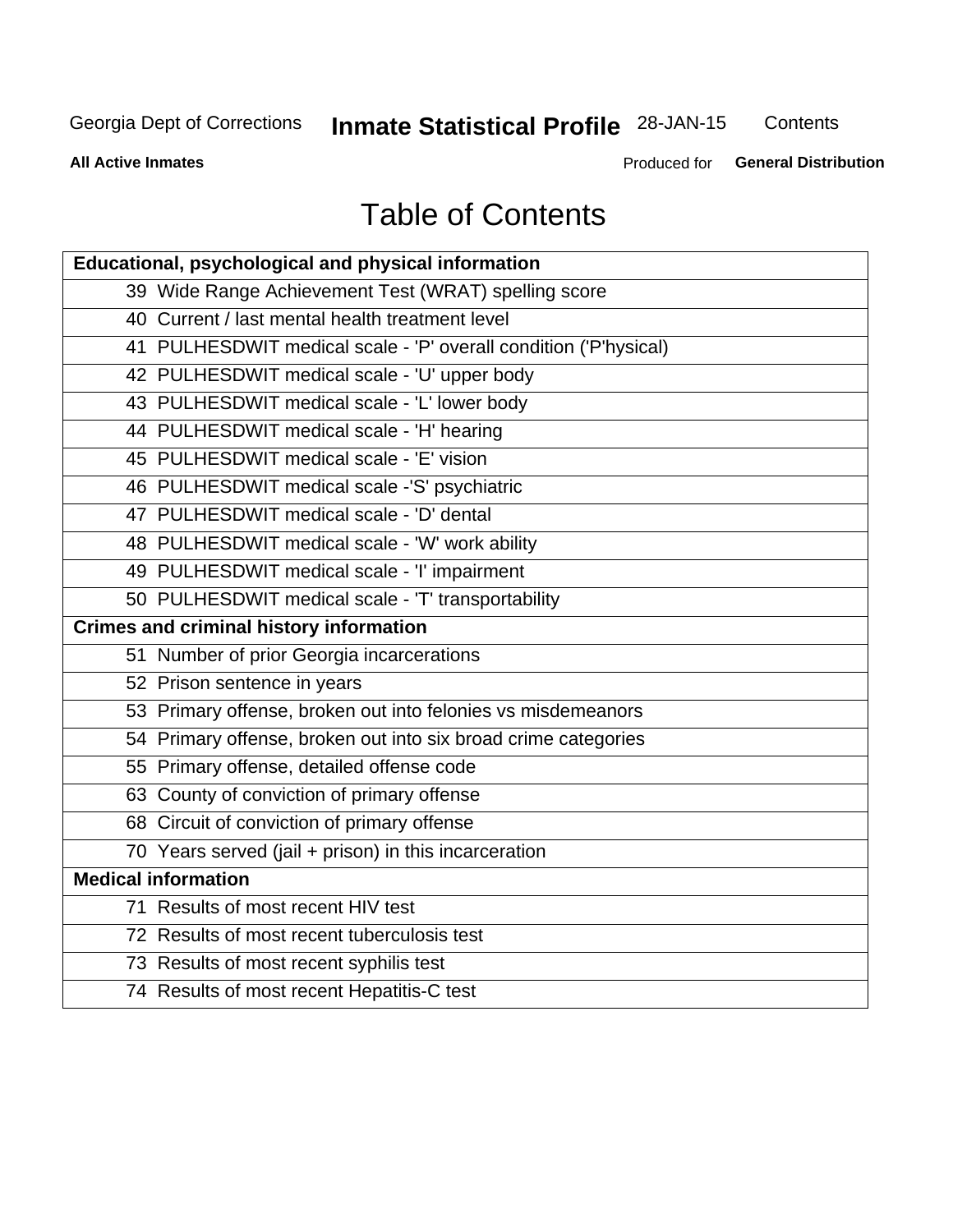# Table of Contents

| Educational, psychological and physical information | |
|---|---|
| 39 | Wide Range Achievement Test (WRAT) spelling score |
| 40 | Current / last mental health treatment level |
| 41 | PULHESDWIT medical scale - 'P' overall condition ('P'hysical) |
| 42 | PULHESDWIT medical scale - 'U' upper body |
| 43 | PULHESDWIT medical scale - 'L' lower body |
| 44 | PULHESDWIT medical scale - 'H' hearing |
| 45 | PULHESDWIT medical scale - 'E' vision |
| 46 | PULHESDWIT medical scale -'S' psychiatric |
| 47 | PULHESDWIT medical scale - 'D' dental |
| 48 | PULHESDWIT medical scale - 'W' work ability |
| 49 | PULHESDWIT medical scale - 'I' impairment |
| 50 | PULHESDWIT medical scale - 'T' transportability |
| **Crimes and criminal history information** | |
| 51 | Number of prior Georgia incarcerations |
| 52 | Prison sentence in years |
| 53 | Primary offense, broken out into felonies vs misdemeanors |
| 54 | Primary offense, broken out into six broad crime categories |
| 55 | Primary offense, detailed offense code |
| 63 | County of conviction of primary offense |
| 68 | Circuit of conviction of primary offense |
| 70 | Years served (jail + prison) in this incarceration |
| **Medical information** | |
| 71 | Results of most recent HIV test |
| 72 | Results of most recent tuberculosis test |
| 73 | Results of most recent syphilis test |
| 74 | Results of most recent Hepatitis-C test |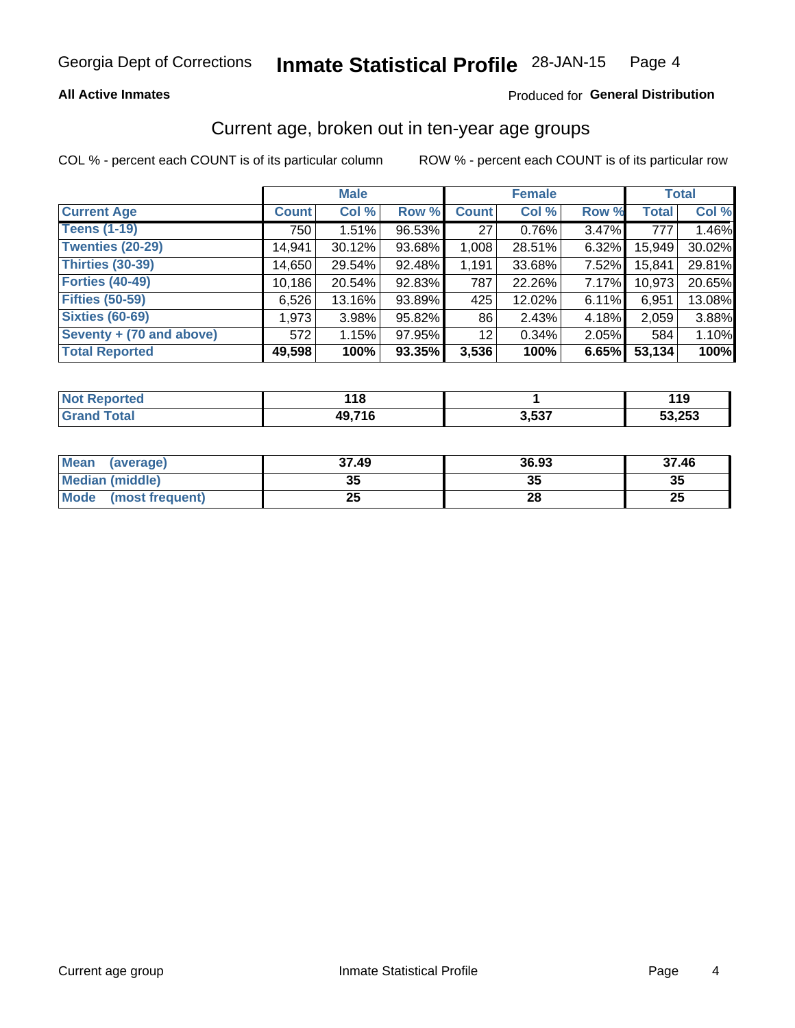Georgia Dept of Corrections **Inmate Statistical Profile** 28-JAN-15 Page 4

**All Active Inmates**

Produced for **General Distribution**

## Current age, broken out in ten-year age groups

COL % - percent each COUNT is of its particular column

ROW % - percent each COUNT is of its particular row

| | Male | | | Female | | | Total | |
|---|---|---|---|---|---|---|---|---|
| **Current Age** | **Count** | **Col %** | **Row %** | **Count** | **Col %** | **Row %** | **Total** | **Col %** |
| **Teens (1-19)** | 750 | 1.51% | 96.53% | 27 | 0.76% | 3.47% | 777 | 1.46% |
| **Twenties (20-29)** | 14,941 | 30.12% | 93.68% | 1,008 | 28.51% | 6.32% | 15,949 | 30.02% |
| **Thirties (30-39)** | 14,650 | 29.54% | 92.48% | 1,191 | 33.68% | 7.52% | 15,841 | 29.81% |
| **Forties (40-49)** | 10,186 | 20.54% | 92.83% | 787 | 22.26% | 7.17% | 10,973 | 20.65% |
| **Fifties (50-59)** | 6,526 | 13.16% | 93.89% | 425 | 12.02% | 6.11% | 6,951 | 13.08% |
| **Sixties (60-69)** | 1,973 | 3.98% | 95.82% | 86 | 2.43% | 4.18% | 2,059 | 3.88% |
| **Seventy + (70 and above)** | 572 | 1.15% | 97.95% | 12 | 0.34% | 2.05% | 584 | 1.10% |
| **Total Reported** | **49,598** | **100%** | **93.35%** | **3,536** | **100%** | **6.65%** | **53,134** | **100%** |

| | Male | Female | Total |
|---|---|---|---|
| **Not Reported** | **118** | **1** | **119** |
| **Grand Total** | **49,716** | **3,537** | **53,253** |

| | Male | Female | Total |
|---|---|---|---|
| **Mean (average)** | **37.49** | **36.93** | **37.46** |
| **Median (middle)** | **35** | **35** | **35** |
| **Mode (most frequent)** | **25** | **28** | **25** |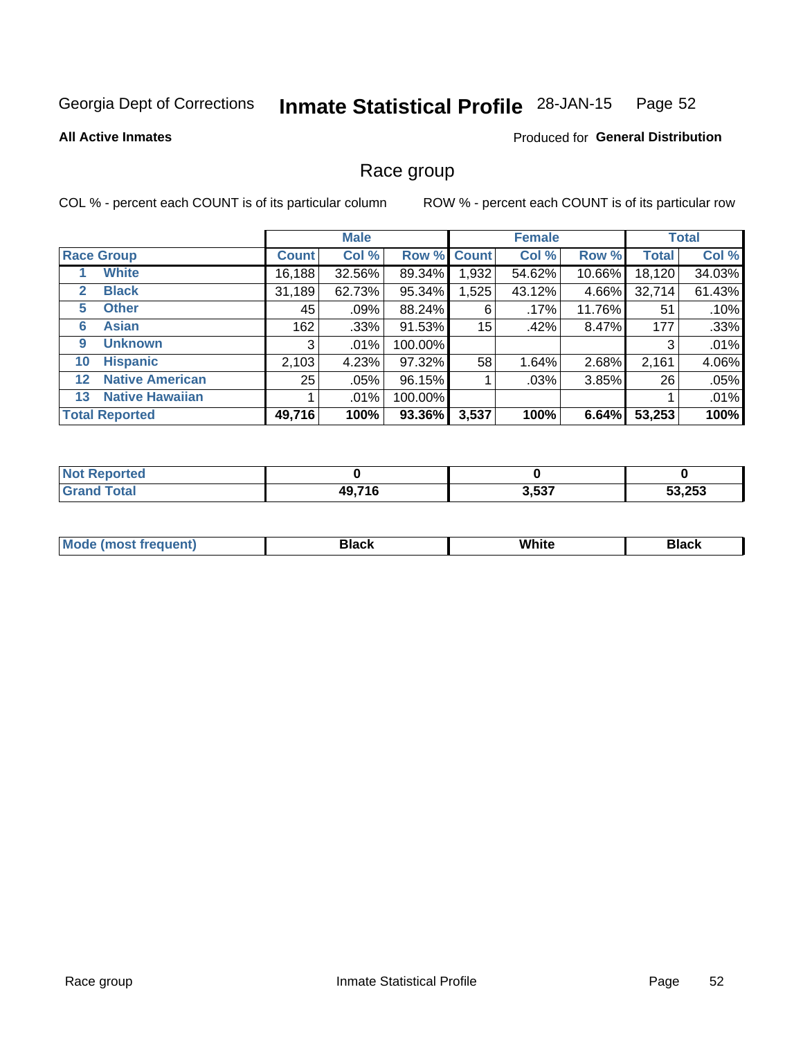Georgia Dept of Corrections **Inmate Statistical Profile** 28-JAN-15

**All Active Inmates**

Produced for **General Distribution**

## Race group

COL % - percent each COUNT is of its particular column ROW % - percent each COUNT is of its particular row

| | | Male | | | Female | | | Total | |
|---|---|---|---|---|---|---|---|---|---|
| **Race Group** | | **Count** | **Col %** | **Row %** | **Count** | **Col %** | **Row %** | **Total** | **Col %** |
| 1 | White | 16,188 | 32.56% | 89.34% | 1,932 | 54.62% | 10.66% | 18,120 | 34.03% |
| 2 | Black | 31,189 | 62.73% | 95.34% | 1,525 | 43.12% | 4.66% | 32,714 | 61.43% |
| 5 | Other | 45 | .09% | 88.24% | 6 | .17% | 11.76% | 51 | .10% |
| 6 | Asian | 162 | .33% | 91.53% | 15 | .42% | 8.47% | 177 | .33% |
| 9 | Unknown | 3 | .01% | 100.00% | | | | 3 | .01% |
| 10 | Hispanic | 2,103 | 4.23% | 97.32% | 58 | 1.64% | 2.68% | 2,161 | 4.06% |
| 12 | Native American | 25 | .05% | 96.15% | 1 | .03% | 3.85% | 26 | .05% |
| 13 | Native Hawaiian | 1 | .01% | 100.00% | | | | 1 | .01% |
| **Total Reported** | | **49,716** | **100%** | **93.36%** | **3,537** | **100%** | **6.64%** | **53,253** | **100%** |

| | Male | Female | Total |
|---|---|---|---|
| Not Reported | **0** | **0** | **0** |
| Grand Total | **49,716** | **3,537** | **53,253** |

| | Male | Female | Total |
|---|---|---|---|
| Mode (most frequent) | **Black** | **White** | **Black** |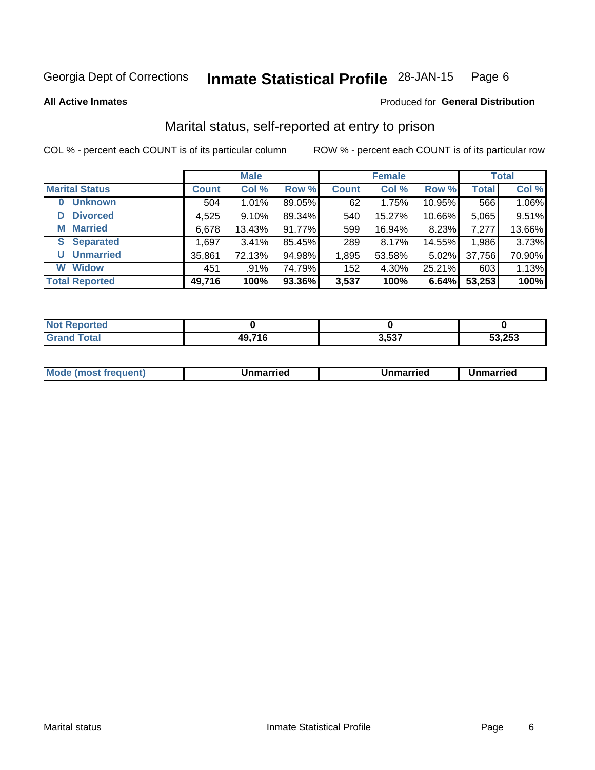Georgia Dept of Corrections **Inmate Statistical Profile** 28-JAN-15

**All Active Inmates**

Produced for **General Distribution**

## Marital status, self-reported at entry to prison

COL % - percent each COUNT is of its particular column    ROW % - percent each COUNT is of its particular row

| | Male | | | Female | | | Total | |
|---|---|---|---|---|---|---|---|---|
| **Marital Status** | **Count** | **Col %** | **Row %** | **Count** | **Col %** | **Row %** | **Total** | **Col %** |
| 0 Unknown | 504 | 1.01% | 89.05% | 62 | 1.75% | 10.95% | 566 | 1.06% |
| D Divorced | 4,525 | 9.10% | 89.34% | 540 | 15.27% | 10.66% | 5,065 | 9.51% |
| M Married | 6,678 | 13.43% | 91.77% | 599 | 16.94% | 8.23% | 7,277 | 13.66% |
| S Separated | 1,697 | 3.41% | 85.45% | 289 | 8.17% | 14.55% | 1,986 | 3.73% |
| U Unmarried | 35,861 | 72.13% | 94.98% | 1,895 | 53.58% | 5.02% | 37,756 | 70.90% |
| W Widow | 451 | .91% | 74.79% | 152 | 4.30% | 25.21% | 603 | 1.13% |
| **Total Reported** | **49,716** | **100%** | **93.36%** | **3,537** | **100%** | **6.64%** | **53,253** | **100%** |

| | Male | Female | Total |
|---|---|---|---|
| Not Reported | 0 | 0 | 0 |
| Grand Total | 49,716 | 3,537 | 53,253 |

| | Male | Female | Total |
|---|---|---|---|
| Mode (most frequent) | Unmarried | Unmarried | Unmarried |

Marital status    Inmate Statistical Profile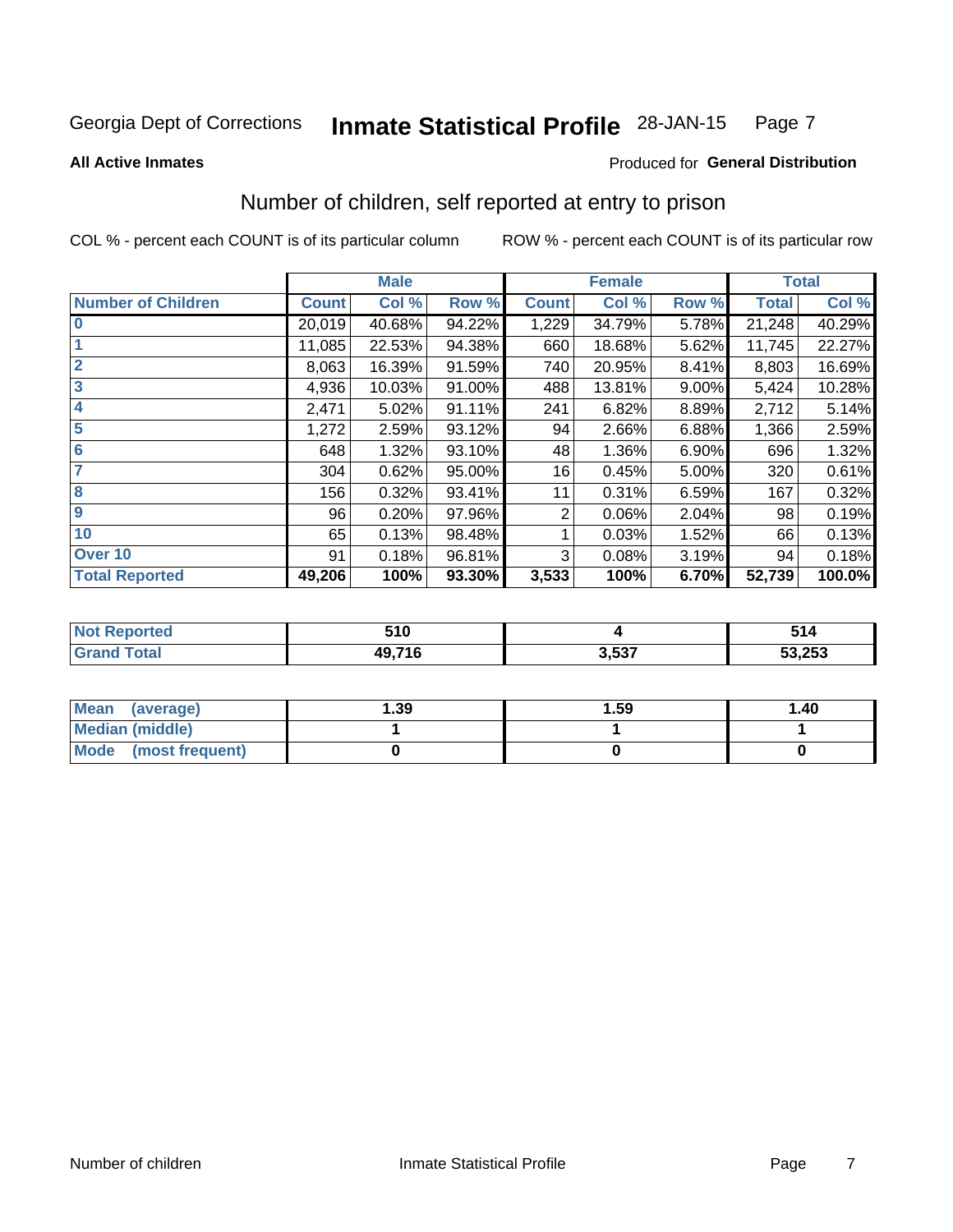Georgia Dept of Corrections **Inmate Statistical Profile** 28-JAN-15

**All Active Inmates** Produced for **General Distribution**

## Number of children, self reported at entry to prison

COL % - percent each COUNT is of its particular column ROW % - percent each COUNT is of its particular row

| | Male | | | Female | | | Total | |
|---|---|---|---|---|---|---|---|---|
| **Number of Children** | **Count** | **Col %** | **Row %** | **Count** | **Col %** | **Row %** | **Total** | **Col %** |
| **0** | 20,019 | 40.68% | 94.22% | 1,229 | 34.79% | 5.78% | 21,248 | 40.29% |
| **1** | 11,085 | 22.53% | 94.38% | 660 | 18.68% | 5.62% | 11,745 | 22.27% |
| **2** | 8,063 | 16.39% | 91.59% | 740 | 20.95% | 8.41% | 8,803 | 16.69% |
| **3** | 4,936 | 10.03% | 91.00% | 488 | 13.81% | 9.00% | 5,424 | 10.28% |
| **4** | 2,471 | 5.02% | 91.11% | 241 | 6.82% | 8.89% | 2,712 | 5.14% |
| **5** | 1,272 | 2.59% | 93.12% | 94 | 2.66% | 6.88% | 1,366 | 2.59% |
| **6** | 648 | 1.32% | 93.10% | 48 | 1.36% | 6.90% | 696 | 1.32% |
| **7** | 304 | 0.62% | 95.00% | 16 | 0.45% | 5.00% | 320 | 0.61% |
| **8** | 156 | 0.32% | 93.41% | 11 | 0.31% | 6.59% | 167 | 0.32% |
| **9** | 96 | 0.20% | 97.96% | 2 | 0.06% | 2.04% | 98 | 0.19% |
| **10** | 65 | 0.13% | 98.48% | 1 | 0.03% | 1.52% | 66 | 0.13% |
| **Over 10** | 91 | 0.18% | 96.81% | 3 | 0.08% | 3.19% | 94 | 0.18% |
| **Total Reported** | **49,206** | **100%** | **93.30%** | **3,533** | **100%** | **6.70%** | **52,739** | **100.0%** |

| | Male | Female | Total |
|---|---|---|---|
| **Not Reported** | **510** | **4** | **514** |
| **Grand Total** | **49,716** | **3,537** | **53,253** |

| | Male | Female | Total |
|---|---|---|---|
| **Mean (average)** | **1.39** | **1.59** | **1.40** |
| **Median (middle)** | **1** | **1** | **1** |
| **Mode (most frequent)** | **0** | **0** | **0** |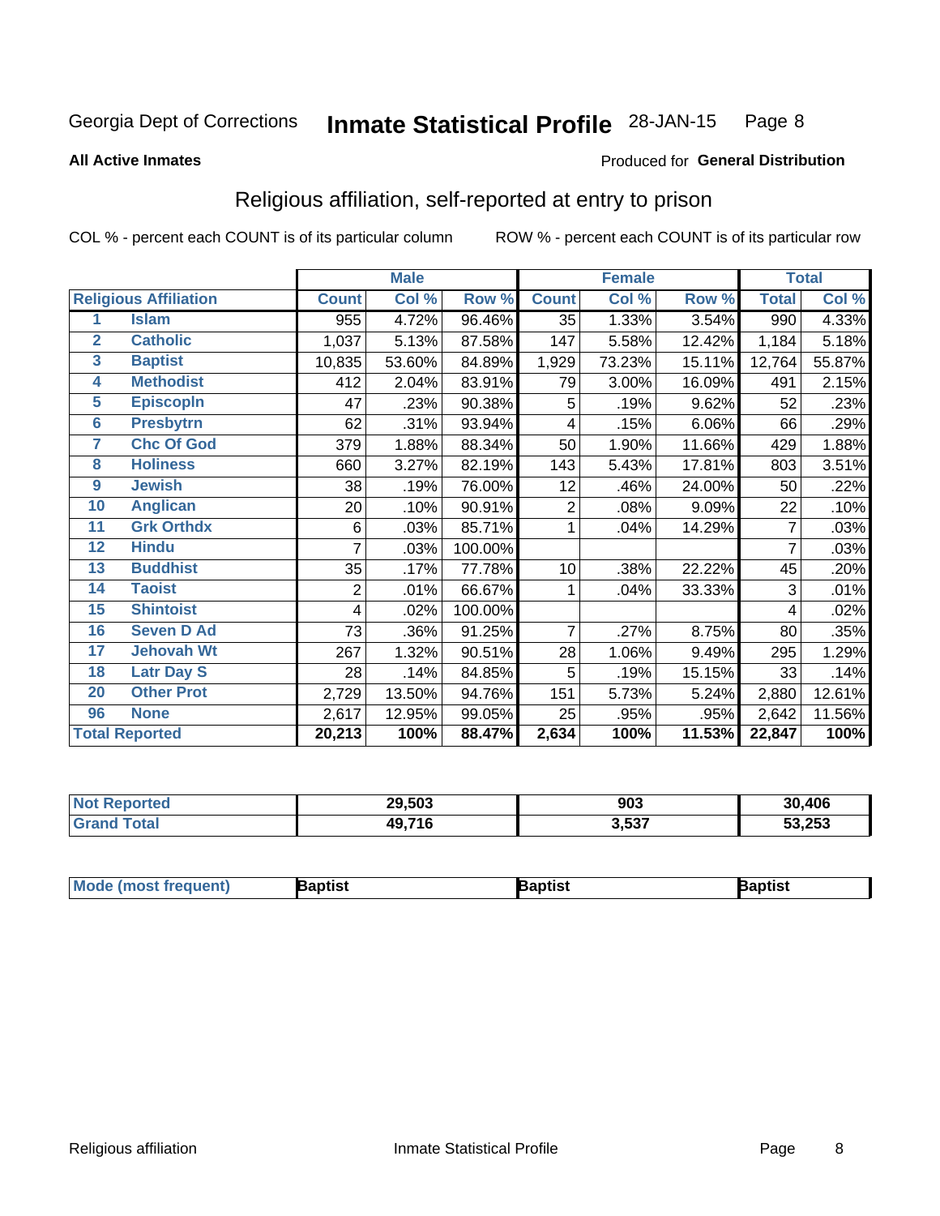Georgia Dept of Corrections **Inmate Statistical Profile** 28-JAN-15

**All Active Inmates**

Produced for **General Distribution**

## Religious affiliation, self-reported at entry to prison

COL % - percent each COUNT is of its particular column ROW % - percent each COUNT is of its particular row

| | | Male | | | Female | | | Total | |
|---|---|---|---|---|---|---|---|---|---|
| **Religious Affiliation** | | **Count** | **Col %** | **Row %** | **Count** | **Col %** | **Row %** | **Total** | **Col %** |
| 1 | Islam | 955 | 4.72% | 96.46% | 35 | 1.33% | 3.54% | 990 | 4.33% |
| 2 | Catholic | 1,037 | 5.13% | 87.58% | 147 | 5.58% | 12.42% | 1,184 | 5.18% |
| 3 | Baptist | 10,835 | 53.60% | 84.89% | 1,929 | 73.23% | 15.11% | 12,764 | 55.87% |
| 4 | Methodist | 412 | 2.04% | 83.91% | 79 | 3.00% | 16.09% | 491 | 2.15% |
| 5 | Episcopln | 47 | .23% | 90.38% | 5 | .19% | 9.62% | 52 | .23% |
| 6 | Presbytrn | 62 | .31% | 93.94% | 4 | .15% | 6.06% | 66 | .29% |
| 7 | Chc Of God | 379 | 1.88% | 88.34% | 50 | 1.90% | 11.66% | 429 | 1.88% |
| 8 | Holiness | 660 | 3.27% | 82.19% | 143 | 5.43% | 17.81% | 803 | 3.51% |
| 9 | Jewish | 38 | .19% | 76.00% | 12 | .46% | 24.00% | 50 | .22% |
| 10 | Anglican | 20 | .10% | 90.91% | 2 | .08% | 9.09% | 22 | .10% |
| 11 | Grk Orthdx | 6 | .03% | 85.71% | 1 | .04% | 14.29% | 7 | .03% |
| 12 | Hindu | 7 | .03% | 100.00% | | | | 7 | .03% |
| 13 | Buddhist | 35 | .17% | 77.78% | 10 | .38% | 22.22% | 45 | .20% |
| 14 | Taoist | 2 | .01% | 66.67% | 1 | .04% | 33.33% | 3 | .01% |
| 15 | Shintoist | 4 | .02% | 100.00% | | | | 4 | .02% |
| 16 | Seven D Ad | 73 | .36% | 91.25% | 7 | .27% | 8.75% | 80 | .35% |
| 17 | Jehovah Wt | 267 | 1.32% | 90.51% | 28 | 1.06% | 9.49% | 295 | 1.29% |
| 18 | Latr Day S | 28 | .14% | 84.85% | 5 | .19% | 15.15% | 33 | .14% |
| 20 | Other Prot | 2,729 | 13.50% | 94.76% | 151 | 5.73% | 5.24% | 2,880 | 12.61% |
| 96 | None | 2,617 | 12.95% | 99.05% | 25 | .95% | .95% | 2,642 | 11.56% |
| **Total Reported** | | **20,213** | **100%** | **88.47%** | **2,634** | **100%** | **11.53%** | **22,847** | **100%** |

| | Male | Female | Total |
|---|---|---|---|
| **Not Reported** | **29,503** | **903** | **30,406** |
| **Grand Total** | **49,716** | **3,537** | **53,253** |

| | Male | Female | Total |
|---|---|---|---|
| **Mode (most frequent)** | **Baptist** | **Baptist** | **Baptist** |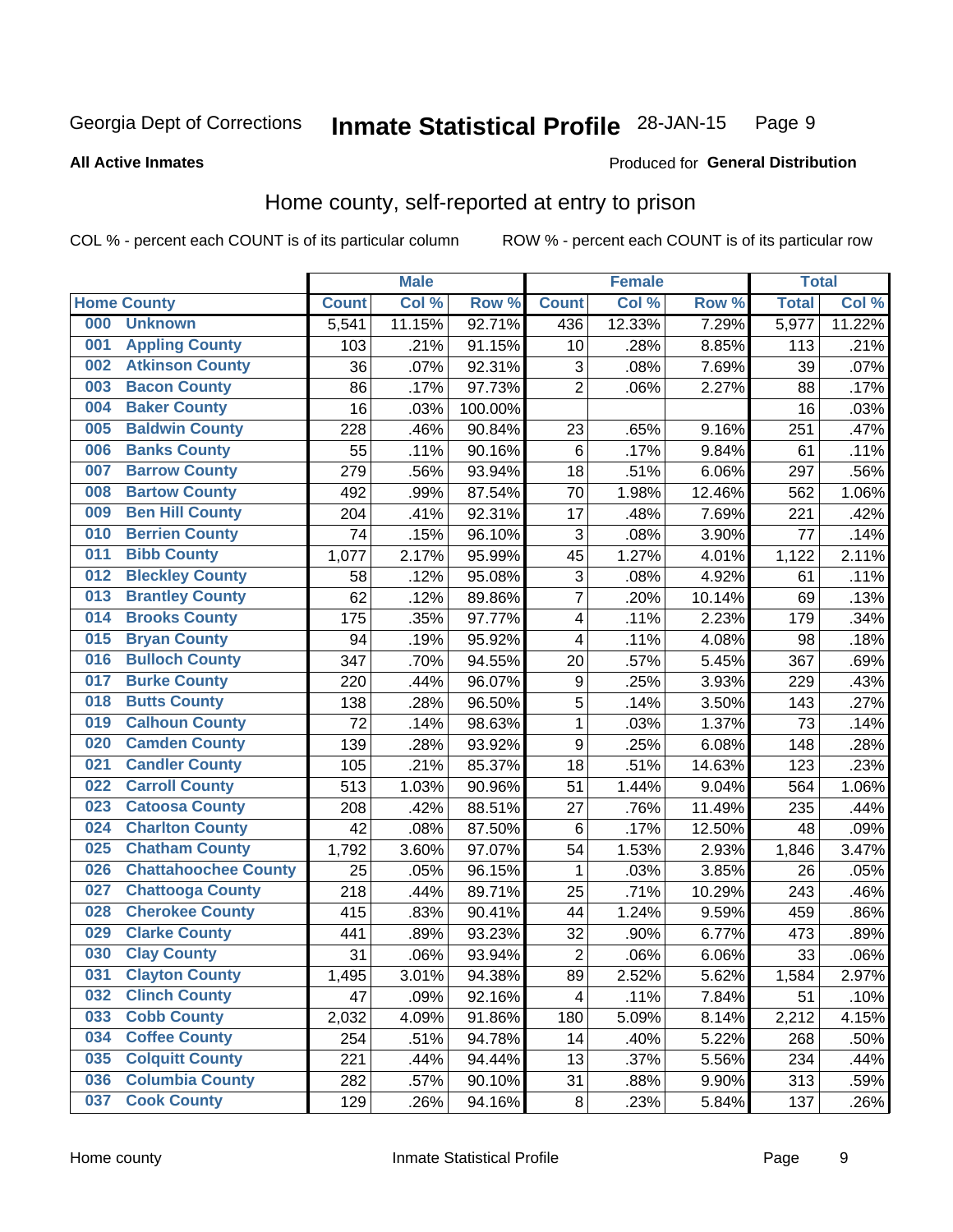Georgia Dept of Corrections **Inmate Statistical Profile** 28-JAN-15

**All Active Inmates**

Produced for **General Distribution**

## Home county, self-reported at entry to prison

COL % - percent each COUNT is of its particular column ROW % - percent each COUNT is of its particular row

| Home County | | Male | | | Female | | | Total | |
|---|---|---|---|---|---|---|---|---|---|
| | | Count | Col % | Row % | Count | Col % | Row % | Total | Col % |
| 000 | Unknown | 5,541 | 11.15% | 92.71% | 436 | 12.33% | 7.29% | 5,977 | 11.22% |
| 001 | Appling County | 103 | .21% | 91.15% | 10 | .28% | 8.85% | 113 | .21% |
| 002 | Atkinson County | 36 | .07% | 92.31% | 3 | .08% | 7.69% | 39 | .07% |
| 003 | Bacon County | 86 | .17% | 97.73% | 2 | .06% | 2.27% | 88 | .17% |
| 004 | Baker County | 16 | .03% | 100.00% | | | | 16 | .03% |
| 005 | Baldwin County | 228 | .46% | 90.84% | 23 | .65% | 9.16% | 251 | .47% |
| 006 | Banks County | 55 | .11% | 90.16% | 6 | .17% | 9.84% | 61 | .11% |
| 007 | Barrow County | 279 | .56% | 93.94% | 18 | .51% | 6.06% | 297 | .56% |
| 008 | Bartow County | 492 | .99% | 87.54% | 70 | 1.98% | 12.46% | 562 | 1.06% |
| 009 | Ben Hill County | 204 | .41% | 92.31% | 17 | .48% | 7.69% | 221 | .42% |
| 010 | Berrien County | 74 | .15% | 96.10% | 3 | .08% | 3.90% | 77 | .14% |
| 011 | Bibb County | 1,077 | 2.17% | 95.99% | 45 | 1.27% | 4.01% | 1,122 | 2.11% |
| 012 | Bleckley County | 58 | .12% | 95.08% | 3 | .08% | 4.92% | 61 | .11% |
| 013 | Brantley County | 62 | .12% | 89.86% | 7 | .20% | 10.14% | 69 | .13% |
| 014 | Brooks County | 175 | .35% | 97.77% | 4 | .11% | 2.23% | 179 | .34% |
| 015 | Bryan County | 94 | .19% | 95.92% | 4 | .11% | 4.08% | 98 | .18% |
| 016 | Bulloch County | 347 | .70% | 94.55% | 20 | .57% | 5.45% | 367 | .69% |
| 017 | Burke County | 220 | .44% | 96.07% | 9 | .25% | 3.93% | 229 | .43% |
| 018 | Butts County | 138 | .28% | 96.50% | 5 | .14% | 3.50% | 143 | .27% |
| 019 | Calhoun County | 72 | .14% | 98.63% | 1 | .03% | 1.37% | 73 | .14% |
| 020 | Camden County | 139 | .28% | 93.92% | 9 | .25% | 6.08% | 148 | .28% |
| 021 | Candler County | 105 | .21% | 85.37% | 18 | .51% | 14.63% | 123 | .23% |
| 022 | Carroll County | 513 | 1.03% | 90.96% | 51 | 1.44% | 9.04% | 564 | 1.06% |
| 023 | Catoosa County | 208 | .42% | 88.51% | 27 | .76% | 11.49% | 235 | .44% |
| 024 | Charlton County | 42 | .08% | 87.50% | 6 | .17% | 12.50% | 48 | .09% |
| 025 | Chatham County | 1,792 | 3.60% | 97.07% | 54 | 1.53% | 2.93% | 1,846 | 3.47% |
| 026 | Chattahoochee County | 25 | .05% | 96.15% | 1 | .03% | 3.85% | 26 | .05% |
| 027 | Chattooga County | 218 | .44% | 89.71% | 25 | .71% | 10.29% | 243 | .46% |
| 028 | Cherokee County | 415 | .83% | 90.41% | 44 | 1.24% | 9.59% | 459 | .86% |
| 029 | Clarke County | 441 | .89% | 93.23% | 32 | .90% | 6.77% | 473 | .89% |
| 030 | Clay County | 31 | .06% | 93.94% | 2 | .06% | 6.06% | 33 | .06% |
| 031 | Clayton County | 1,495 | 3.01% | 94.38% | 89 | 2.52% | 5.62% | 1,584 | 2.97% |
| 032 | Clinch County | 47 | .09% | 92.16% | 4 | .11% | 7.84% | 51 | .10% |
| 033 | Cobb County | 2,032 | 4.09% | 91.86% | 180 | 5.09% | 8.14% | 2,212 | 4.15% |
| 034 | Coffee County | 254 | .51% | 94.78% | 14 | .40% | 5.22% | 268 | .50% |
| 035 | Colquitt County | 221 | .44% | 94.44% | 13 | .37% | 5.56% | 234 | .44% |
| 036 | Columbia County | 282 | .57% | 90.10% | 31 | .88% | 9.90% | 313 | .59% |
| 037 | Cook County | 129 | .26% | 94.16% | 8 | .23% | 5.84% | 137 | .26% |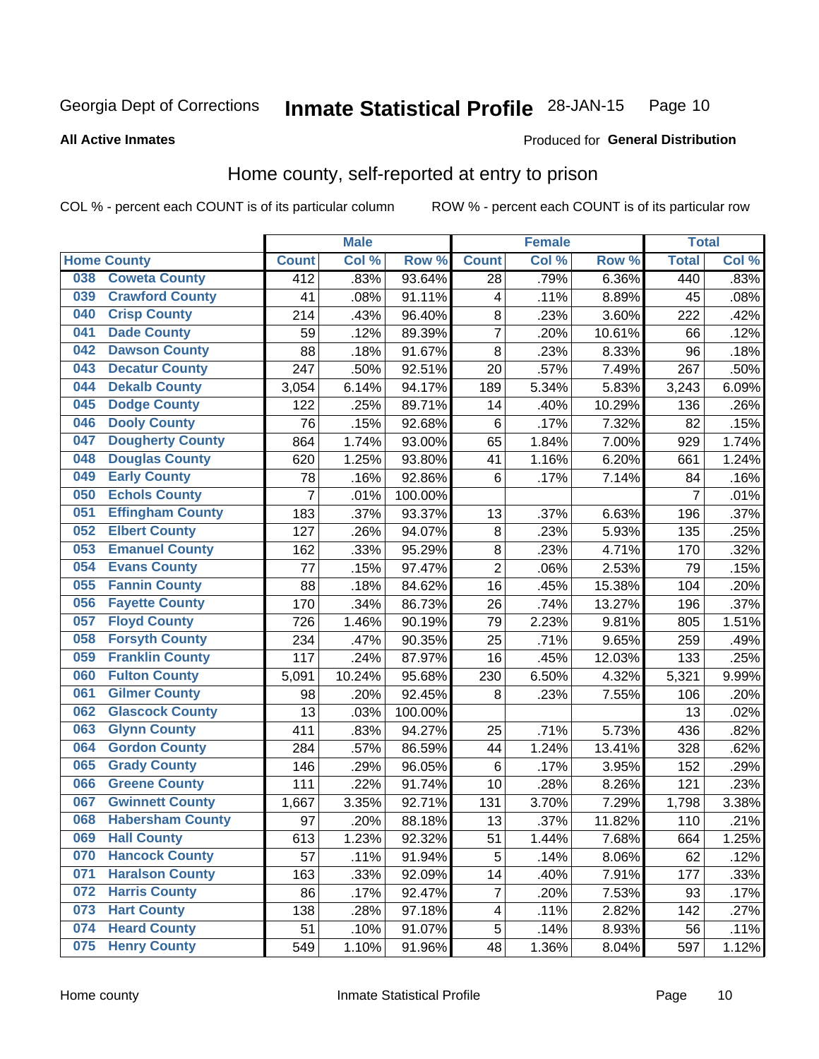Georgia Dept of Corrections **Inmate Statistical Profile** 28-JAN-15 Page 10

**All Active Inmates**

Produced for **General Distribution**

## Home county, self-reported at entry to prison

COL % - percent each COUNT is of its particular column ROW % - percent each COUNT is of its particular row

| Home County | | Male | | | Female | | | Total | |
|---|---|---|---|---|---|---|---|---|---|
| | | Count | Col % | Row % | Count | Col % | Row % | Total | Col % |
| 038 | Coweta County | 412 | .83% | 93.64% | 28 | .79% | 6.36% | 440 | .83% |
| 039 | Crawford County | 41 | .08% | 91.11% | 4 | .11% | 8.89% | 45 | .08% |
| 040 | Crisp County | 214 | .43% | 96.40% | 8 | .23% | 3.60% | 222 | .42% |
| 041 | Dade County | 59 | .12% | 89.39% | 7 | .20% | 10.61% | 66 | .12% |
| 042 | Dawson County | 88 | .18% | 91.67% | 8 | .23% | 8.33% | 96 | .18% |
| 043 | Decatur County | 247 | .50% | 92.51% | 20 | .57% | 7.49% | 267 | .50% |
| 044 | Dekalb County | 3,054 | 6.14% | 94.17% | 189 | 5.34% | 5.83% | 3,243 | 6.09% |
| 045 | Dodge County | 122 | .25% | 89.71% | 14 | .40% | 10.29% | 136 | .26% |
| 046 | Dooly County | 76 | .15% | 92.68% | 6 | .17% | 7.32% | 82 | .15% |
| 047 | Dougherty County | 864 | 1.74% | 93.00% | 65 | 1.84% | 7.00% | 929 | 1.74% |
| 048 | Douglas County | 620 | 1.25% | 93.80% | 41 | 1.16% | 6.20% | 661 | 1.24% |
| 049 | Early County | 78 | .16% | 92.86% | 6 | .17% | 7.14% | 84 | .16% |
| 050 | Echols County | 7 | .01% | 100.00% | | | | 7 | .01% |
| 051 | Effingham County | 183 | .37% | 93.37% | 13 | .37% | 6.63% | 196 | .37% |
| 052 | Elbert County | 127 | .26% | 94.07% | 8 | .23% | 5.93% | 135 | .25% |
| 053 | Emanuel County | 162 | .33% | 95.29% | 8 | .23% | 4.71% | 170 | .32% |
| 054 | Evans County | 77 | .15% | 97.47% | 2 | .06% | 2.53% | 79 | .15% |
| 055 | Fannin County | 88 | .18% | 84.62% | 16 | .45% | 15.38% | 104 | .20% |
| 056 | Fayette County | 170 | .34% | 86.73% | 26 | .74% | 13.27% | 196 | .37% |
| 057 | Floyd County | 726 | 1.46% | 90.19% | 79 | 2.23% | 9.81% | 805 | 1.51% |
| 058 | Forsyth County | 234 | .47% | 90.35% | 25 | .71% | 9.65% | 259 | .49% |
| 059 | Franklin County | 117 | .24% | 87.97% | 16 | .45% | 12.03% | 133 | .25% |
| 060 | Fulton County | 5,091 | 10.24% | 95.68% | 230 | 6.50% | 4.32% | 5,321 | 9.99% |
| 061 | Gilmer County | 98 | .20% | 92.45% | 8 | .23% | 7.55% | 106 | .20% |
| 062 | Glascock County | 13 | .03% | 100.00% | | | | 13 | .02% |
| 063 | Glynn County | 411 | .83% | 94.27% | 25 | .71% | 5.73% | 436 | .82% |
| 064 | Gordon County | 284 | .57% | 86.59% | 44 | 1.24% | 13.41% | 328 | .62% |
| 065 | Grady County | 146 | .29% | 96.05% | 6 | .17% | 3.95% | 152 | .29% |
| 066 | Greene County | 111 | .22% | 91.74% | 10 | .28% | 8.26% | 121 | .23% |
| 067 | Gwinnett County | 1,667 | 3.35% | 92.71% | 131 | 3.70% | 7.29% | 1,798 | 3.38% |
| 068 | Habersham County | 97 | .20% | 88.18% | 13 | .37% | 11.82% | 110 | .21% |
| 069 | Hall County | 613 | 1.23% | 92.32% | 51 | 1.44% | 7.68% | 664 | 1.25% |
| 070 | Hancock County | 57 | .11% | 91.94% | 5 | .14% | 8.06% | 62 | .12% |
| 071 | Haralson County | 163 | .33% | 92.09% | 14 | .40% | 7.91% | 177 | .33% |
| 072 | Harris County | 86 | .17% | 92.47% | 7 | .20% | 7.53% | 93 | .17% |
| 073 | Hart County | 138 | .28% | 97.18% | 4 | .11% | 2.82% | 142 | .27% |
| 074 | Heard County | 51 | .10% | 91.07% | 5 | .14% | 8.93% | 56 | .11% |
| 075 | Henry County | 549 | 1.10% | 91.96% | 48 | 1.36% | 8.04% | 597 | 1.12% |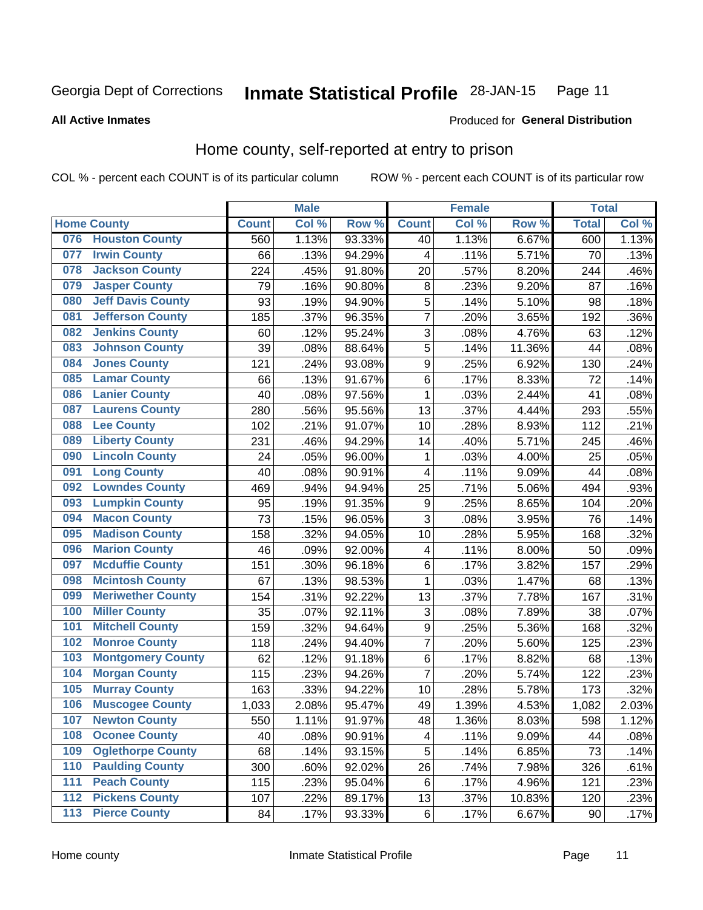Georgia Dept of Corrections **Inmate Statistical Profile** 28-JAN-15

**All Active Inmates**

Produced for **General Distribution**

## Home county, self-reported at entry to prison

COL % - percent each COUNT is of its particular column ROW % - percent each COUNT is of its particular row

| Home County | | Male | | | Female | | | Total | |
|---|---|---|---|---|---|---|---|---|---|
| | | Count | Col % | Row % | Count | Col % | Row % | Total | Col % |
| 076 | Houston County | 560 | 1.13% | 93.33% | 40 | 1.13% | 6.67% | 600 | 1.13% |
| 077 | Irwin County | 66 | .13% | 94.29% | 4 | .11% | 5.71% | 70 | .13% |
| 078 | Jackson County | 224 | .45% | 91.80% | 20 | .57% | 8.20% | 244 | .46% |
| 079 | Jasper County | 79 | .16% | 90.80% | 8 | .23% | 9.20% | 87 | .16% |
| 080 | Jeff Davis County | 93 | .19% | 94.90% | 5 | .14% | 5.10% | 98 | .18% |
| 081 | Jefferson County | 185 | .37% | 96.35% | 7 | .20% | 3.65% | 192 | .36% |
| 082 | Jenkins County | 60 | .12% | 95.24% | 3 | .08% | 4.76% | 63 | .12% |
| 083 | Johnson County | 39 | .08% | 88.64% | 5 | .14% | 11.36% | 44 | .08% |
| 084 | Jones County | 121 | .24% | 93.08% | 9 | .25% | 6.92% | 130 | .24% |
| 085 | Lamar County | 66 | .13% | 91.67% | 6 | .17% | 8.33% | 72 | .14% |
| 086 | Lanier County | 40 | .08% | 97.56% | 1 | .03% | 2.44% | 41 | .08% |
| 087 | Laurens County | 280 | .56% | 95.56% | 13 | .37% | 4.44% | 293 | .55% |
| 088 | Lee County | 102 | .21% | 91.07% | 10 | .28% | 8.93% | 112 | .21% |
| 089 | Liberty County | 231 | .46% | 94.29% | 14 | .40% | 5.71% | 245 | .46% |
| 090 | Lincoln County | 24 | .05% | 96.00% | 1 | .03% | 4.00% | 25 | .05% |
| 091 | Long County | 40 | .08% | 90.91% | 4 | .11% | 9.09% | 44 | .08% |
| 092 | Lowndes County | 469 | .94% | 94.94% | 25 | .71% | 5.06% | 494 | .93% |
| 093 | Lumpkin County | 95 | .19% | 91.35% | 9 | .25% | 8.65% | 104 | .20% |
| 094 | Macon County | 73 | .15% | 96.05% | 3 | .08% | 3.95% | 76 | .14% |
| 095 | Madison County | 158 | .32% | 94.05% | 10 | .28% | 5.95% | 168 | .32% |
| 096 | Marion County | 46 | .09% | 92.00% | 4 | .11% | 8.00% | 50 | .09% |
| 097 | Mcduffie County | 151 | .30% | 96.18% | 6 | .17% | 3.82% | 157 | .29% |
| 098 | Mcintosh County | 67 | .13% | 98.53% | 1 | .03% | 1.47% | 68 | .13% |
| 099 | Meriwether County | 154 | .31% | 92.22% | 13 | .37% | 7.78% | 167 | .31% |
| 100 | Miller County | 35 | .07% | 92.11% | 3 | .08% | 7.89% | 38 | .07% |
| 101 | Mitchell County | 159 | .32% | 94.64% | 9 | .25% | 5.36% | 168 | .32% |
| 102 | Monroe County | 118 | .24% | 94.40% | 7 | .20% | 5.60% | 125 | .23% |
| 103 | Montgomery County | 62 | .12% | 91.18% | 6 | .17% | 8.82% | 68 | .13% |
| 104 | Morgan County | 115 | .23% | 94.26% | 7 | .20% | 5.74% | 122 | .23% |
| 105 | Murray County | 163 | .33% | 94.22% | 10 | .28% | 5.78% | 173 | .32% |
| 106 | Muscogee County | 1,033 | 2.08% | 95.47% | 49 | 1.39% | 4.53% | 1,082 | 2.03% |
| 107 | Newton County | 550 | 1.11% | 91.97% | 48 | 1.36% | 8.03% | 598 | 1.12% |
| 108 | Oconee County | 40 | .08% | 90.91% | 4 | .11% | 9.09% | 44 | .08% |
| 109 | Oglethorpe County | 68 | .14% | 93.15% | 5 | .14% | 6.85% | 73 | .14% |
| 110 | Paulding County | 300 | .60% | 92.02% | 26 | .74% | 7.98% | 326 | .61% |
| 111 | Peach County | 115 | .23% | 95.04% | 6 | .17% | 4.96% | 121 | .23% |
| 112 | Pickens County | 107 | .22% | 89.17% | 13 | .37% | 10.83% | 120 | .23% |
| 113 | Pierce County | 84 | .17% | 93.33% | 6 | .17% | 6.67% | 90 | .17% |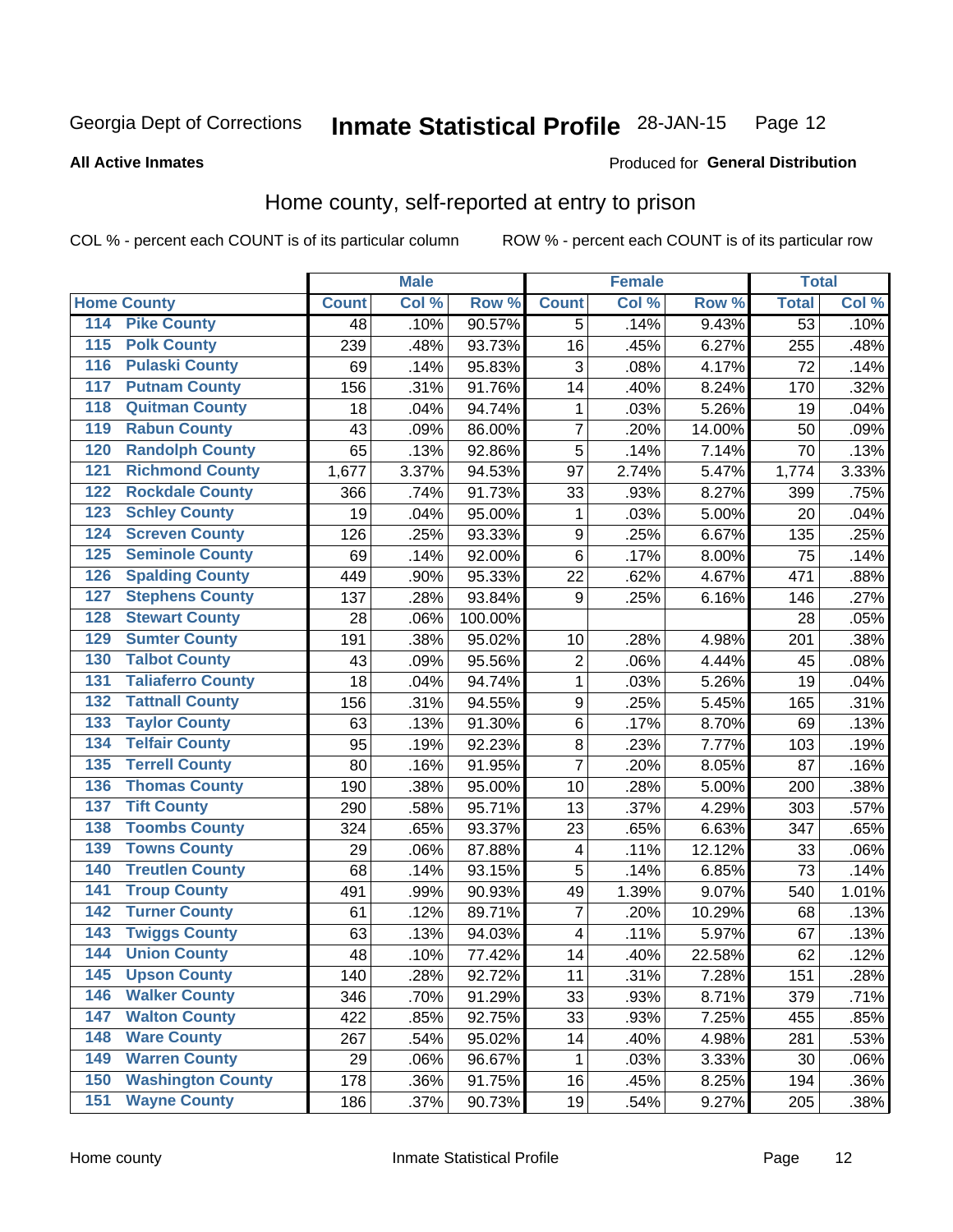Georgia Dept of Corrections **Inmate Statistical Profile** 28-JAN-15

**All Active Inmates**

Produced for **General Distribution**

## Home county, self-reported at entry to prison

COL % - percent each COUNT is of its particular column ROW % - percent each COUNT is of its particular row

| Home County | | Male | | | Female | | | Total | |
|---|---|---|---|---|---|---|---|---|---|
| | | Count | Col % | Row % | Count | Col % | Row % | Total | Col % |
| 114 | Pike County | 48 | .10% | 90.57% | 5 | .14% | 9.43% | 53 | .10% |
| 115 | Polk County | 239 | .48% | 93.73% | 16 | .45% | 6.27% | 255 | .48% |
| 116 | Pulaski County | 69 | .14% | 95.83% | 3 | .08% | 4.17% | 72 | .14% |
| 117 | Putnam County | 156 | .31% | 91.76% | 14 | .40% | 8.24% | 170 | .32% |
| 118 | Quitman County | 18 | .04% | 94.74% | 1 | .03% | 5.26% | 19 | .04% |
| 119 | Rabun County | 43 | .09% | 86.00% | 7 | .20% | 14.00% | 50 | .09% |
| 120 | Randolph County | 65 | .13% | 92.86% | 5 | .14% | 7.14% | 70 | .13% |
| 121 | Richmond County | 1,677 | 3.37% | 94.53% | 97 | 2.74% | 5.47% | 1,774 | 3.33% |
| 122 | Rockdale County | 366 | .74% | 91.73% | 33 | .93% | 8.27% | 399 | .75% |
| 123 | Schley County | 19 | .04% | 95.00% | 1 | .03% | 5.00% | 20 | .04% |
| 124 | Screven County | 126 | .25% | 93.33% | 9 | .25% | 6.67% | 135 | .25% |
| 125 | Seminole County | 69 | .14% | 92.00% | 6 | .17% | 8.00% | 75 | .14% |
| 126 | Spalding County | 449 | .90% | 95.33% | 22 | .62% | 4.67% | 471 | .88% |
| 127 | Stephens County | 137 | .28% | 93.84% | 9 | .25% | 6.16% | 146 | .27% |
| 128 | Stewart County | 28 | .06% | 100.00% | | | | 28 | .05% |
| 129 | Sumter County | 191 | .38% | 95.02% | 10 | .28% | 4.98% | 201 | .38% |
| 130 | Talbot County | 43 | .09% | 95.56% | 2 | .06% | 4.44% | 45 | .08% |
| 131 | Taliaferro County | 18 | .04% | 94.74% | 1 | .03% | 5.26% | 19 | .04% |
| 132 | Tattnall County | 156 | .31% | 94.55% | 9 | .25% | 5.45% | 165 | .31% |
| 133 | Taylor County | 63 | .13% | 91.30% | 6 | .17% | 8.70% | 69 | .13% |
| 134 | Telfair County | 95 | .19% | 92.23% | 8 | .23% | 7.77% | 103 | .19% |
| 135 | Terrell County | 80 | .16% | 91.95% | 7 | .20% | 8.05% | 87 | .16% |
| 136 | Thomas County | 190 | .38% | 95.00% | 10 | .28% | 5.00% | 200 | .38% |
| 137 | Tift County | 290 | .58% | 95.71% | 13 | .37% | 4.29% | 303 | .57% |
| 138 | Toombs County | 324 | .65% | 93.37% | 23 | .65% | 6.63% | 347 | .65% |
| 139 | Towns County | 29 | .06% | 87.88% | 4 | .11% | 12.12% | 33 | .06% |
| 140 | Treutlen County | 68 | .14% | 93.15% | 5 | .14% | 6.85% | 73 | .14% |
| 141 | Troup County | 491 | .99% | 90.93% | 49 | 1.39% | 9.07% | 540 | 1.01% |
| 142 | Turner County | 61 | .12% | 89.71% | 7 | .20% | 10.29% | 68 | .13% |
| 143 | Twiggs County | 63 | .13% | 94.03% | 4 | .11% | 5.97% | 67 | .13% |
| 144 | Union County | 48 | .10% | 77.42% | 14 | .40% | 22.58% | 62 | .12% |
| 145 | Upson County | 140 | .28% | 92.72% | 11 | .31% | 7.28% | 151 | .28% |
| 146 | Walker County | 346 | .70% | 91.29% | 33 | .93% | 8.71% | 379 | .71% |
| 147 | Walton County | 422 | .85% | 92.75% | 33 | .93% | 7.25% | 455 | .85% |
| 148 | Ware County | 267 | .54% | 95.02% | 14 | .40% | 4.98% | 281 | .53% |
| 149 | Warren County | 29 | .06% | 96.67% | 1 | .03% | 3.33% | 30 | .06% |
| 150 | Washington County | 178 | .36% | 91.75% | 16 | .45% | 8.25% | 194 | .36% |
| 151 | Wayne County | 186 | .37% | 90.73% | 19 | .54% | 9.27% | 205 | .38% |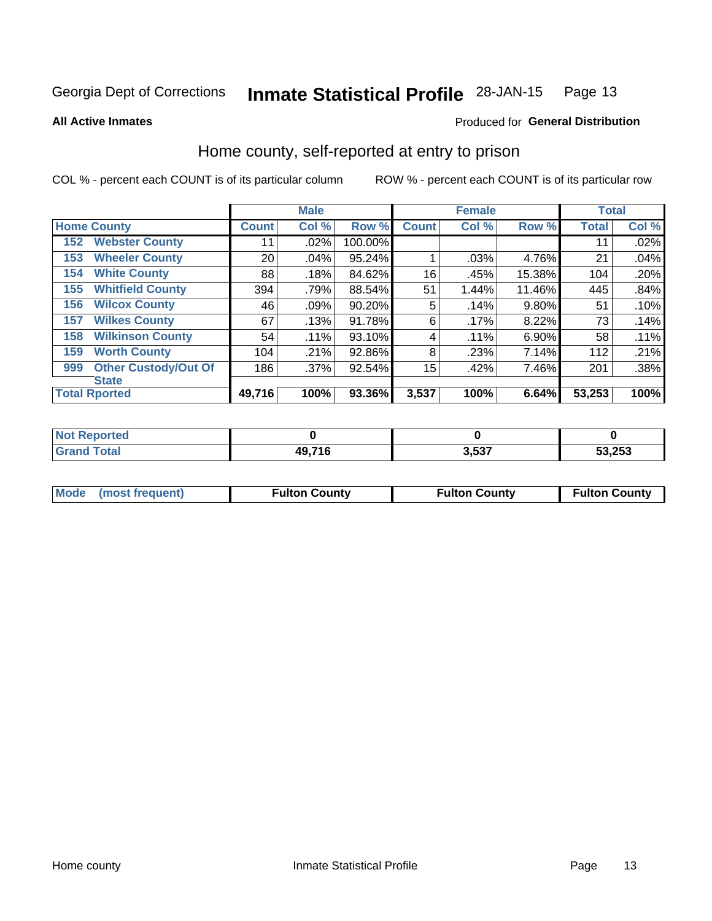Georgia Dept of Corrections **Inmate Statistical Profile** 28-JAN-15 Page 13

**All Active Inmates**

Produced for **General Distribution**

## Home county, self-reported at entry to prison

COL % - percent each COUNT is of its particular column ROW % - percent each COUNT is of its particular row

| Home County | | Male | | | Female | | | Total | |
|---|---|---|---|---|---|---|---|---|---|
| | | Count | Col % | Row % | Count | Col % | Row % | Total | Col % |
| 152 | Webster County | 11 | .02% | 100.00% | | | | 11 | .02% |
| 153 | Wheeler County | 20 | .04% | 95.24% | 1 | .03% | 4.76% | 21 | .04% |
| 154 | White County | 88 | .18% | 84.62% | 16 | .45% | 15.38% | 104 | .20% |
| 155 | Whitfield County | 394 | .79% | 88.54% | 51 | 1.44% | 11.46% | 445 | .84% |
| 156 | Wilcox County | 46 | .09% | 90.20% | 5 | .14% | 9.80% | 51 | .10% |
| 157 | Wilkes County | 67 | .13% | 91.78% | 6 | .17% | 8.22% | 73 | .14% |
| 158 | Wilkinson County | 54 | .11% | 93.10% | 4 | .11% | 6.90% | 58 | .11% |
| 159 | Worth County | 104 | .21% | 92.86% | 8 | .23% | 7.14% | 112 | .21% |
| 999 | Other Custody/Out Of State | 186 | .37% | 92.54% | 15 | .42% | 7.46% | 201 | .38% |
| Total Rported | | 49,716 | 100% | 93.36% | 3,537 | 100% | 6.64% | 53,253 | 100% |

| | Male | Female | Total |
|---|---|---|---|
| Not Reported | 0 | 0 | 0 |
| Grand Total | 49,716 | 3,537 | 53,253 |

| | Male | Female | Total |
|---|---|---|---|
| Mode (most frequent) | Fulton County | Fulton County | Fulton County |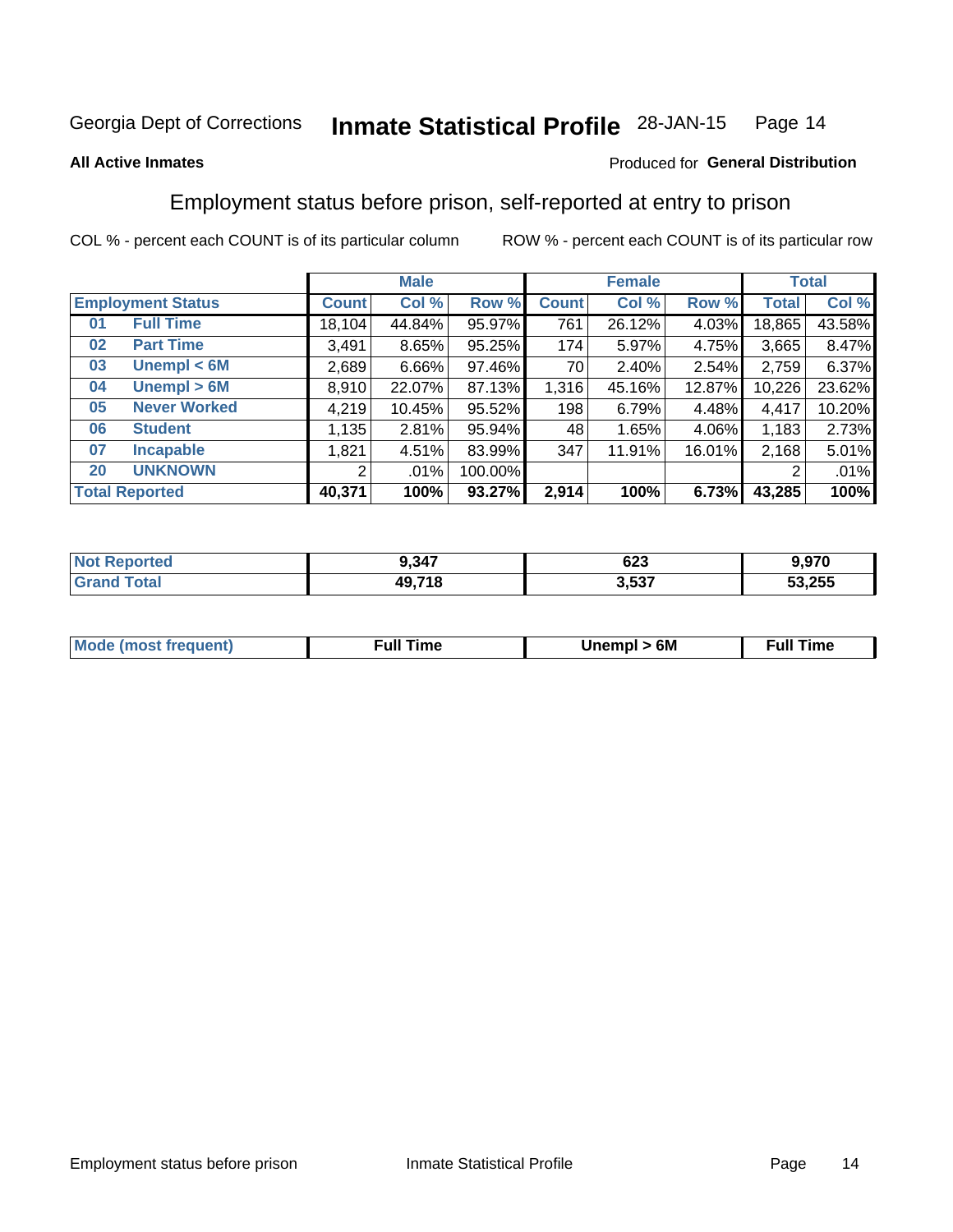Georgia Dept of Corrections **Inmate Statistical Profile** 28-JAN-15

**All Active Inmates**

Produced for **General Distribution**

## Employment status before prison, self-reported at entry to prison

COL % - percent each COUNT is of its particular column ROW % - percent each COUNT is of its particular row

| Employment Status | | Male | | | Female | | | Total | |
|---|---|---|---|---|---|---|---|---|---|
| | | Count | Col % | Row % | Count | Col % | Row % | Total | Col % |
| 01 | Full Time | 18,104 | 44.84% | 95.97% | 761 | 26.12% | 4.03% | 18,865 | 43.58% |
| 02 | Part Time | 3,491 | 8.65% | 95.25% | 174 | 5.97% | 4.75% | 3,665 | 8.47% |
| 03 | Unempl < 6M | 2,689 | 6.66% | 97.46% | 70 | 2.40% | 2.54% | 2,759 | 6.37% |
| 04 | Unempl > 6M | 8,910 | 22.07% | 87.13% | 1,316 | 45.16% | 12.87% | 10,226 | 23.62% |
| 05 | Never Worked | 4,219 | 10.45% | 95.52% | 198 | 6.79% | 4.48% | 4,417 | 10.20% |
| 06 | Student | 1,135 | 2.81% | 95.94% | 48 | 1.65% | 4.06% | 1,183 | 2.73% |
| 07 | Incapable | 1,821 | 4.51% | 83.99% | 347 | 11.91% | 16.01% | 2,168 | 5.01% |
| 20 | UNKNOWN | 2 | .01% | 100.00% | | | | 2 | .01% |
| **Total Reported** | | **40,371** | **100%** | **93.27%** | **2,914** | **100%** | **6.73%** | **43,285** | **100%** |

| | Male | Female | Total |
|---|---|---|---|
| Not Reported | 9,347 | 623 | 9,970 |
| Grand Total | 49,718 | 3,537 | 53,255 |

| | Male | Female | Total |
|---|---|---|---|
| Mode (most frequent) | Full Time | Unempl > 6M | Full Time |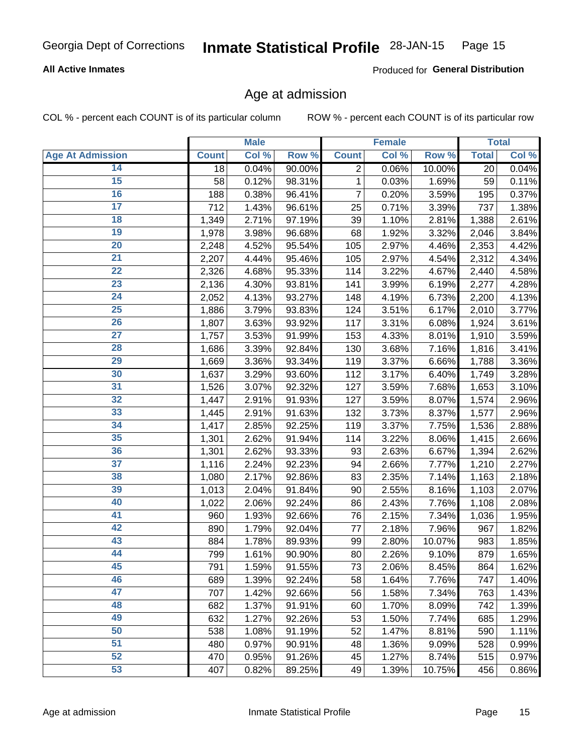## All Active Inmates

Produced for **General Distribution**

# Age at admission

COL % - percent each COUNT is of its particular column

ROW % - percent each COUNT is of its particular row

| | Male | | | Female | | | Total | |
|---|---|---|---|---|---|---|---|---|
| **Age At Admission** | **Count** | **Col %** | **Row %** | **Count** | **Col %** | **Row %** | **Total** | **Col %** |
| 14 | 18 | 0.04% | 90.00% | 2 | 0.06% | 10.00% | 20 | 0.04% |
| 15 | 58 | 0.12% | 98.31% | 1 | 0.03% | 1.69% | 59 | 0.11% |
| 16 | 188 | 0.38% | 96.41% | 7 | 0.20% | 3.59% | 195 | 0.37% |
| 17 | 712 | 1.43% | 96.61% | 25 | 0.71% | 3.39% | 737 | 1.38% |
| 18 | 1,349 | 2.71% | 97.19% | 39 | 1.10% | 2.81% | 1,388 | 2.61% |
| 19 | 1,978 | 3.98% | 96.68% | 68 | 1.92% | 3.32% | 2,046 | 3.84% |
| 20 | 2,248 | 4.52% | 95.54% | 105 | 2.97% | 4.46% | 2,353 | 4.42% |
| 21 | 2,207 | 4.44% | 95.46% | 105 | 2.97% | 4.54% | 2,312 | 4.34% |
| 22 | 2,326 | 4.68% | 95.33% | 114 | 3.22% | 4.67% | 2,440 | 4.58% |
| 23 | 2,136 | 4.30% | 93.81% | 141 | 3.99% | 6.19% | 2,277 | 4.28% |
| 24 | 2,052 | 4.13% | 93.27% | 148 | 4.19% | 6.73% | 2,200 | 4.13% |
| 25 | 1,886 | 3.79% | 93.83% | 124 | 3.51% | 6.17% | 2,010 | 3.77% |
| 26 | 1,807 | 3.63% | 93.92% | 117 | 3.31% | 6.08% | 1,924 | 3.61% |
| 27 | 1,757 | 3.53% | 91.99% | 153 | 4.33% | 8.01% | 1,910 | 3.59% |
| 28 | 1,686 | 3.39% | 92.84% | 130 | 3.68% | 7.16% | 1,816 | 3.41% |
| 29 | 1,669 | 3.36% | 93.34% | 119 | 3.37% | 6.66% | 1,788 | 3.36% |
| 30 | 1,637 | 3.29% | 93.60% | 112 | 3.17% | 6.40% | 1,749 | 3.28% |
| 31 | 1,526 | 3.07% | 92.32% | 127 | 3.59% | 7.68% | 1,653 | 3.10% |
| 32 | 1,447 | 2.91% | 91.93% | 127 | 3.59% | 8.07% | 1,574 | 2.96% |
| 33 | 1,445 | 2.91% | 91.63% | 132 | 3.73% | 8.37% | 1,577 | 2.96% |
| 34 | 1,417 | 2.85% | 92.25% | 119 | 3.37% | 7.75% | 1,536 | 2.88% |
| 35 | 1,301 | 2.62% | 91.94% | 114 | 3.22% | 8.06% | 1,415 | 2.66% |
| 36 | 1,301 | 2.62% | 93.33% | 93 | 2.63% | 6.67% | 1,394 | 2.62% |
| 37 | 1,116 | 2.24% | 92.23% | 94 | 2.66% | 7.77% | 1,210 | 2.27% |
| 38 | 1,080 | 2.17% | 92.86% | 83 | 2.35% | 7.14% | 1,163 | 2.18% |
| 39 | 1,013 | 2.04% | 91.84% | 90 | 2.55% | 8.16% | 1,103 | 2.07% |
| 40 | 1,022 | 2.06% | 92.24% | 86 | 2.43% | 7.76% | 1,108 | 2.08% |
| 41 | 960 | 1.93% | 92.66% | 76 | 2.15% | 7.34% | 1,036 | 1.95% |
| 42 | 890 | 1.79% | 92.04% | 77 | 2.18% | 7.96% | 967 | 1.82% |
| 43 | 884 | 1.78% | 89.93% | 99 | 2.80% | 10.07% | 983 | 1.85% |
| 44 | 799 | 1.61% | 90.90% | 80 | 2.26% | 9.10% | 879 | 1.65% |
| 45 | 791 | 1.59% | 91.55% | 73 | 2.06% | 8.45% | 864 | 1.62% |
| 46 | 689 | 1.39% | 92.24% | 58 | 1.64% | 7.76% | 747 | 1.40% |
| 47 | 707 | 1.42% | 92.66% | 56 | 1.58% | 7.34% | 763 | 1.43% |
| 48 | 682 | 1.37% | 91.91% | 60 | 1.70% | 8.09% | 742 | 1.39% |
| 49 | 632 | 1.27% | 92.26% | 53 | 1.50% | 7.74% | 685 | 1.29% |
| 50 | 538 | 1.08% | 91.19% | 52 | 1.47% | 8.81% | 590 | 1.11% |
| 51 | 480 | 0.97% | 90.91% | 48 | 1.36% | 9.09% | 528 | 0.99% |
| 52 | 470 | 0.95% | 91.26% | 45 | 1.27% | 8.74% | 515 | 0.97% |
| 53 | 407 | 0.82% | 89.25% | 49 | 1.39% | 10.75% | 456 | 0.86% |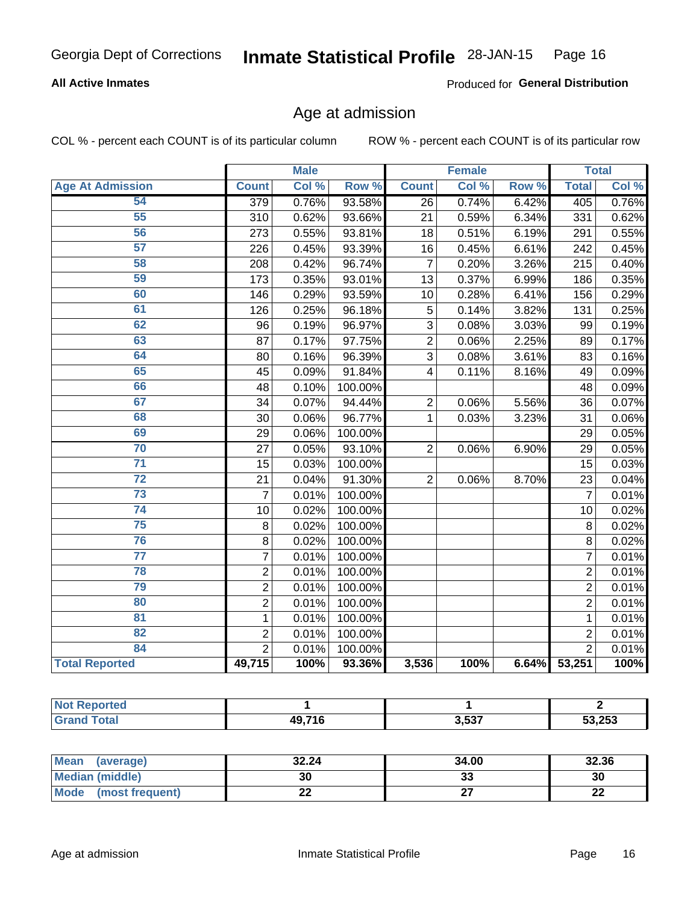Georgia Dept of Corrections **Inmate Statistical Profile** 28-JAN-15

**All Active Inmates**

Produced for **General Distribution**

## Age at admission

COL % - percent each COUNT is of its particular column ROW % - percent each COUNT is of its particular row

| | Male | | | Female | | | Total | |
|---|---|---|---|---|---|---|---|---|
| **Age At Admission** | **Count** | **Col %** | **Row %** | **Count** | **Col %** | **Row %** | **Total** | **Col %** |
| 54 | 379 | 0.76% | 93.58% | 26 | 0.74% | 6.42% | 405 | 0.76% |
| 55 | 310 | 0.62% | 93.66% | 21 | 0.59% | 6.34% | 331 | 0.62% |
| 56 | 273 | 0.55% | 93.81% | 18 | 0.51% | 6.19% | 291 | 0.55% |
| 57 | 226 | 0.45% | 93.39% | 16 | 0.45% | 6.61% | 242 | 0.45% |
| 58 | 208 | 0.42% | 96.74% | 7 | 0.20% | 3.26% | 215 | 0.40% |
| 59 | 173 | 0.35% | 93.01% | 13 | 0.37% | 6.99% | 186 | 0.35% |
| 60 | 146 | 0.29% | 93.59% | 10 | 0.28% | 6.41% | 156 | 0.29% |
| 61 | 126 | 0.25% | 96.18% | 5 | 0.14% | 3.82% | 131 | 0.25% |
| 62 | 96 | 0.19% | 96.97% | 3 | 0.08% | 3.03% | 99 | 0.19% |
| 63 | 87 | 0.17% | 97.75% | 2 | 0.06% | 2.25% | 89 | 0.17% |
| 64 | 80 | 0.16% | 96.39% | 3 | 0.08% | 3.61% | 83 | 0.16% |
| 65 | 45 | 0.09% | 91.84% | 4 | 0.11% | 8.16% | 49 | 0.09% |
| 66 | 48 | 0.10% | 100.00% | | | | 48 | 0.09% |
| 67 | 34 | 0.07% | 94.44% | 2 | 0.06% | 5.56% | 36 | 0.07% |
| 68 | 30 | 0.06% | 96.77% | 1 | 0.03% | 3.23% | 31 | 0.06% |
| 69 | 29 | 0.06% | 100.00% | | | | 29 | 0.05% |
| 70 | 27 | 0.05% | 93.10% | 2 | 0.06% | 6.90% | 29 | 0.05% |
| 71 | 15 | 0.03% | 100.00% | | | | 15 | 0.03% |
| 72 | 21 | 0.04% | 91.30% | 2 | 0.06% | 8.70% | 23 | 0.04% |
| 73 | 7 | 0.01% | 100.00% | | | | 7 | 0.01% |
| 74 | 10 | 0.02% | 100.00% | | | | 10 | 0.02% |
| 75 | 8 | 0.02% | 100.00% | | | | 8 | 0.02% |
| 76 | 8 | 0.02% | 100.00% | | | | 8 | 0.02% |
| 77 | 7 | 0.01% | 100.00% | | | | 7 | 0.01% |
| 78 | 2 | 0.01% | 100.00% | | | | 2 | 0.01% |
| 79 | 2 | 0.01% | 100.00% | | | | 2 | 0.01% |
| 80 | 2 | 0.01% | 100.00% | | | | 2 | 0.01% |
| 81 | 1 | 0.01% | 100.00% | | | | 1 | 0.01% |
| 82 | 2 | 0.01% | 100.00% | | | | 2 | 0.01% |
| 84 | 2 | 0.01% | 100.00% | | | | 2 | 0.01% |
| **Total Reported** | **49,715** | **100%** | **93.36%** | **3,536** | **100%** | **6.64%** | **53,251** | **100%** |

| | Male | Female | Total |
|---|---|---|---|
| **Not Reported** | **1** | **1** | **2** |
| **Grand Total** | **49,716** | **3,537** | **53,253** |

| | Male | Female | Total |
|---|---|---|---|
| **Mean (average)** | **32.24** | **34.00** | **32.36** |
| **Median (middle)** | **30** | **33** | **30** |
| **Mode (most frequent)** | **22** | **27** | **22** |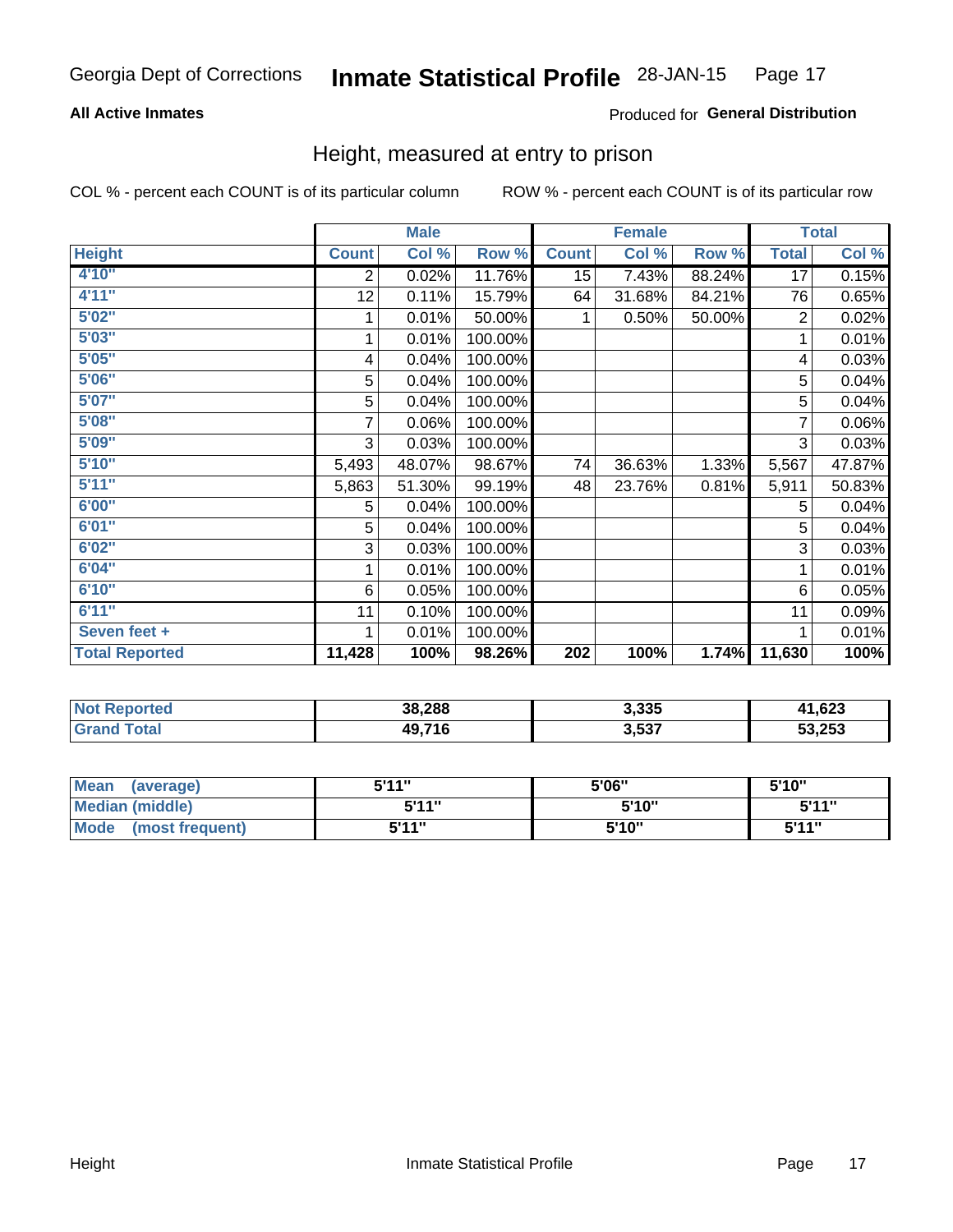Georgia Dept of Corrections **Inmate Statistical Profile** 28-JAN-15

**All Active Inmates**

Produced for **General Distribution**

## Height, measured at entry to prison

COL % - percent each COUNT is of its particular column

ROW % - percent each COUNT is of its particular row

| Height | Male | | | Female | | | Total | |
|---|---|---|---|---|---|---|---|---|
| | Count | Col % | Row % | Count | Col % | Row % | Total | Col % |
| 4'10" | 2 | 0.02% | 11.76% | 15 | 7.43% | 88.24% | 17 | 0.15% |
| 4'11" | 12 | 0.11% | 15.79% | 64 | 31.68% | 84.21% | 76 | 0.65% |
| 5'02" | 1 | 0.01% | 50.00% | 1 | 0.50% | 50.00% | 2 | 0.02% |
| 5'03" | 1 | 0.01% | 100.00% | | | | 1 | 0.01% |
| 5'05" | 4 | 0.04% | 100.00% | | | | 4 | 0.03% |
| 5'06" | 5 | 0.04% | 100.00% | | | | 5 | 0.04% |
| 5'07" | 5 | 0.04% | 100.00% | | | | 5 | 0.04% |
| 5'08" | 7 | 0.06% | 100.00% | | | | 7 | 0.06% |
| 5'09" | 3 | 0.03% | 100.00% | | | | 3 | 0.03% |
| 5'10" | 5,493 | 48.07% | 98.67% | 74 | 36.63% | 1.33% | 5,567 | 47.87% |
| 5'11" | 5,863 | 51.30% | 99.19% | 48 | 23.76% | 0.81% | 5,911 | 50.83% |
| 6'00" | 5 | 0.04% | 100.00% | | | | 5 | 0.04% |
| 6'01" | 5 | 0.04% | 100.00% | | | | 5 | 0.04% |
| 6'02" | 3 | 0.03% | 100.00% | | | | 3 | 0.03% |
| 6'04" | 1 | 0.01% | 100.00% | | | | 1 | 0.01% |
| 6'10" | 6 | 0.05% | 100.00% | | | | 6 | 0.05% |
| 6'11" | 11 | 0.10% | 100.00% | | | | 11 | 0.09% |
| Seven feet + | 1 | 0.01% | 100.00% | | | | 1 | 0.01% |
| **Total Reported** | **11,428** | **100%** | **98.26%** | **202** | **100%** | **1.74%** | **11,630** | **100%** |

| | Male | Female | Total |
|---|---|---|---|
| Not Reported | 38,288 | 3,335 | 41,623 |
| Grand Total | 49,716 | 3,537 | 53,253 |

| | Male | Female | Total |
|---|---|---|---|
| Mean (average) | 5'11" | 5'06" | 5'10" |
| Median (middle) | 5'11" | 5'10" | 5'11" |
| Mode (most frequent) | 5'11" | 5'10" | 5'11" |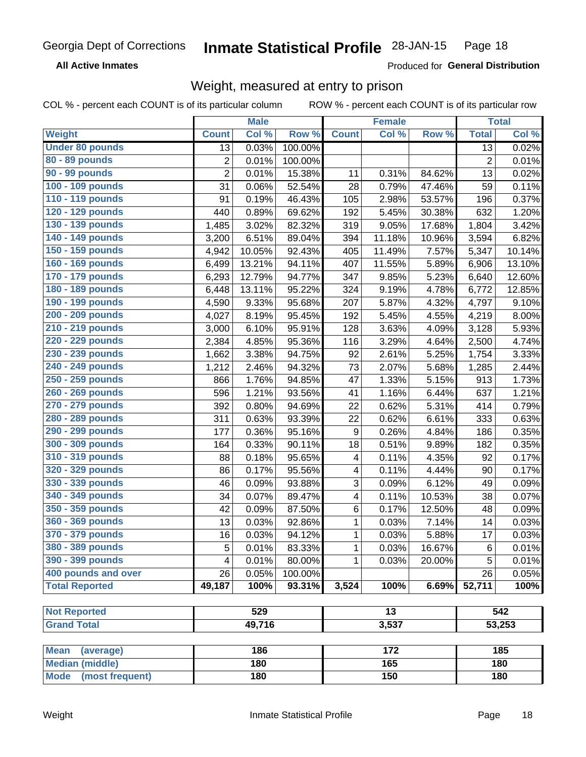Georgia Dept of Corrections **Inmate Statistical Profile** 28-JAN-15

**All Active Inmates**

Produced for **General Distribution**

## Weight, measured at entry to prison

COL % - percent each COUNT is of its particular column

ROW % - percent each COUNT is of its particular row

| | Male | | | Female | | | Total | |
|---|---|---|---|---|---|---|---|---|
| **Weight** | **Count** | **Col %** | **Row %** | **Count** | **Col %** | **Row %** | **Total** | **Col %** |
| **Under 80 pounds** | 13 | 0.03% | 100.00% | | | | 13 | 0.02% |
| **80 - 89 pounds** | 2 | 0.01% | 100.00% | | | | 2 | 0.01% |
| **90 - 99 pounds** | 2 | 0.01% | 15.38% | 11 | 0.31% | 84.62% | 13 | 0.02% |
| **100 - 109 pounds** | 31 | 0.06% | 52.54% | 28 | 0.79% | 47.46% | 59 | 0.11% |
| **110 - 119 pounds** | 91 | 0.19% | 46.43% | 105 | 2.98% | 53.57% | 196 | 0.37% |
| **120 - 129 pounds** | 440 | 0.89% | 69.62% | 192 | 5.45% | 30.38% | 632 | 1.20% |
| **130 - 139 pounds** | 1,485 | 3.02% | 82.32% | 319 | 9.05% | 17.68% | 1,804 | 3.42% |
| **140 - 149 pounds** | 3,200 | 6.51% | 89.04% | 394 | 11.18% | 10.96% | 3,594 | 6.82% |
| **150 - 159 pounds** | 4,942 | 10.05% | 92.43% | 405 | 11.49% | 7.57% | 5,347 | 10.14% |
| **160 - 169 pounds** | 6,499 | 13.21% | 94.11% | 407 | 11.55% | 5.89% | 6,906 | 13.10% |
| **170 - 179 pounds** | 6,293 | 12.79% | 94.77% | 347 | 9.85% | 5.23% | 6,640 | 12.60% |
| **180 - 189 pounds** | 6,448 | 13.11% | 95.22% | 324 | 9.19% | 4.78% | 6,772 | 12.85% |
| **190 - 199 pounds** | 4,590 | 9.33% | 95.68% | 207 | 5.87% | 4.32% | 4,797 | 9.10% |
| **200 - 209 pounds** | 4,027 | 8.19% | 95.45% | 192 | 5.45% | 4.55% | 4,219 | 8.00% |
| **210 - 219 pounds** | 3,000 | 6.10% | 95.91% | 128 | 3.63% | 4.09% | 3,128 | 5.93% |
| **220 - 229 pounds** | 2,384 | 4.85% | 95.36% | 116 | 3.29% | 4.64% | 2,500 | 4.74% |
| **230 - 239 pounds** | 1,662 | 3.38% | 94.75% | 92 | 2.61% | 5.25% | 1,754 | 3.33% |
| **240 - 249 pounds** | 1,212 | 2.46% | 94.32% | 73 | 2.07% | 5.68% | 1,285 | 2.44% |
| **250 - 259 pounds** | 866 | 1.76% | 94.85% | 47 | 1.33% | 5.15% | 913 | 1.73% |
| **260 - 269 pounds** | 596 | 1.21% | 93.56% | 41 | 1.16% | 6.44% | 637 | 1.21% |
| **270 - 279 pounds** | 392 | 0.80% | 94.69% | 22 | 0.62% | 5.31% | 414 | 0.79% |
| **280 - 289 pounds** | 311 | 0.63% | 93.39% | 22 | 0.62% | 6.61% | 333 | 0.63% |
| **290 - 299 pounds** | 177 | 0.36% | 95.16% | 9 | 0.26% | 4.84% | 186 | 0.35% |
| **300 - 309 pounds** | 164 | 0.33% | 90.11% | 18 | 0.51% | 9.89% | 182 | 0.35% |
| **310 - 319 pounds** | 88 | 0.18% | 95.65% | 4 | 0.11% | 4.35% | 92 | 0.17% |
| **320 - 329 pounds** | 86 | 0.17% | 95.56% | 4 | 0.11% | 4.44% | 90 | 0.17% |
| **330 - 339 pounds** | 46 | 0.09% | 93.88% | 3 | 0.09% | 6.12% | 49 | 0.09% |
| **340 - 349 pounds** | 34 | 0.07% | 89.47% | 4 | 0.11% | 10.53% | 38 | 0.07% |
| **350 - 359 pounds** | 42 | 0.09% | 87.50% | 6 | 0.17% | 12.50% | 48 | 0.09% |
| **360 - 369 pounds** | 13 | 0.03% | 92.86% | 1 | 0.03% | 7.14% | 14 | 0.03% |
| **370 - 379 pounds** | 16 | 0.03% | 94.12% | 1 | 0.03% | 5.88% | 17 | 0.03% |
| **380 - 389 pounds** | 5 | 0.01% | 83.33% | 1 | 0.03% | 16.67% | 6 | 0.01% |
| **390 - 399 pounds** | 4 | 0.01% | 80.00% | 1 | 0.03% | 20.00% | 5 | 0.01% |
| **400 pounds and over** | 26 | 0.05% | 100.00% | | | | 26 | 0.05% |
| **Total Reported** | **49,187** | **100%** | **93.31%** | **3,524** | **100%** | **6.69%** | **52,711** | **100%** |

| | Male | Female | Total |
|---|---|---|---|
| **Not Reported** | **529** | **13** | **542** |
| **Grand Total** | **49,716** | **3,537** | **53,253** |

| | Male | Female | Total |
|---|---|---|---|
| **Mean (average)** | **186** | **172** | **185** |
| **Median (middle)** | **180** | **165** | **180** |
| **Mode (most frequent)** | **180** | **150** | **180** |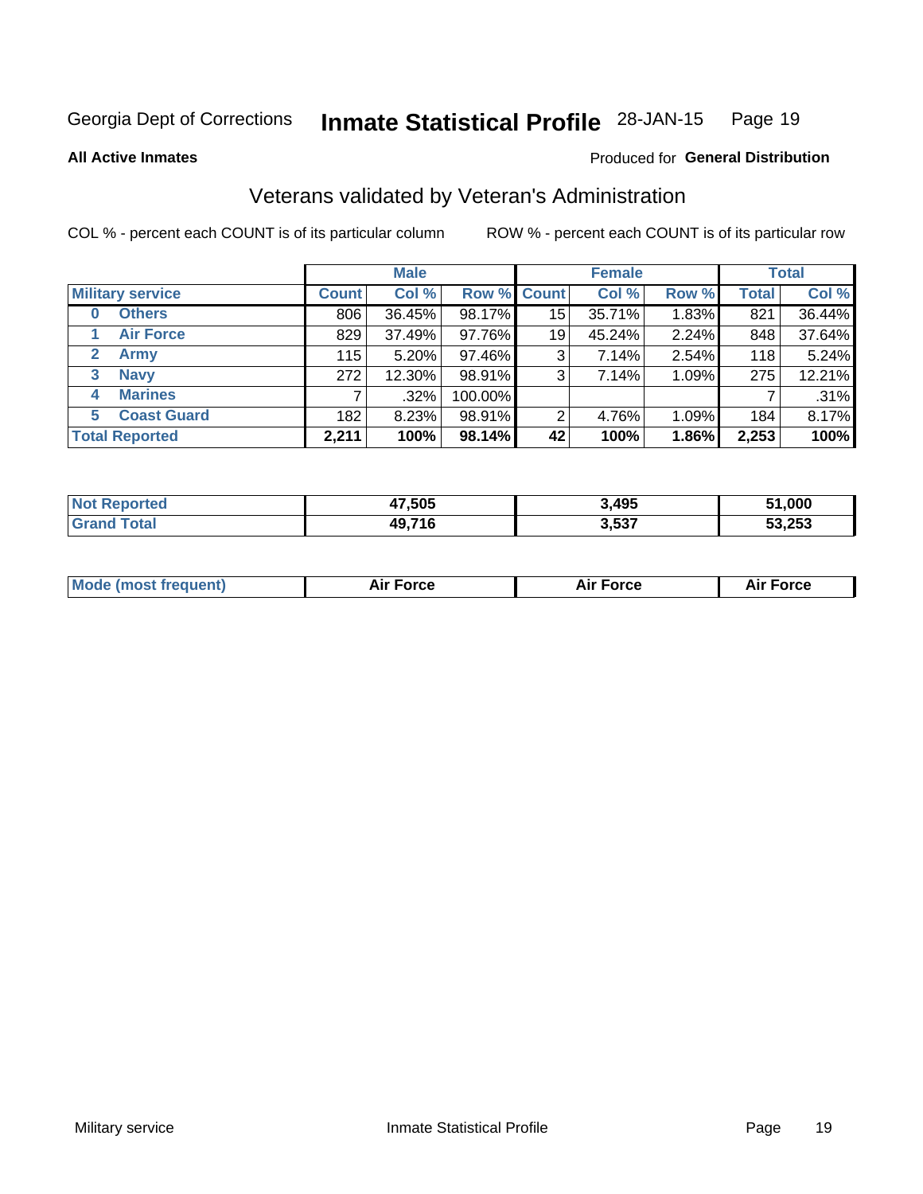Georgia Dept of Corrections **Inmate Statistical Profile** 28-JAN-15

**All Active Inmates**

Produced for **General Distribution**

## Veterans validated by Veteran's Administration

COL % - percent each COUNT is of its particular column

ROW % - percent each COUNT is of its particular row

| | Male | | | Female | | | Total | |
|---|---|---|---|---|---|---|---|---|
| **Military service** | **Count** | **Col %** | **Row %** | **Count** | **Col %** | **Row %** | **Total** | **Col %** |
| **0 Others** | 806 | 36.45% | 98.17% | 15 | 35.71% | 1.83% | 821 | 36.44% |
| **1 Air Force** | 829 | 37.49% | 97.76% | 19 | 45.24% | 2.24% | 848 | 37.64% |
| **2 Army** | 115 | 5.20% | 97.46% | 3 | 7.14% | 2.54% | 118 | 5.24% |
| **3 Navy** | 272 | 12.30% | 98.91% | 3 | 7.14% | 1.09% | 275 | 12.21% |
| **4 Marines** | 7 | .32% | 100.00% | | | | 7 | .31% |
| **5 Coast Guard** | 182 | 8.23% | 98.91% | 2 | 4.76% | 1.09% | 184 | 8.17% |
| **Total Reported** | **2,211** | **100%** | **98.14%** | **42** | **100%** | **1.86%** | **2,253** | **100%** |

| | Male | Female | Total |
|---|---|---|---|
| **Not Reported** | **47,505** | **3,495** | **51,000** |
| **Grand Total** | **49,716** | **3,537** | **53,253** |

| | Male | Female | Total |
|---|---|---|---|
| **Mode (most frequent)** | **Air Force** | **Air Force** | **Air Force** |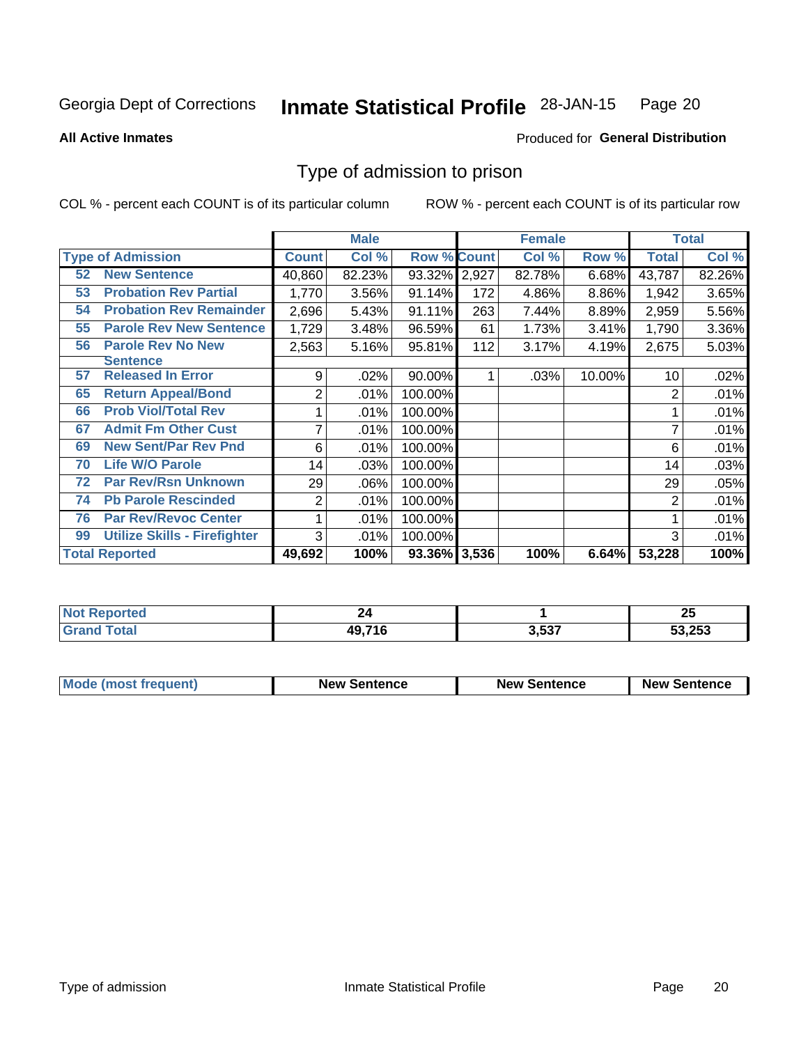Georgia Dept of Corrections **Inmate Statistical Profile** 28-JAN-15

**All Active Inmates**

Produced for **General Distribution**

## Type of admission to prison

COL % - percent each COUNT is of its particular column

ROW % - percent each COUNT is of its particular row

| | Male | | | Female | | | Total | |
|---|---|---|---|---|---|---|---|---|
| Type of Admission | Count | Col % | Row % | Count | Col % | Row % | Total | Col % |
| 52 New Sentence | 40,860 | 82.23% | 93.32% | 2,927 | 82.78% | 6.68% | 43,787 | 82.26% |
| 53 Probation Rev Partial | 1,770 | 3.56% | 91.14% | 172 | 4.86% | 8.86% | 1,942 | 3.65% |
| 54 Probation Rev Remainder | 2,696 | 5.43% | 91.11% | 263 | 7.44% | 8.89% | 2,959 | 5.56% |
| 55 Parole Rev New Sentence | 1,729 | 3.48% | 96.59% | 61 | 1.73% | 3.41% | 1,790 | 3.36% |
| 56 Parole Rev No New Sentence | 2,563 | 5.16% | 95.81% | 112 | 3.17% | 4.19% | 2,675 | 5.03% |
| 57 Released In Error | 9 | .02% | 90.00% | 1 | .03% | 10.00% | 10 | .02% |
| 65 Return Appeal/Bond | 2 | .01% | 100.00% | | | | 2 | .01% |
| 66 Prob Viol/Total Rev | 1 | .01% | 100.00% | | | | 1 | .01% |
| 67 Admit Fm Other Cust | 7 | .01% | 100.00% | | | | 7 | .01% |
| 69 New Sent/Par Rev Pnd | 6 | .01% | 100.00% | | | | 6 | .01% |
| 70 Life W/O Parole | 14 | .03% | 100.00% | | | | 14 | .03% |
| 72 Par Rev/Rsn Unknown | 29 | .06% | 100.00% | | | | 29 | .05% |
| 74 Pb Parole Rescinded | 2 | .01% | 100.00% | | | | 2 | .01% |
| 76 Par Rev/Revoc Center | 1 | .01% | 100.00% | | | | 1 | .01% |
| 99 Utilize Skills - Firefighter | 3 | .01% | 100.00% | | | | 3 | .01% |
| **Total Reported** | **49,692** | **100%** | **93.36%** | **3,536** | **100%** | **6.64%** | **53,228** | **100%** |

| | Male | Female | Total |
|---|---|---|---|
| Not Reported | 24 | 1 | 25 |
| Grand Total | 49,716 | 3,537 | 53,253 |

| | Male | Female | Total |
|---|---|---|---|
| Mode (most frequent) | New Sentence | New Sentence | New Sentence |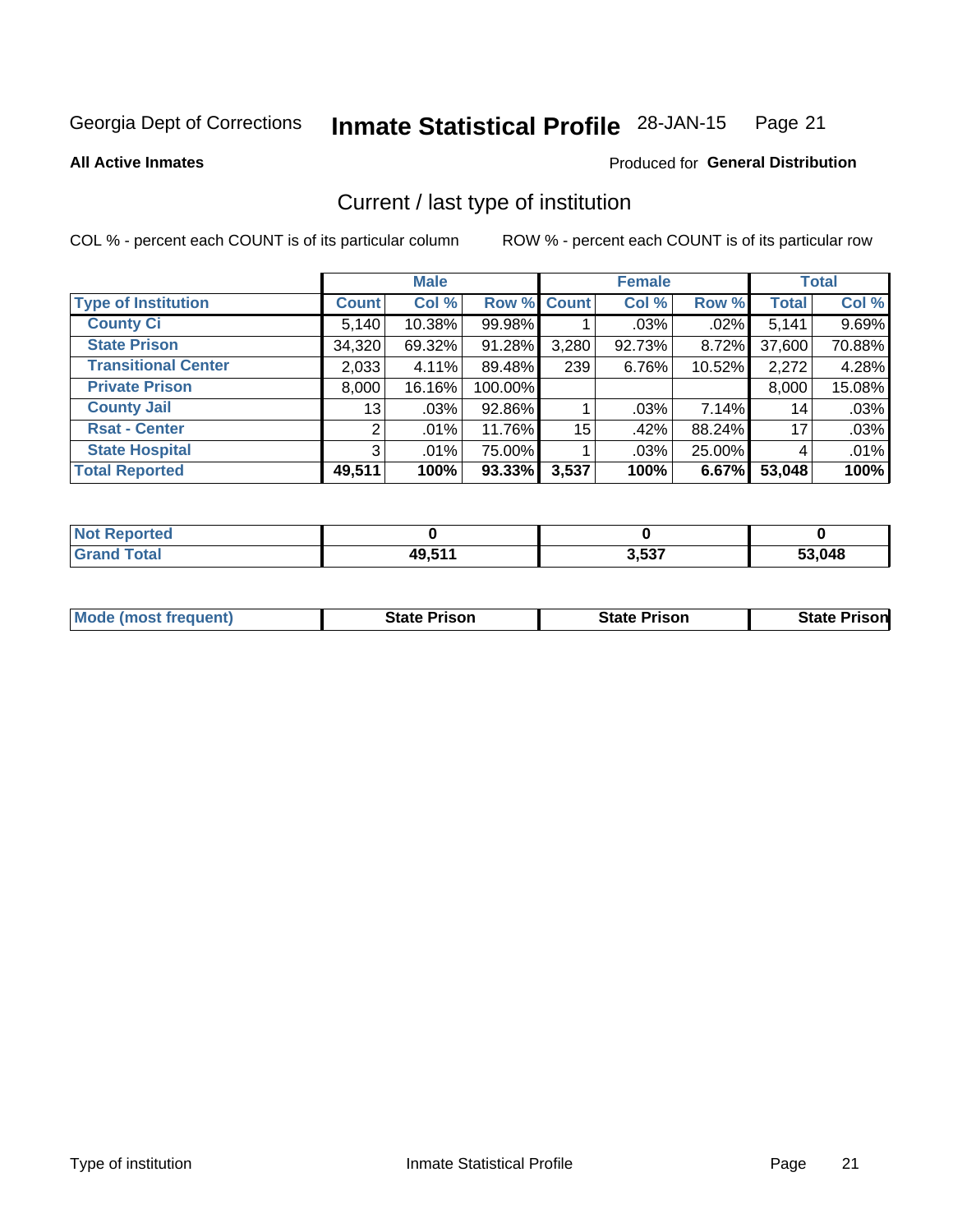Georgia Dept of Corrections **Inmate Statistical Profile** 28-JAN-15

**All Active Inmates**

Produced for **General Distribution**

## Current / last type of institution

COL % - percent each COUNT is of its particular column

ROW % - percent each COUNT is of its particular row

| | Male | | | Female | | | Total | |
|---|---|---|---|---|---|---|---|---|
| **Type of Institution** | **Count** | **Col %** | **Row %** | **Count** | **Col %** | **Row %** | **Total** | **Col %** |
| County Ci | 5,140 | 10.38% | 99.98% | 1 | .03% | .02% | 5,141 | 9.69% |
| State Prison | 34,320 | 69.32% | 91.28% | 3,280 | 92.73% | 8.72% | 37,600 | 70.88% |
| Transitional Center | 2,033 | 4.11% | 89.48% | 239 | 6.76% | 10.52% | 2,272 | 4.28% |
| Private Prison | 8,000 | 16.16% | 100.00% | | | | 8,000 | 15.08% |
| County Jail | 13 | .03% | 92.86% | 1 | .03% | 7.14% | 14 | .03% |
| Rsat - Center | 2 | .01% | 11.76% | 15 | .42% | 88.24% | 17 | .03% |
| State Hospital | 3 | .01% | 75.00% | 1 | .03% | 25.00% | 4 | .01% |
| **Total Reported** | **49,511** | **100%** | **93.33%** | **3,537** | **100%** | **6.67%** | **53,048** | **100%** |

| | Male | Female | Total |
|---|---|---|---|
| Not Reported | **0** | **0** | **0** |
| Grand Total | **49,511** | **3,537** | **53,048** |

| | Male | Female | Total |
|---|---|---|---|
| Mode (most frequent) | **State Prison** | **State Prison** | **State Prison** |

Type of institution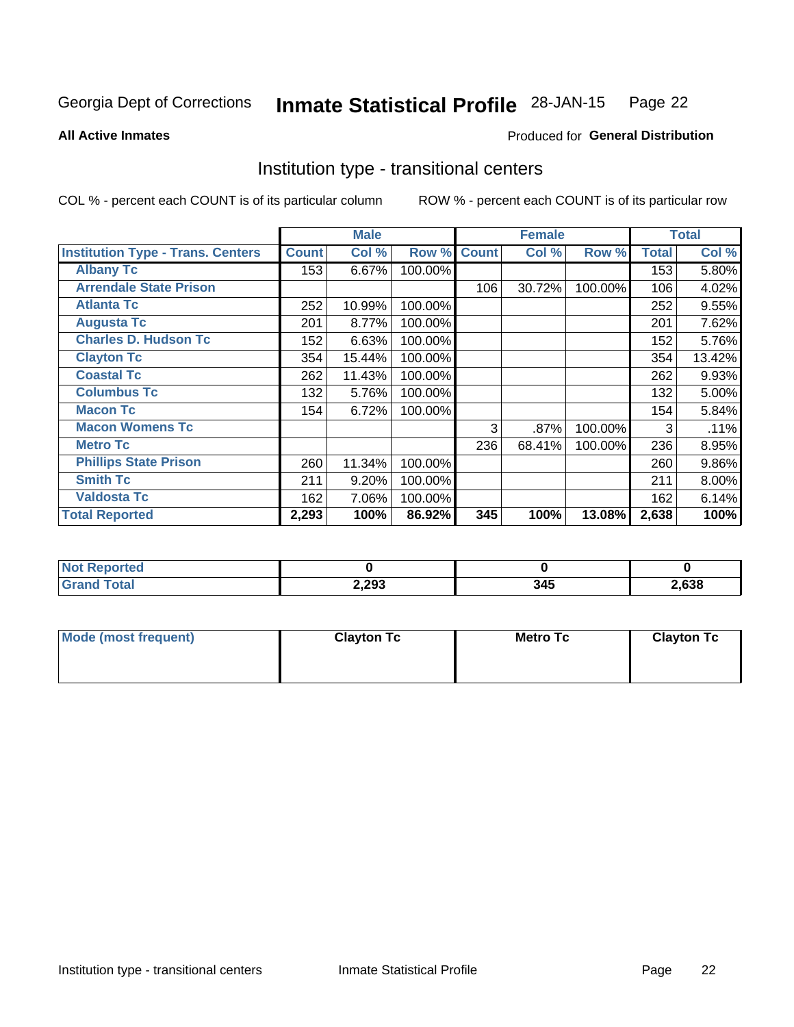Georgia Dept of Corrections **Inmate Statistical Profile** 28-JAN-15

**All Active Inmates**

Produced for **General Distribution**

## Institution type - transitional centers

COL % - percent each COUNT is of its particular column

ROW % - percent each COUNT is of its particular row

| | Male | | | Female | | | Total | |
|---|---|---|---|---|---|---|---|---|
| **Institution Type - Trans. Centers** | **Count** | **Col %** | **Row %** | **Count** | **Col %** | **Row %** | **Total** | **Col %** |
| **Albany Tc** | 153 | 6.67% | 100.00% | | | | 153 | 5.80% |
| **Arrendale State Prison** | | | | 106 | 30.72% | 100.00% | 106 | 4.02% |
| **Atlanta Tc** | 252 | 10.99% | 100.00% | | | | 252 | 9.55% |
| **Augusta Tc** | 201 | 8.77% | 100.00% | | | | 201 | 7.62% |
| **Charles D. Hudson Tc** | 152 | 6.63% | 100.00% | | | | 152 | 5.76% |
| **Clayton Tc** | 354 | 15.44% | 100.00% | | | | 354 | 13.42% |
| **Coastal Tc** | 262 | 11.43% | 100.00% | | | | 262 | 9.93% |
| **Columbus Tc** | 132 | 5.76% | 100.00% | | | | 132 | 5.00% |
| **Macon Tc** | 154 | 6.72% | 100.00% | | | | 154 | 5.84% |
| **Macon Womens Tc** | | | | 3 | .87% | 100.00% | 3 | .11% |
| **Metro Tc** | | | | 236 | 68.41% | 100.00% | 236 | 8.95% |
| **Phillips State Prison** | 260 | 11.34% | 100.00% | | | | 260 | 9.86% |
| **Smith Tc** | 211 | 9.20% | 100.00% | | | | 211 | 8.00% |
| **Valdosta Tc** | 162 | 7.06% | 100.00% | | | | 162 | 6.14% |
| **Total Reported** | **2,293** | **100%** | **86.92%** | **345** | **100%** | **13.08%** | **2,638** | **100%** |

| | Male | Female | Total |
|---|---|---|---|
| **Not Reported** | **0** | **0** | **0** |
| **Grand Total** | **2,293** | **345** | **2,638** |

| | Male | Female | Total |
|---|---|---|---|
| **Mode (most frequent)** | **Clayton Tc** | **Metro Tc** | **Clayton Tc** |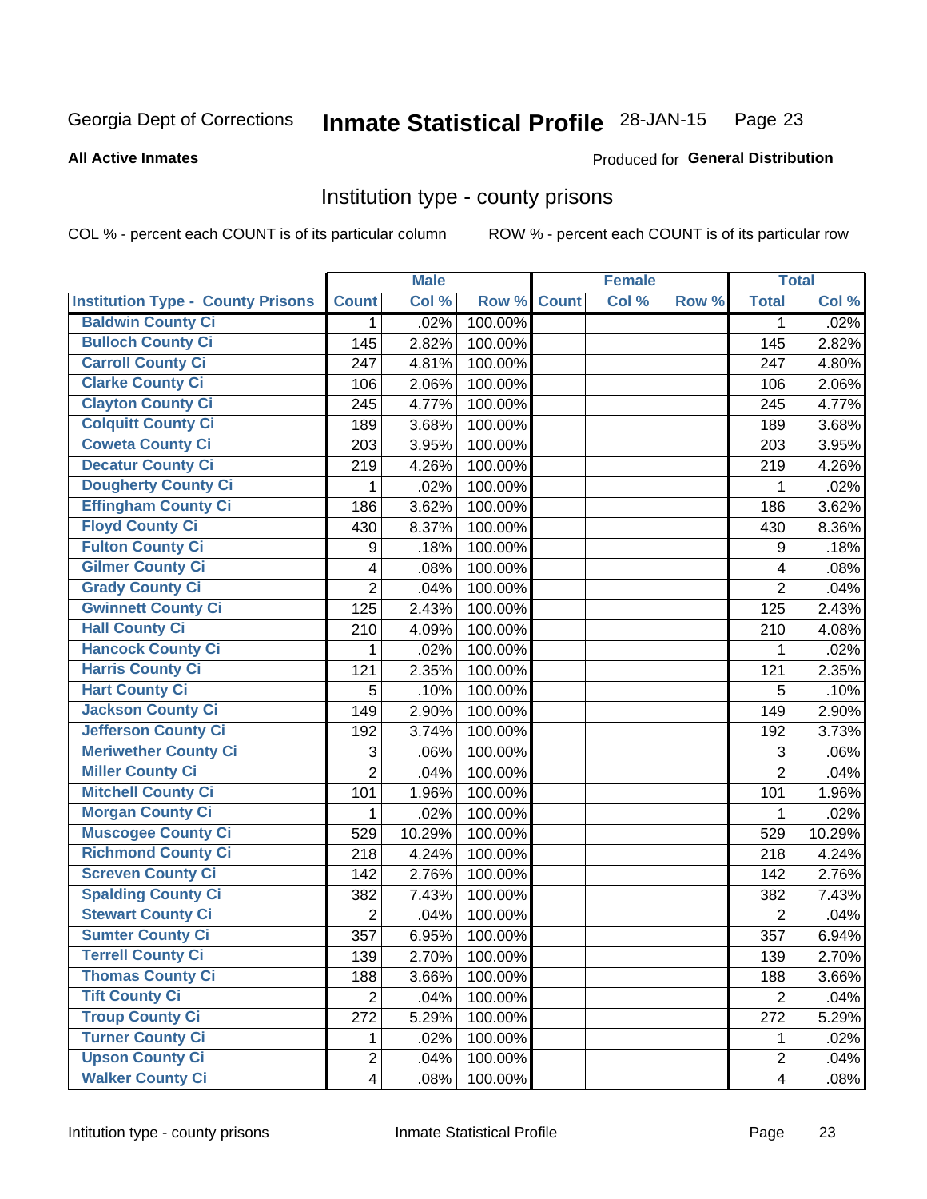Georgia Dept of Corrections

# Inmate Statistical Profile 28-JAN-15

**All Active Inmates**

Produced for **General Distribution**

## Institution type - county prisons

COL % - percent each COUNT is of its particular column

ROW % - percent each COUNT is of its particular row

| | Male | | | Female | | | Total | |
|---|---|---|---|---|---|---|---|---|
| **Institution Type - County Prisons** | **Count** | **Col %** | **Row %** | **Count** | **Col %** | **Row %** | **Total** | **Col %** |
| **Baldwin County Ci** | 1 | .02% | 100.00% | | | | 1 | .02% |
| **Bulloch County Ci** | 145 | 2.82% | 100.00% | | | | 145 | 2.82% |
| **Carroll County Ci** | 247 | 4.81% | 100.00% | | | | 247 | 4.80% |
| **Clarke County Ci** | 106 | 2.06% | 100.00% | | | | 106 | 2.06% |
| **Clayton County Ci** | 245 | 4.77% | 100.00% | | | | 245 | 4.77% |
| **Colquitt County Ci** | 189 | 3.68% | 100.00% | | | | 189 | 3.68% |
| **Coweta County Ci** | 203 | 3.95% | 100.00% | | | | 203 | 3.95% |
| **Decatur County Ci** | 219 | 4.26% | 100.00% | | | | 219 | 4.26% |
| **Dougherty County Ci** | 1 | .02% | 100.00% | | | | 1 | .02% |
| **Effingham County Ci** | 186 | 3.62% | 100.00% | | | | 186 | 3.62% |
| **Floyd County Ci** | 430 | 8.37% | 100.00% | | | | 430 | 8.36% |
| **Fulton County Ci** | 9 | .18% | 100.00% | | | | 9 | .18% |
| **Gilmer County Ci** | 4 | .08% | 100.00% | | | | 4 | .08% |
| **Grady County Ci** | 2 | .04% | 100.00% | | | | 2 | .04% |
| **Gwinnett County Ci** | 125 | 2.43% | 100.00% | | | | 125 | 2.43% |
| **Hall County Ci** | 210 | 4.09% | 100.00% | | | | 210 | 4.08% |
| **Hancock County Ci** | 1 | .02% | 100.00% | | | | 1 | .02% |
| **Harris County Ci** | 121 | 2.35% | 100.00% | | | | 121 | 2.35% |
| **Hart County Ci** | 5 | .10% | 100.00% | | | | 5 | .10% |
| **Jackson County Ci** | 149 | 2.90% | 100.00% | | | | 149 | 2.90% |
| **Jefferson County Ci** | 192 | 3.74% | 100.00% | | | | 192 | 3.73% |
| **Meriwether County Ci** | 3 | .06% | 100.00% | | | | 3 | .06% |
| **Miller County Ci** | 2 | .04% | 100.00% | | | | 2 | .04% |
| **Mitchell County Ci** | 101 | 1.96% | 100.00% | | | | 101 | 1.96% |
| **Morgan County Ci** | 1 | .02% | 100.00% | | | | 1 | .02% |
| **Muscogee County Ci** | 529 | 10.29% | 100.00% | | | | 529 | 10.29% |
| **Richmond County Ci** | 218 | 4.24% | 100.00% | | | | 218 | 4.24% |
| **Screven County Ci** | 142 | 2.76% | 100.00% | | | | 142 | 2.76% |
| **Spalding County Ci** | 382 | 7.43% | 100.00% | | | | 382 | 7.43% |
| **Stewart County Ci** | 2 | .04% | 100.00% | | | | 2 | .04% |
| **Sumter County Ci** | 357 | 6.95% | 100.00% | | | | 357 | 6.94% |
| **Terrell County Ci** | 139 | 2.70% | 100.00% | | | | 139 | 2.70% |
| **Thomas County Ci** | 188 | 3.66% | 100.00% | | | | 188 | 3.66% |
| **Tift County Ci** | 2 | .04% | 100.00% | | | | 2 | .04% |
| **Troup County Ci** | 272 | 5.29% | 100.00% | | | | 272 | 5.29% |
| **Turner County Ci** | 1 | .02% | 100.00% | | | | 1 | .02% |
| **Upson County Ci** | 2 | .04% | 100.00% | | | | 2 | .04% |
| **Walker County Ci** | 4 | .08% | 100.00% | | | | 4 | .08% |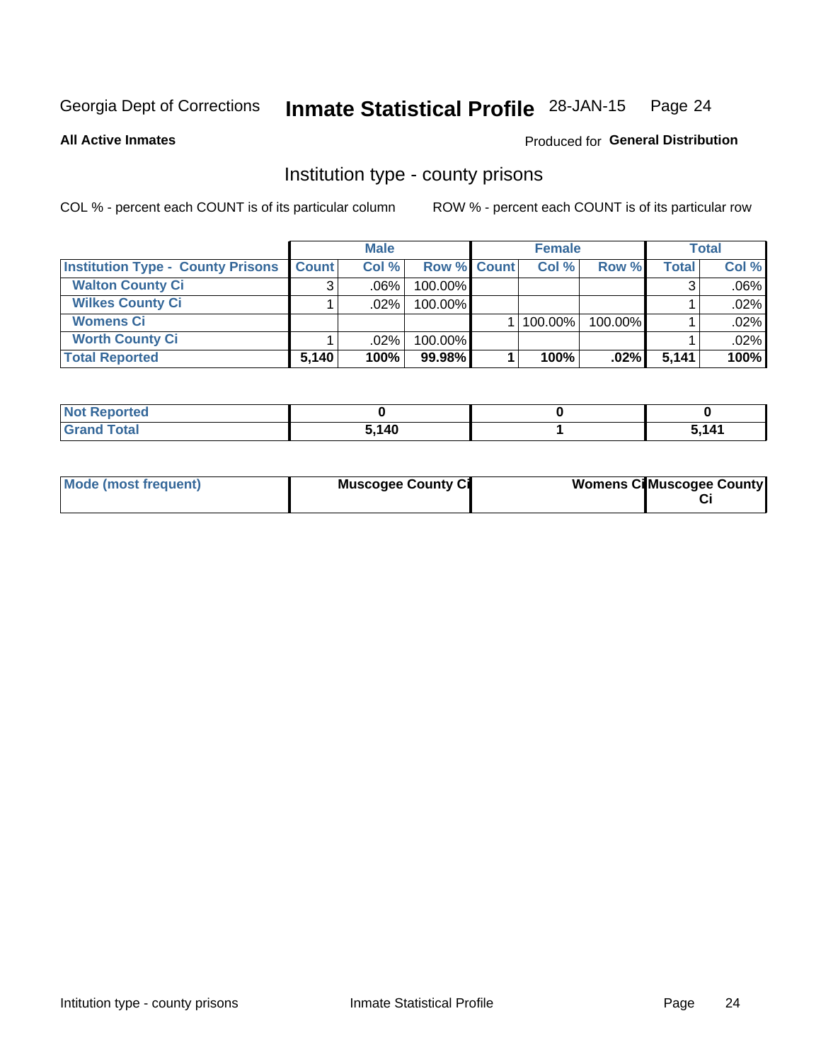Georgia Dept of Corrections **Inmate Statistical Profile** 28-JAN-15

**All Active Inmates**

Produced for **General Distribution**

## Institution type - county prisons

COL % - percent each COUNT is of its particular column     ROW % - percent each COUNT is of its particular row

| | Male | | | Female | | | Total | |
|---|---|---|---|---|---|---|---|---|
| **Institution Type - County Prisons** | **Count** | **Col %** | **Row %** | **Count** | **Col %** | **Row %** | **Total** | **Col %** |
| **Walton County Ci** | 3 | .06% | 100.00% | | | | 3 | .06% |
| **Wilkes County Ci** | 1 | .02% | 100.00% | | | | 1 | .02% |
| **Womens Ci** | | | | 1 | 100.00% | 100.00% | 1 | .02% |
| **Worth County Ci** | 1 | .02% | 100.00% | | | | 1 | .02% |
| **Total Reported** | **5,140** | **100%** | **99.98%** | **1** | **100%** | **.02%** | **5,141** | **100%** |

| | Male | Female | Total |
|---|---|---|---|
| **Not Reported** | **0** | **0** | **0** |
| **Grand Total** | **5,140** | **1** | **5,141** |

| | Male | Female | Total |
|---|---|---|---|
| **Mode (most frequent)** | **Muscogee County Ci** | **Womens Ci** | **Muscogee County Ci** |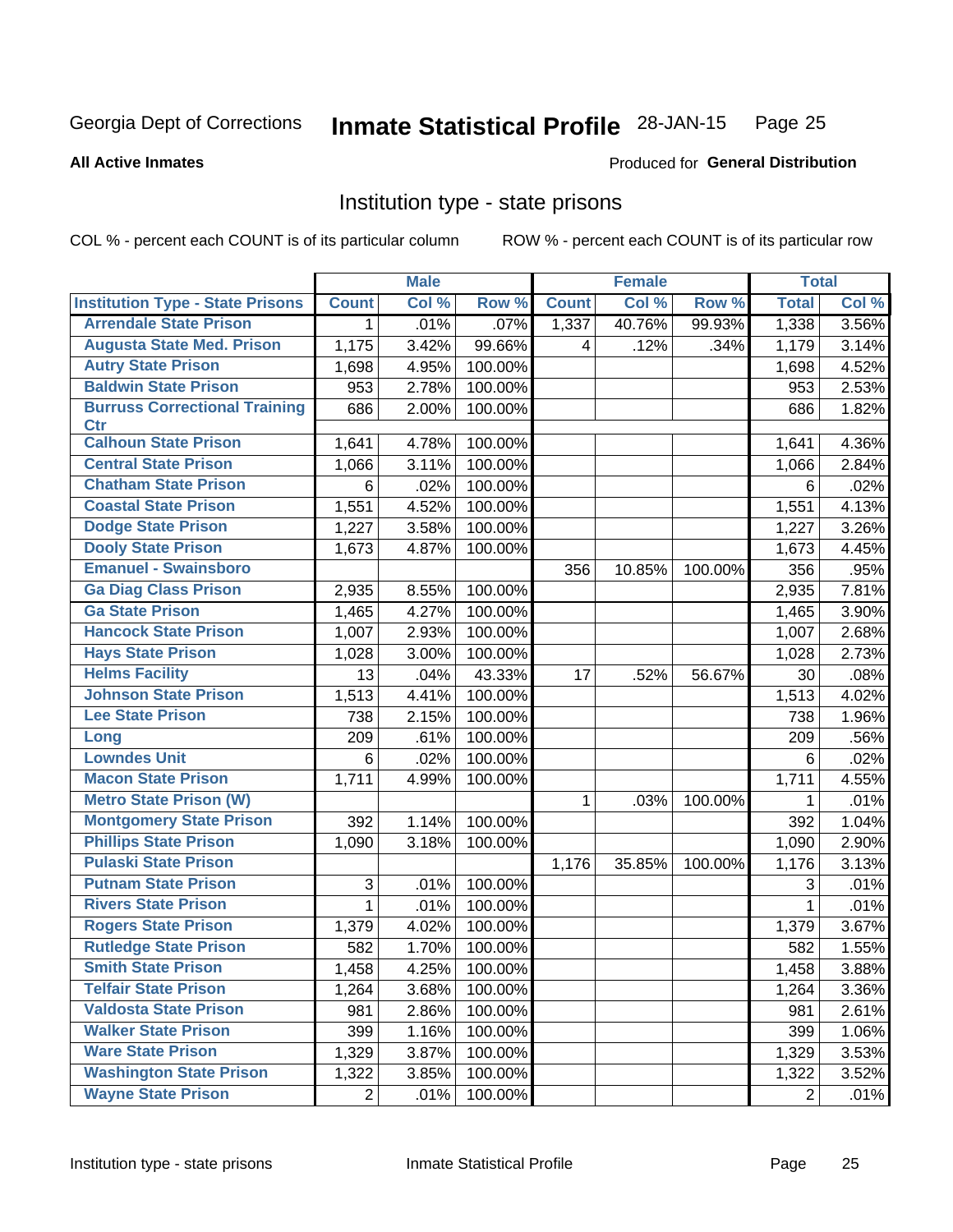# Georgia Dept of Corrections — Inmate Statistical Profile — 28-JAN-15

**All Active Inmates**

Produced for **General Distribution**

## Institution type - state prisons

COL % - percent each COUNT is of its particular column        ROW % - percent each COUNT is of its particular row

| | Male | | | Female | | | Total | |
|---|---|---|---|---|---|---|---|---|
| **Institution Type - State Prisons** | **Count** | **Col %** | **Row %** | **Count** | **Col %** | **Row %** | **Total** | **Col %** |
| Arrendale State Prison | 1 | .01% | .07% | 1,337 | 40.76% | 99.93% | 1,338 | 3.56% |
| Augusta State Med. Prison | 1,175 | 3.42% | 99.66% | 4 | .12% | .34% | 1,179 | 3.14% |
| Autry State Prison | 1,698 | 4.95% | 100.00% | | | | 1,698 | 4.52% |
| Baldwin State Prison | 953 | 2.78% | 100.00% | | | | 953 | 2.53% |
| Burruss Correctional Training Ctr | 686 | 2.00% | 100.00% | | | | 686 | 1.82% |
| Calhoun State Prison | 1,641 | 4.78% | 100.00% | | | | 1,641 | 4.36% |
| Central State Prison | 1,066 | 3.11% | 100.00% | | | | 1,066 | 2.84% |
| Chatham State Prison | 6 | .02% | 100.00% | | | | 6 | .02% |
| Coastal State Prison | 1,551 | 4.52% | 100.00% | | | | 1,551 | 4.13% |
| Dodge State Prison | 1,227 | 3.58% | 100.00% | | | | 1,227 | 3.26% |
| Dooly State Prison | 1,673 | 4.87% | 100.00% | | | | 1,673 | 4.45% |
| Emanuel - Swainsboro | | | | 356 | 10.85% | 100.00% | 356 | .95% |
| Ga Diag Class Prison | 2,935 | 8.55% | 100.00% | | | | 2,935 | 7.81% |
| Ga State Prison | 1,465 | 4.27% | 100.00% | | | | 1,465 | 3.90% |
| Hancock State Prison | 1,007 | 2.93% | 100.00% | | | | 1,007 | 2.68% |
| Hays State Prison | 1,028 | 3.00% | 100.00% | | | | 1,028 | 2.73% |
| Helms Facility | 13 | .04% | 43.33% | 17 | .52% | 56.67% | 30 | .08% |
| Johnson State Prison | 1,513 | 4.41% | 100.00% | | | | 1,513 | 4.02% |
| Lee State Prison | 738 | 2.15% | 100.00% | | | | 738 | 1.96% |
| Long | 209 | .61% | 100.00% | | | | 209 | .56% |
| Lowndes Unit | 6 | .02% | 100.00% | | | | 6 | .02% |
| Macon State Prison | 1,711 | 4.99% | 100.00% | | | | 1,711 | 4.55% |
| Metro State Prison (W) | | | | 1 | .03% | 100.00% | 1 | .01% |
| Montgomery State Prison | 392 | 1.14% | 100.00% | | | | 392 | 1.04% |
| Phillips State Prison | 1,090 | 3.18% | 100.00% | | | | 1,090 | 2.90% |
| Pulaski State Prison | | | | 1,176 | 35.85% | 100.00% | 1,176 | 3.13% |
| Putnam State Prison | 3 | .01% | 100.00% | | | | 3 | .01% |
| Rivers State Prison | 1 | .01% | 100.00% | | | | 1 | .01% |
| Rogers State Prison | 1,379 | 4.02% | 100.00% | | | | 1,379 | 3.67% |
| Rutledge State Prison | 582 | 1.70% | 100.00% | | | | 582 | 1.55% |
| Smith State Prison | 1,458 | 4.25% | 100.00% | | | | 1,458 | 3.88% |
| Telfair State Prison | 1,264 | 3.68% | 100.00% | | | | 1,264 | 3.36% |
| Valdosta State Prison | 981 | 2.86% | 100.00% | | | | 981 | 2.61% |
| Walker State Prison | 399 | 1.16% | 100.00% | | | | 399 | 1.06% |
| Ware State Prison | 1,329 | 3.87% | 100.00% | | | | 1,329 | 3.53% |
| Washington State Prison | 1,322 | 3.85% | 100.00% | | | | 1,322 | 3.52% |
| Wayne State Prison | 2 | .01% | 100.00% | | | | 2 | .01% |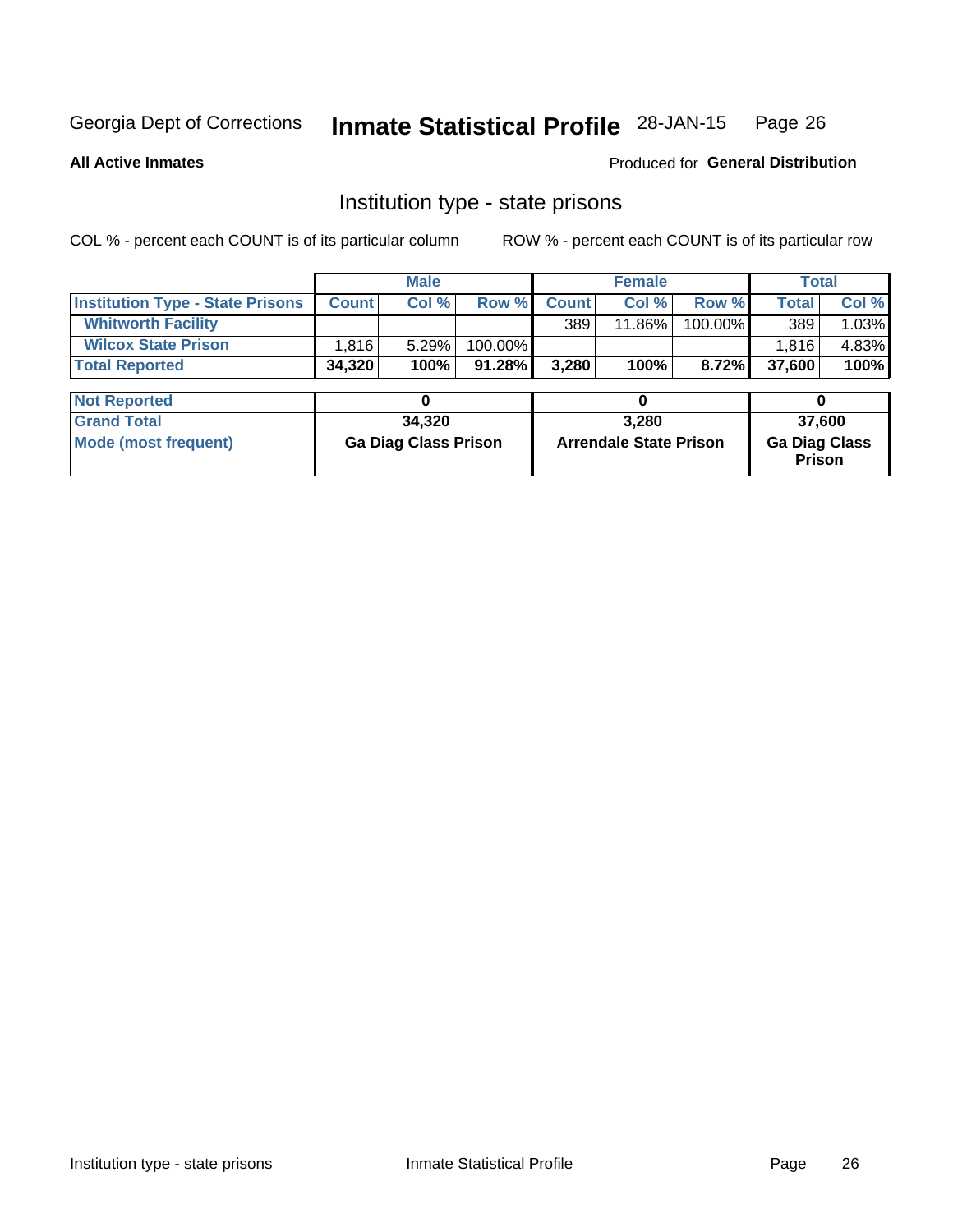Georgia Dept of Corrections **Inmate Statistical Profile** 28-JAN-15

**All Active Inmates**

Produced for **General Distribution**

## Institution type - state prisons

COL % - percent each COUNT is of its particular column    ROW % - percent each COUNT is of its particular row

| | Male | | | Female | | | Total | |
|---|---|---|---|---|---|---|---|---|
| **Institution Type - State Prisons** | **Count** | **Col %** | **Row %** | **Count** | **Col %** | **Row %** | **Total** | **Col %** |
| **Whitworth Facility** | | | | 389 | 11.86% | 100.00% | 389 | 1.03% |
| **Wilcox State Prison** | 1,816 | 5.29% | 100.00% | | | | 1,816 | 4.83% |
| **Total Reported** | **34,320** | **100%** | **91.28%** | **3,280** | **100%** | **8.72%** | **37,600** | **100%** |

| | Male | Female | Total |
|---|---|---|---|
| **Not Reported** | 0 | 0 | 0 |
| **Grand Total** | 34,320 | 3,280 | 37,600 |
| **Mode (most frequent)** | Ga Diag Class Prison | Arrendale State Prison | Ga Diag Class Prison |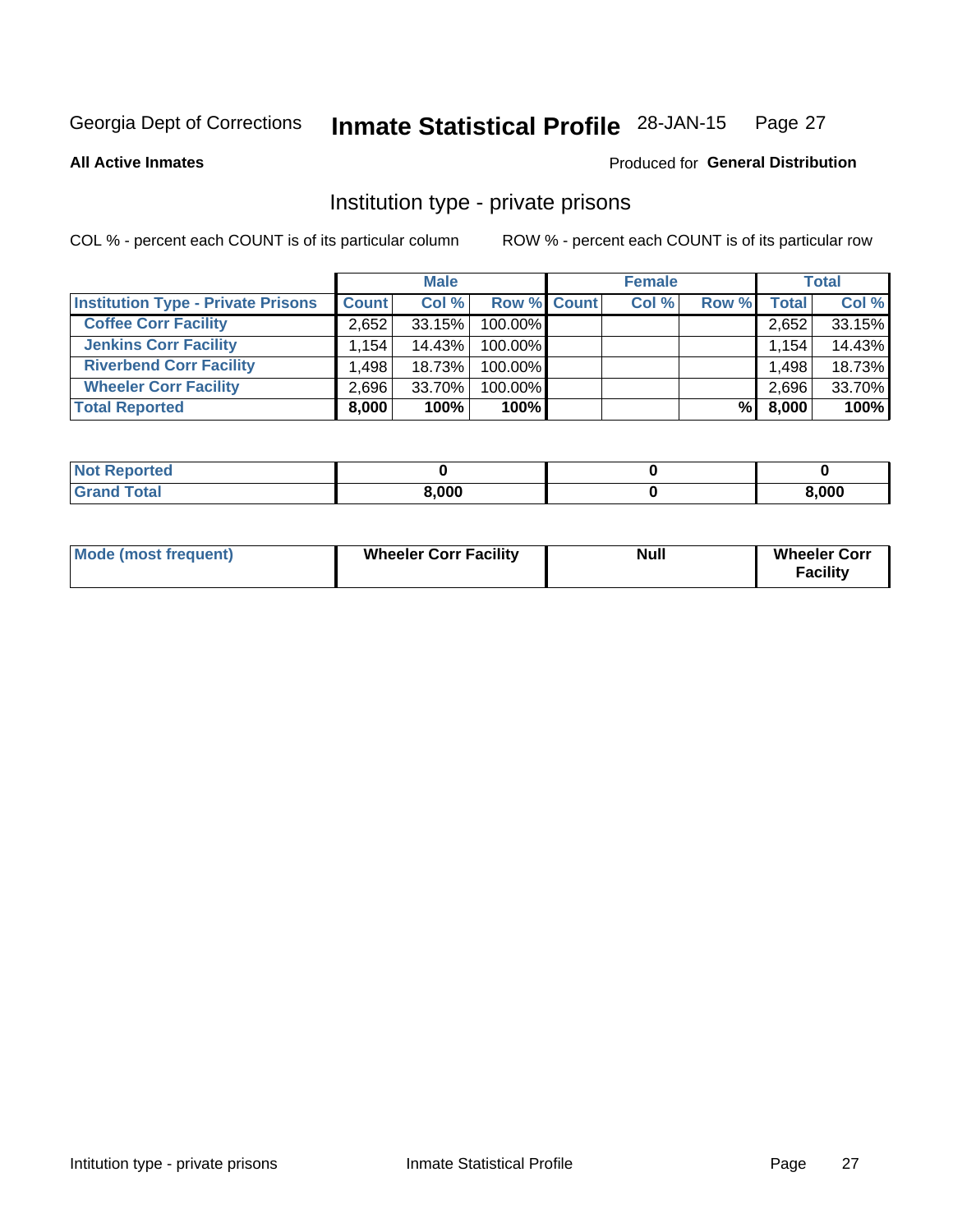Georgia Dept of Corrections **Inmate Statistical Profile** 28-JAN-15

**All Active Inmates** Produced for **General Distribution**

## Institution type - private prisons

COL % - percent each COUNT is of its particular column ROW % - percent each COUNT is of its particular row

| | Male | | | Female | | | Total | |
|---|---|---|---|---|---|---|---|---|
| **Institution Type - Private Prisons** | **Count** | **Col %** | **Row %** | **Count** | **Col %** | **Row %** | **Total** | **Col %** |
| **Coffee Corr Facility** | 2,652 | 33.15% | 100.00% | | | | 2,652 | 33.15% |
| **Jenkins Corr Facility** | 1,154 | 14.43% | 100.00% | | | | 1,154 | 14.43% |
| **Riverbend Corr Facility** | 1,498 | 18.73% | 100.00% | | | | 1,498 | 18.73% |
| **Wheeler Corr Facility** | 2,696 | 33.70% | 100.00% | | | | 2,696 | 33.70% |
| **Total Reported** | **8,000** | **100%** | **100%** | | | **%** | **8,000** | **100%** |

| | Male | Female | Total |
|---|---|---|---|
| **Not Reported** | **0** | **0** | **0** |
| **Grand Total** | **8,000** | **0** | **8,000** |

| | Male | Female | Total |
|---|---|---|---|
| **Mode (most frequent)** | **Wheeler Corr Facility** | **Null** | **Wheeler Corr Facility** |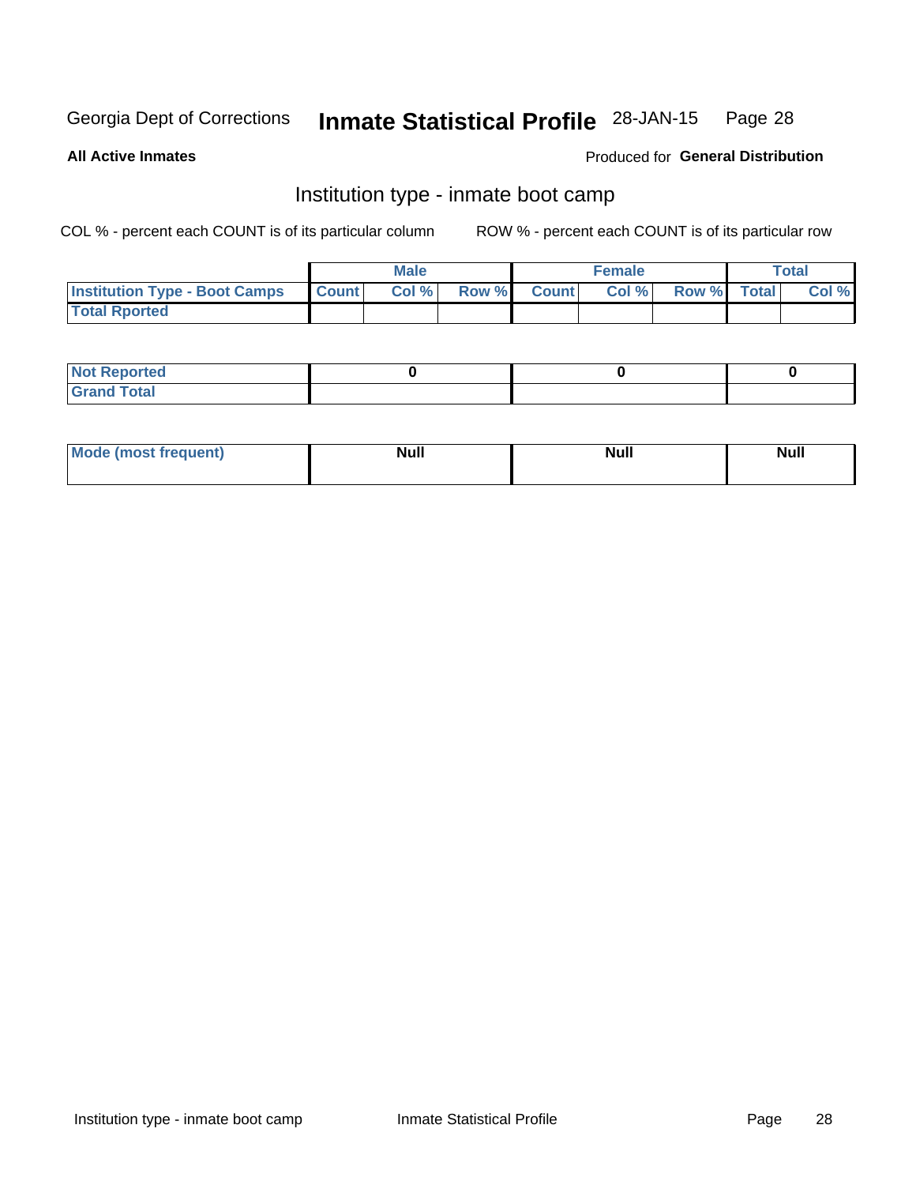Georgia Dept of Corrections **Inmate Statistical Profile** 28-JAN-15

**All Active Inmates**

Produced for **General Distribution**

## Institution type - inmate boot camp

COL % - percent each COUNT is of its particular column

ROW % - percent each COUNT is of its particular row

| | Male | | | Female | | | Total | |
|---|---|---|---|---|---|---|---|---|
| **Institution Type - Boot Camps** | **Count** | **Col %** | **Row %** | **Count** | **Col %** | **Row %** | **Total** | **Col %** |
| **Total Rported** | | | | | | | | |

| | Male | Female | Total |
|---|---|---|---|
| **Not Reported** | **0** | **0** | **0** |
| **Grand Total** | | | |

| | Male | Female | Total |
|---|---|---|---|
| **Mode (most frequent)** | **Null** | **Null** | **Null** |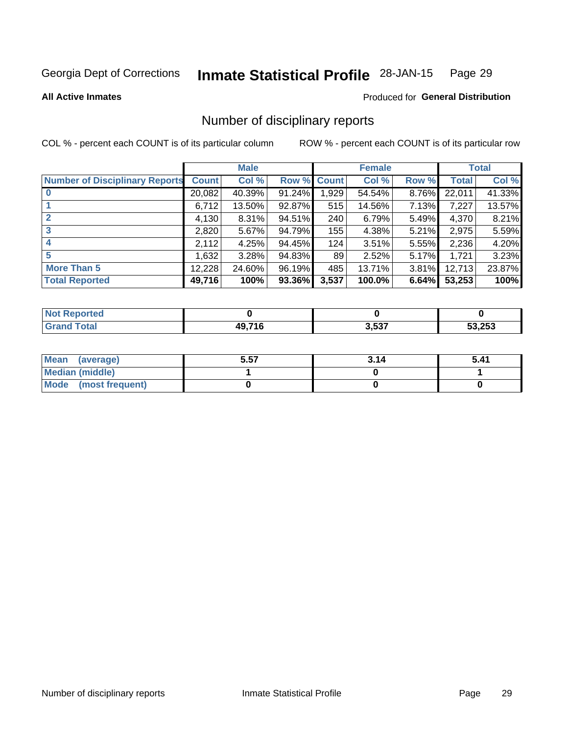Georgia Dept of Corrections **Inmate Statistical Profile** 28-JAN-15

**All Active Inmates**

Produced for **General Distribution**

## Number of disciplinary reports

COL % - percent each COUNT is of its particular column ROW % - percent each COUNT is of its particular row

| | Male | | | Female | | | Total | |
|---|---|---|---|---|---|---|---|---|
| **Number of Disciplinary Reports** | **Count** | **Col %** | **Row %** | **Count** | **Col %** | **Row %** | **Total** | **Col %** |
| **0** | 20,082 | 40.39% | 91.24% | 1,929 | 54.54% | 8.76% | 22,011 | 41.33% |
| **1** | 6,712 | 13.50% | 92.87% | 515 | 14.56% | 7.13% | 7,227 | 13.57% |
| **2** | 4,130 | 8.31% | 94.51% | 240 | 6.79% | 5.49% | 4,370 | 8.21% |
| **3** | 2,820 | 5.67% | 94.79% | 155 | 4.38% | 5.21% | 2,975 | 5.59% |
| **4** | 2,112 | 4.25% | 94.45% | 124 | 3.51% | 5.55% | 2,236 | 4.20% |
| **5** | 1,632 | 3.28% | 94.83% | 89 | 2.52% | 5.17% | 1,721 | 3.23% |
| **More Than 5** | 12,228 | 24.60% | 96.19% | 485 | 13.71% | 3.81% | 12,713 | 23.87% |
| **Total Reported** | **49,716** | **100%** | **93.36%** | **3,537** | **100.0%** | **6.64%** | **53,253** | **100%** |

| | Male | Female | Total |
|---|---|---|---|
| **Not Reported** | **0** | **0** | **0** |
| **Grand Total** | **49,716** | **3,537** | **53,253** |

| | Male | Female | Total |
|---|---|---|---|
| **Mean (average)** | **5.57** | **3.14** | **5.41** |
| **Median (middle)** | **1** | **0** | **1** |
| **Mode (most frequent)** | **0** | **0** | **0** |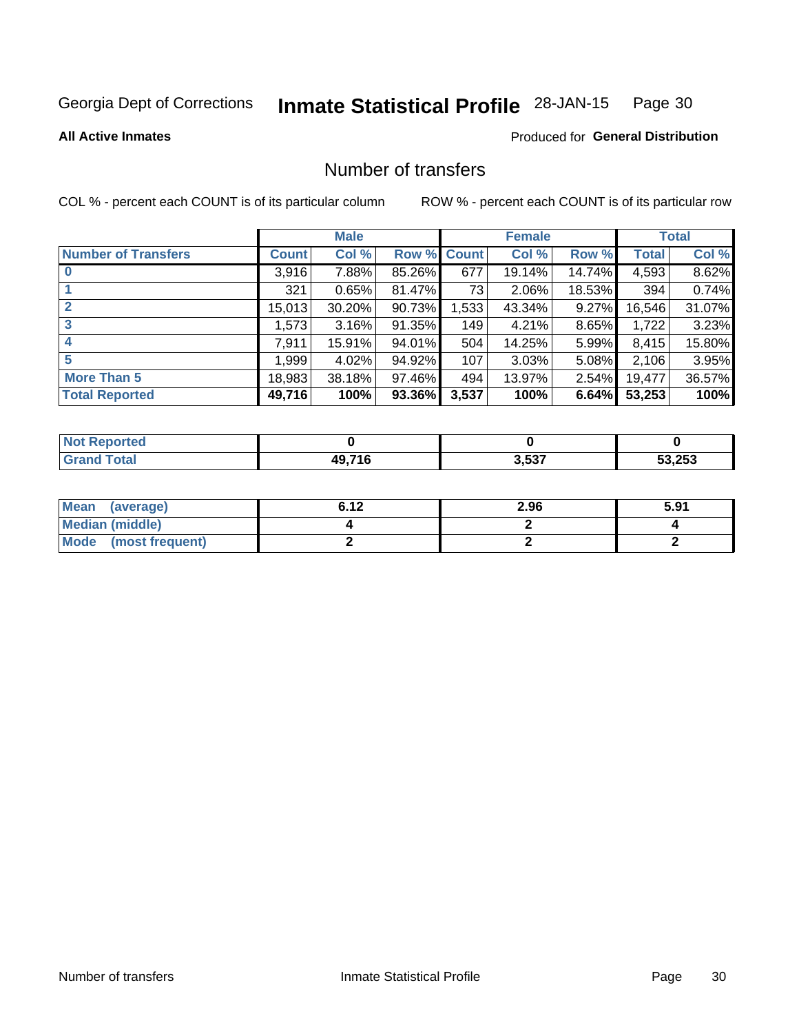Georgia Dept of Corrections **Inmate Statistical Profile** 28-JAN-15

**All Active Inmates**

Produced for **General Distribution**

## Number of transfers

COL % - percent each COUNT is of its particular column

ROW % - percent each COUNT is of its particular row

| | Male | | | Female | | | Total | |
|---|---|---|---|---|---|---|---|---|
| **Number of Transfers** | **Count** | **Col %** | **Row %** | **Count** | **Col %** | **Row %** | **Total** | **Col %** |
| **0** | 3,916 | 7.88% | 85.26% | 677 | 19.14% | 14.74% | 4,593 | 8.62% |
| **1** | 321 | 0.65% | 81.47% | 73 | 2.06% | 18.53% | 394 | 0.74% |
| **2** | 15,013 | 30.20% | 90.73% | 1,533 | 43.34% | 9.27% | 16,546 | 31.07% |
| **3** | 1,573 | 3.16% | 91.35% | 149 | 4.21% | 8.65% | 1,722 | 3.23% |
| **4** | 7,911 | 15.91% | 94.01% | 504 | 14.25% | 5.99% | 8,415 | 15.80% |
| **5** | 1,999 | 4.02% | 94.92% | 107 | 3.03% | 5.08% | 2,106 | 3.95% |
| **More Than 5** | 18,983 | 38.18% | 97.46% | 494 | 13.97% | 2.54% | 19,477 | 36.57% |
| **Total Reported** | **49,716** | **100%** | **93.36%** | **3,537** | **100%** | **6.64%** | **53,253** | **100%** |

| | Male | Female | Total |
|---|---|---|---|
| **Not Reported** | **0** | **0** | **0** |
| **Grand Total** | **49,716** | **3,537** | **53,253** |

| | Male | Female | Total |
|---|---|---|---|
| **Mean (average)** | **6.12** | **2.96** | **5.91** |
| **Median (middle)** | **4** | **2** | **4** |
| **Mode (most frequent)** | **2** | **2** | **2** |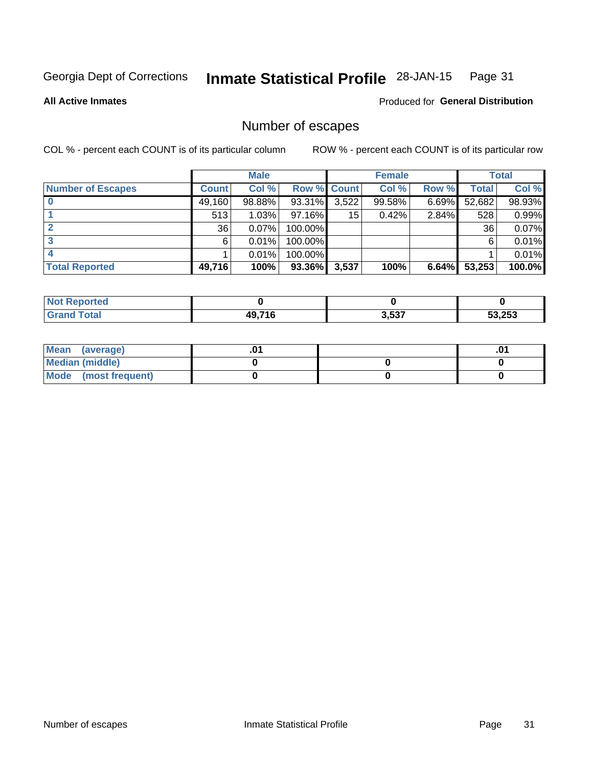Georgia Dept of Corrections **Inmate Statistical Profile** 28-JAN-15

**All Active Inmates**

Produced for **General Distribution**

## Number of escapes

COL % - percent each COUNT is of its particular column

ROW % - percent each COUNT is of its particular row

| | Male | | | Female | | | Total | |
|---|---|---|---|---|---|---|---|---|
| **Number of Escapes** | **Count** | **Col %** | **Row %** | **Count** | **Col %** | **Row %** | **Total** | **Col %** |
| **0** | 49,160 | 98.88% | 93.31% | 3,522 | 99.58% | 6.69% | 52,682 | 98.93% |
| **1** | 513 | 1.03% | 97.16% | 15 | 0.42% | 2.84% | 528 | 0.99% |
| **2** | 36 | 0.07% | 100.00% | | | | 36 | 0.07% |
| **3** | 6 | 0.01% | 100.00% | | | | 6 | 0.01% |
| **4** | 1 | 0.01% | 100.00% | | | | 1 | 0.01% |
| **Total Reported** | **49,716** | **100%** | **93.36%** | **3,537** | **100%** | **6.64%** | **53,253** | **100.0%** |

| | Male | Female | Total |
|---|---|---|---|
| **Not Reported** | **0** | **0** | **0** |
| **Grand Total** | **49,716** | **3,537** | **53,253** |

| | Male | Female | Total |
|---|---|---|---|
| **Mean (average)** | **.01** | | **.01** |
| **Median (middle)** | **0** | **0** | **0** |
| **Mode (most frequent)** | **0** | **0** | **0** |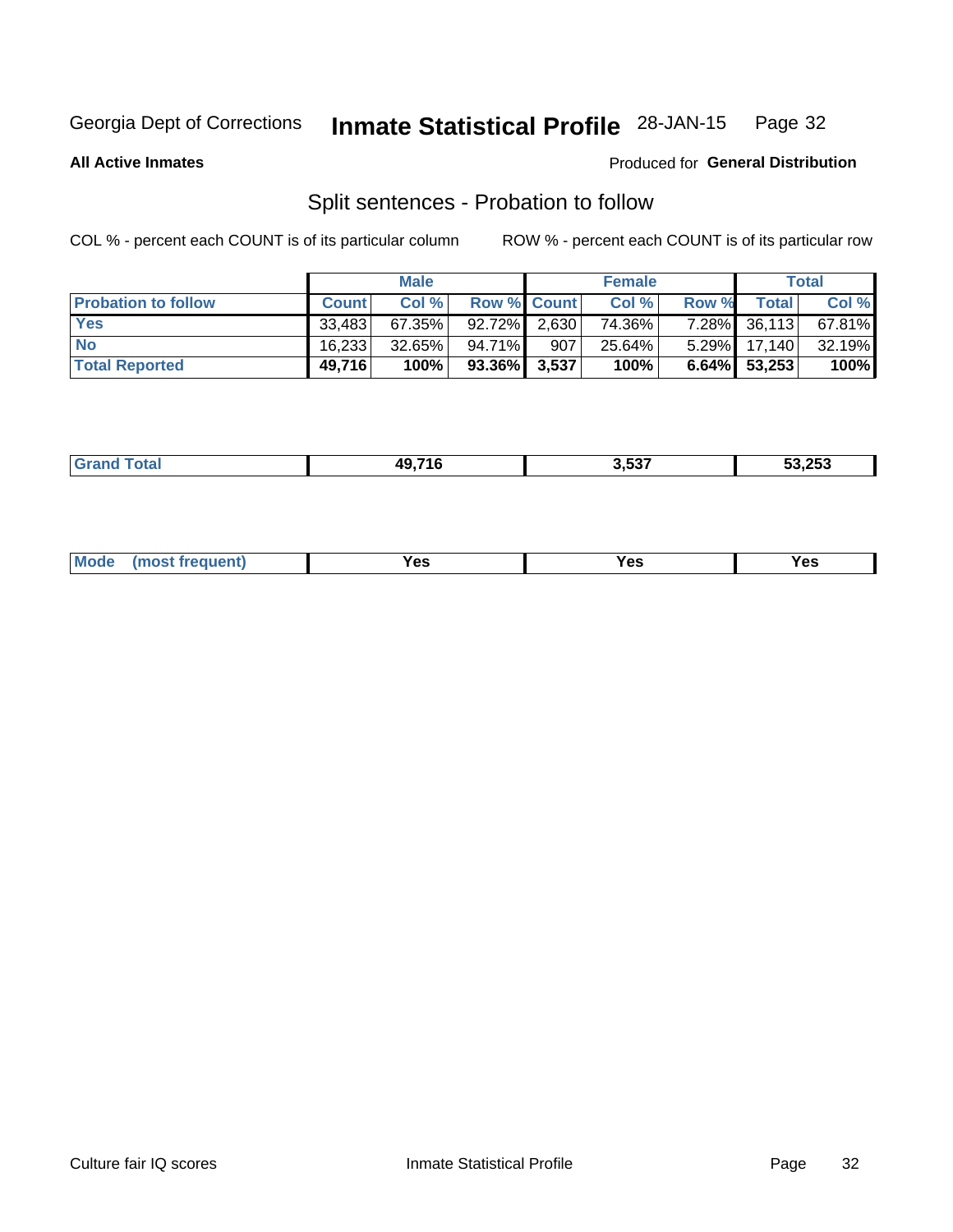Georgia Dept of Corrections **Inmate Statistical Profile** 28-JAN-15

**All Active Inmates**

Produced for **General Distribution**

## Split sentences - Probation to follow

COL % - percent each COUNT is of its particular column

ROW % - percent each COUNT is of its particular row

| | Male | | | Female | | | Total | |
|---|---|---|---|---|---|---|---|---|
| **Probation to follow** | **Count** | **Col %** | **Row %** | **Count** | **Col %** | **Row %** | **Total** | **Col %** |
| **Yes** | 33,483 | 67.35% | 92.72% | 2,630 | 74.36% | 7.28% | 36,113 | 67.81% |
| **No** | 16,233 | 32.65% | 94.71% | 907 | 25.64% | 5.29% | 17,140 | 32.19% |
| **Total Reported** | **49,716** | **100%** | **93.36%** | **3,537** | **100%** | **6.64%** | **53,253** | **100%** |

| | | | |
|---|---|---|---|
| **Grand Total** | **49,716** | **3,537** | **53,253** |

| | | | |
|---|---|---|---|
| **Mode (most frequent)** | **Yes** | **Yes** | **Yes** |

Culture fair IQ scores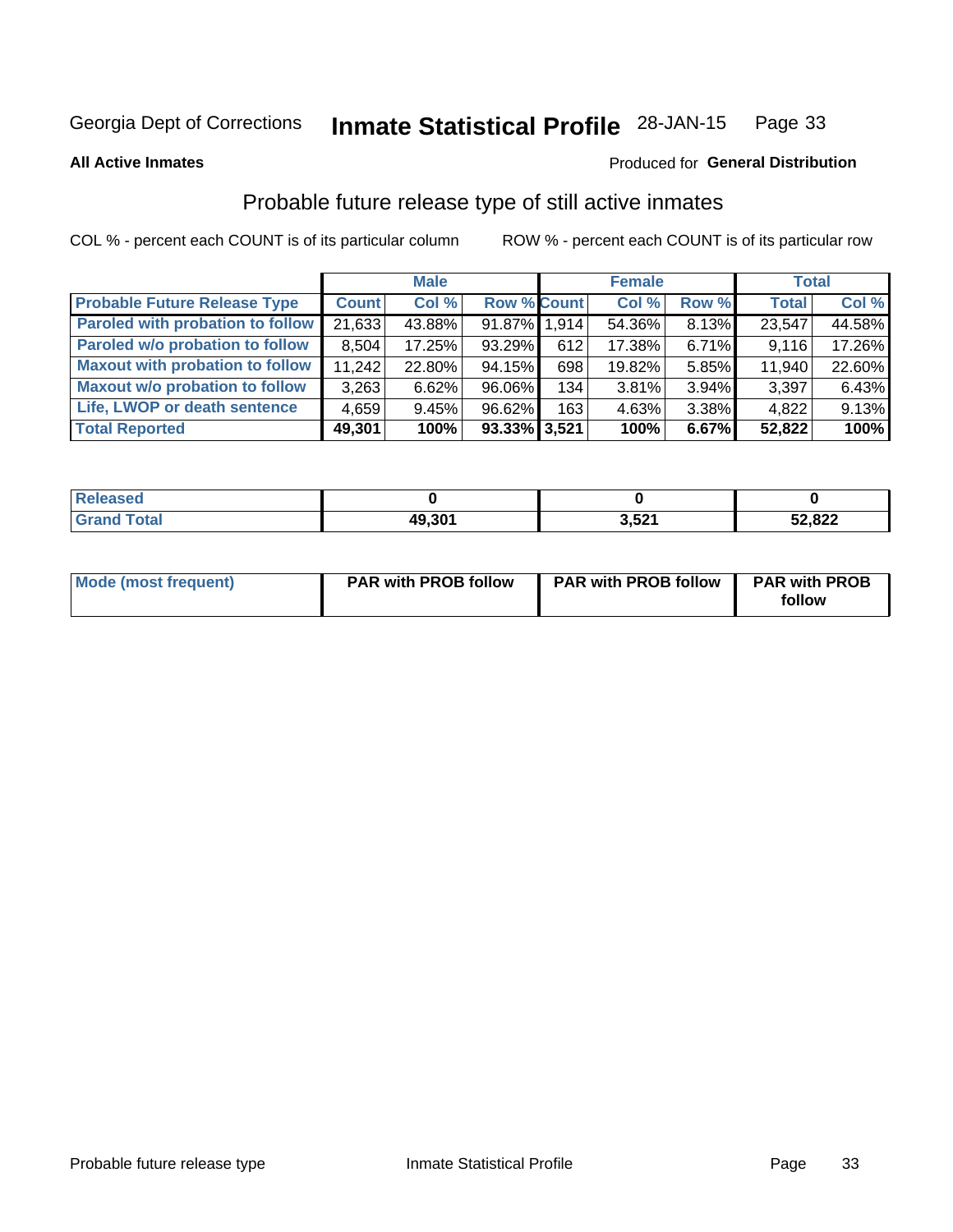Georgia Dept of Corrections **Inmate Statistical Profile** 28-JAN-15 Page 33

**All Active Inmates**

Produced for **General Distribution**

## Probable future release type of still active inmates

COL % - percent each COUNT is of its particular column ROW % - percent each COUNT is of its particular row

| | Male | | | Female | | | Total | |
|---|---|---|---|---|---|---|---|---|
| **Probable Future Release Type** | **Count** | **Col %** | **Row %** | **Count** | **Col %** | **Row %** | **Total** | **Col %** |
| **Paroled with probation to follow** | 21,633 | 43.88% | 91.87% | 1,914 | 54.36% | 8.13% | 23,547 | 44.58% |
| **Paroled w/o probation to follow** | 8,504 | 17.25% | 93.29% | 612 | 17.38% | 6.71% | 9,116 | 17.26% |
| **Maxout with probation to follow** | 11,242 | 22.80% | 94.15% | 698 | 19.82% | 5.85% | 11,940 | 22.60% |
| **Maxout w/o probation to follow** | 3,263 | 6.62% | 96.06% | 134 | 3.81% | 3.94% | 3,397 | 6.43% |
| **Life, LWOP or death sentence** | 4,659 | 9.45% | 96.62% | 163 | 4.63% | 3.38% | 4,822 | 9.13% |
| **Total Reported** | **49,301** | **100%** | **93.33%** | **3,521** | **100%** | **6.67%** | **52,822** | **100%** |

| | Male | Female | Total |
|---|---|---|---|
| **Released** | **0** | **0** | **0** |
| **Grand Total** | **49,301** | **3,521** | **52,822** |

| | Male | Female | Total |
|---|---|---|---|
| **Mode (most frequent)** | **PAR with PROB follow** | **PAR with PROB follow** | **PAR with PROB follow** |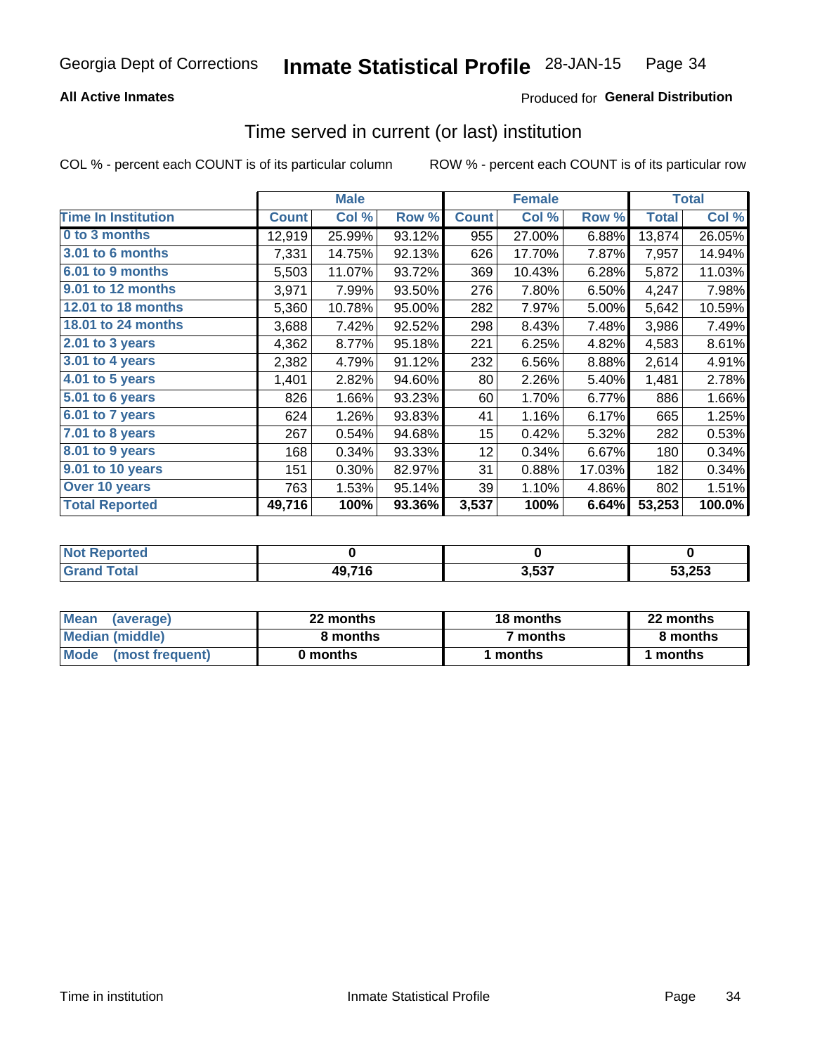Georgia Dept of Corrections **Inmate Statistical Profile** 28-JAN-15

**All Active Inmates**

Produced for **General Distribution**

## Time served in current (or last) institution

COL % - percent each COUNT is of its particular column ROW % - percent each COUNT is of its particular row

| | Male | | | Female | | | Total | |
|---|---|---|---|---|---|---|---|---|
| **Time In Institution** | **Count** | **Col %** | **Row %** | **Count** | **Col %** | **Row %** | **Total** | **Col %** |
| **0 to 3 months** | 12,919 | 25.99% | 93.12% | 955 | 27.00% | 6.88% | 13,874 | 26.05% |
| **3.01 to 6 months** | 7,331 | 14.75% | 92.13% | 626 | 17.70% | 7.87% | 7,957 | 14.94% |
| **6.01 to 9 months** | 5,503 | 11.07% | 93.72% | 369 | 10.43% | 6.28% | 5,872 | 11.03% |
| **9.01 to 12 months** | 3,971 | 7.99% | 93.50% | 276 | 7.80% | 6.50% | 4,247 | 7.98% |
| **12.01 to 18 months** | 5,360 | 10.78% | 95.00% | 282 | 7.97% | 5.00% | 5,642 | 10.59% |
| **18.01 to 24 months** | 3,688 | 7.42% | 92.52% | 298 | 8.43% | 7.48% | 3,986 | 7.49% |
| **2.01 to 3 years** | 4,362 | 8.77% | 95.18% | 221 | 6.25% | 4.82% | 4,583 | 8.61% |
| **3.01 to 4 years** | 2,382 | 4.79% | 91.12% | 232 | 6.56% | 8.88% | 2,614 | 4.91% |
| **4.01 to 5 years** | 1,401 | 2.82% | 94.60% | 80 | 2.26% | 5.40% | 1,481 | 2.78% |
| **5.01 to 6 years** | 826 | 1.66% | 93.23% | 60 | 1.70% | 6.77% | 886 | 1.66% |
| **6.01 to 7 years** | 624 | 1.26% | 93.83% | 41 | 1.16% | 6.17% | 665 | 1.25% |
| **7.01 to 8 years** | 267 | 0.54% | 94.68% | 15 | 0.42% | 5.32% | 282 | 0.53% |
| **8.01 to 9 years** | 168 | 0.34% | 93.33% | 12 | 0.34% | 6.67% | 180 | 0.34% |
| **9.01 to 10 years** | 151 | 0.30% | 82.97% | 31 | 0.88% | 17.03% | 182 | 0.34% |
| **Over 10 years** | 763 | 1.53% | 95.14% | 39 | 1.10% | 4.86% | 802 | 1.51% |
| **Total Reported** | **49,716** | **100%** | **93.36%** | **3,537** | **100%** | **6.64%** | **53,253** | **100.0%** |

| | Male | Female | Total |
|---|---|---|---|
| **Not Reported** | **0** | **0** | **0** |
| **Grand Total** | **49,716** | **3,537** | **53,253** |

| | Male | Female | Total |
|---|---|---|---|
| **Mean (average)** | **22 months** | **18 months** | **22 months** |
| **Median (middle)** | **8 months** | **7 months** | **8 months** |
| **Mode (most frequent)** | **0 months** | **1 months** | **1 months** |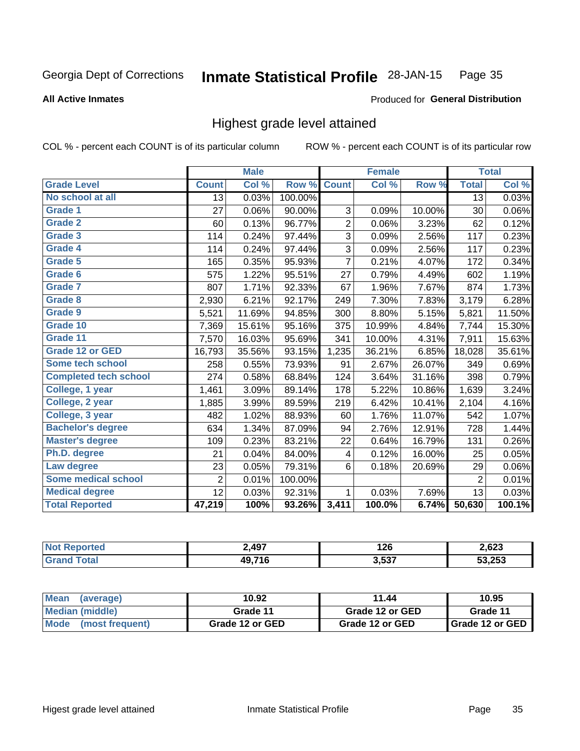Georgia Dept of Corrections **Inmate Statistical Profile** 28-JAN-15

**All Active Inmates**

Produced for **General Distribution**

## Highest grade level attained

COL % - percent each COUNT is of its particular column        ROW % - percent each COUNT is of its particular row

| | Male | | | Female | | | Total | |
|---|---|---|---|---|---|---|---|---|
| **Grade Level** | **Count** | **Col %** | **Row %** | **Count** | **Col %** | **Row %** | **Total** | **Col %** |
| No school at all | 13 | 0.03% | 100.00% | | | | 13 | 0.03% |
| Grade 1 | 27 | 0.06% | 90.00% | 3 | 0.09% | 10.00% | 30 | 0.06% |
| Grade 2 | 60 | 0.13% | 96.77% | 2 | 0.06% | 3.23% | 62 | 0.12% |
| Grade 3 | 114 | 0.24% | 97.44% | 3 | 0.09% | 2.56% | 117 | 0.23% |
| Grade 4 | 114 | 0.24% | 97.44% | 3 | 0.09% | 2.56% | 117 | 0.23% |
| Grade 5 | 165 | 0.35% | 95.93% | 7 | 0.21% | 4.07% | 172 | 0.34% |
| Grade 6 | 575 | 1.22% | 95.51% | 27 | 0.79% | 4.49% | 602 | 1.19% |
| Grade 7 | 807 | 1.71% | 92.33% | 67 | 1.96% | 7.67% | 874 | 1.73% |
| Grade 8 | 2,930 | 6.21% | 92.17% | 249 | 7.30% | 7.83% | 3,179 | 6.28% |
| Grade 9 | 5,521 | 11.69% | 94.85% | 300 | 8.80% | 5.15% | 5,821 | 11.50% |
| Grade 10 | 7,369 | 15.61% | 95.16% | 375 | 10.99% | 4.84% | 7,744 | 15.30% |
| Grade 11 | 7,570 | 16.03% | 95.69% | 341 | 10.00% | 4.31% | 7,911 | 15.63% |
| Grade 12 or GED | 16,793 | 35.56% | 93.15% | 1,235 | 36.21% | 6.85% | 18,028 | 35.61% |
| Some tech school | 258 | 0.55% | 73.93% | 91 | 2.67% | 26.07% | 349 | 0.69% |
| Completed tech school | 274 | 0.58% | 68.84% | 124 | 3.64% | 31.16% | 398 | 0.79% |
| College, 1 year | 1,461 | 3.09% | 89.14% | 178 | 5.22% | 10.86% | 1,639 | 3.24% |
| College, 2 year | 1,885 | 3.99% | 89.59% | 219 | 6.42% | 10.41% | 2,104 | 4.16% |
| College, 3 year | 482 | 1.02% | 88.93% | 60 | 1.76% | 11.07% | 542 | 1.07% |
| Bachelor's degree | 634 | 1.34% | 87.09% | 94 | 2.76% | 12.91% | 728 | 1.44% |
| Master's degree | 109 | 0.23% | 83.21% | 22 | 0.64% | 16.79% | 131 | 0.26% |
| Ph.D. degree | 21 | 0.04% | 84.00% | 4 | 0.12% | 16.00% | 25 | 0.05% |
| Law degree | 23 | 0.05% | 79.31% | 6 | 0.18% | 20.69% | 29 | 0.06% |
| Some medical school | 2 | 0.01% | 100.00% | | | | 2 | 0.01% |
| Medical degree | 12 | 0.03% | 92.31% | 1 | 0.03% | 7.69% | 13 | 0.03% |
| **Total Reported** | **47,219** | **100%** | **93.26%** | **3,411** | **100.0%** | **6.74%** | **50,630** | **100.1%** |

| | Male | Female | Total |
|---|---|---|---|
| Not Reported | 2,497 | 126 | 2,623 |
| Grand Total | 49,716 | 3,537 | 53,253 |

| | Male | Female | Total |
|---|---|---|---|
| Mean (average) | 10.92 | 11.44 | 10.95 |
| Median (middle) | Grade 11 | Grade 12 or GED | Grade 11 |
| Mode (most frequent) | Grade 12 or GED | Grade 12 or GED | Grade 12 or GED |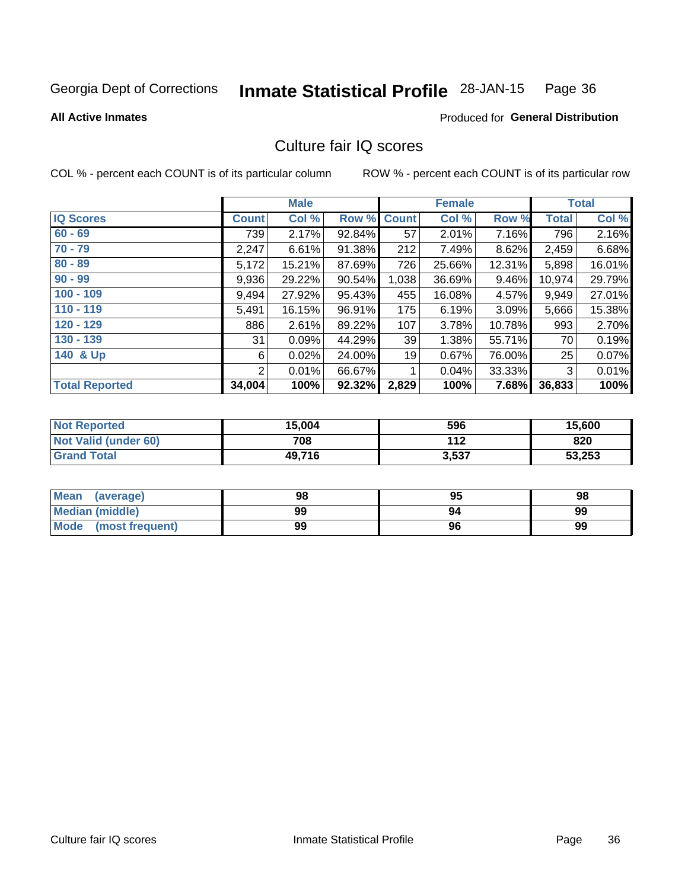Georgia Dept of Corrections **Inmate Statistical Profile** 28-JAN-15

**All Active Inmates**

Produced for **General Distribution**

## Culture fair IQ scores

COL % - percent each COUNT is of its particular column

ROW % - percent each COUNT is of its particular row

| | Male | | | Female | | | Total | |
|---|---|---|---|---|---|---|---|---|
| **IQ Scores** | **Count** | **Col %** | **Row %** | **Count** | **Col %** | **Row %** | **Total** | **Col %** |
| 60 - 69 | 739 | 2.17% | 92.84% | 57 | 2.01% | 7.16% | 796 | 2.16% |
| 70 - 79 | 2,247 | 6.61% | 91.38% | 212 | 7.49% | 8.62% | 2,459 | 6.68% |
| 80 - 89 | 5,172 | 15.21% | 87.69% | 726 | 25.66% | 12.31% | 5,898 | 16.01% |
| 90 - 99 | 9,936 | 29.22% | 90.54% | 1,038 | 36.69% | 9.46% | 10,974 | 29.79% |
| 100 - 109 | 9,494 | 27.92% | 95.43% | 455 | 16.08% | 4.57% | 9,949 | 27.01% |
| 110 - 119 | 5,491 | 16.15% | 96.91% | 175 | 6.19% | 3.09% | 5,666 | 15.38% |
| 120 - 129 | 886 | 2.61% | 89.22% | 107 | 3.78% | 10.78% | 993 | 2.70% |
| 130 - 139 | 31 | 0.09% | 44.29% | 39 | 1.38% | 55.71% | 70 | 0.19% |
| 140 & Up | 6 | 0.02% | 24.00% | 19 | 0.67% | 76.00% | 25 | 0.07% |
| | 2 | 0.01% | 66.67% | 1 | 0.04% | 33.33% | 3 | 0.01% |
| **Total Reported** | **34,004** | **100%** | **92.32%** | **2,829** | **100%** | **7.68%** | **36,833** | **100%** |

| | Male | Female | Total |
|---|---|---|---|
| **Not Reported** | **15,004** | **596** | **15,600** |
| **Not Valid (under 60)** | **708** | **112** | **820** |
| **Grand Total** | **49,716** | **3,537** | **53,253** |

| | Male | Female | Total |
|---|---|---|---|
| **Mean (average)** | **98** | **95** | **98** |
| **Median (middle)** | **99** | **94** | **99** |
| **Mode (most frequent)** | **99** | **96** | **99** |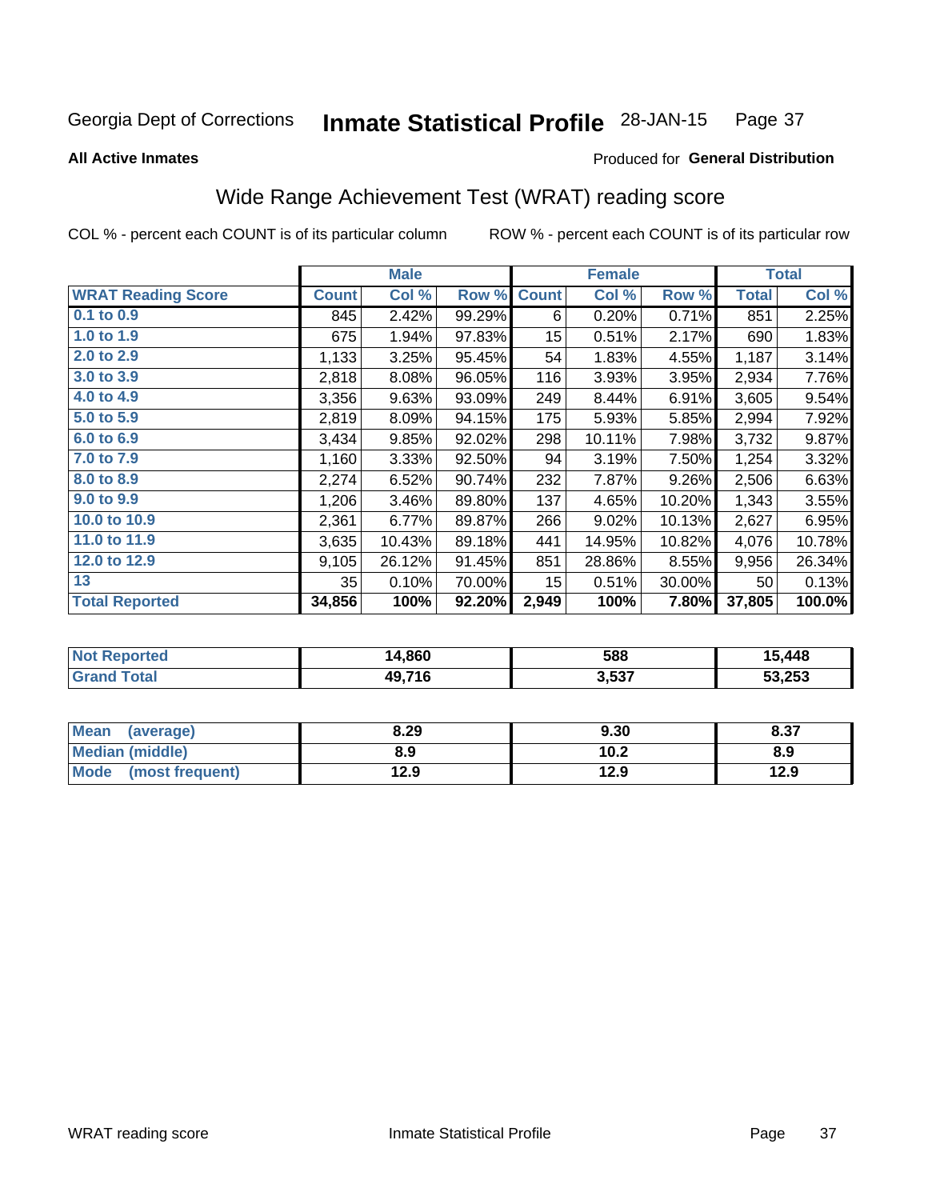Georgia Dept of Corrections **Inmate Statistical Profile** 28-JAN-15

**All Active Inmates**

Produced for **General Distribution**

## Wide Range Achievement Test (WRAT) reading score

COL % - percent each COUNT is of its particular column ROW % - percent each COUNT is of its particular row

| | Male | | | Female | | | Total | |
|---|---|---|---|---|---|---|---|---|
| **WRAT Reading Score** | **Count** | **Col %** | **Row %** | **Count** | **Col %** | **Row %** | **Total** | **Col %** |
| 0.1 to 0.9 | 845 | 2.42% | 99.29% | 6 | 0.20% | 0.71% | 851 | 2.25% |
| 1.0 to 1.9 | 675 | 1.94% | 97.83% | 15 | 0.51% | 2.17% | 690 | 1.83% |
| 2.0 to 2.9 | 1,133 | 3.25% | 95.45% | 54 | 1.83% | 4.55% | 1,187 | 3.14% |
| 3.0 to 3.9 | 2,818 | 8.08% | 96.05% | 116 | 3.93% | 3.95% | 2,934 | 7.76% |
| 4.0 to 4.9 | 3,356 | 9.63% | 93.09% | 249 | 8.44% | 6.91% | 3,605 | 9.54% |
| 5.0 to 5.9 | 2,819 | 8.09% | 94.15% | 175 | 5.93% | 5.85% | 2,994 | 7.92% |
| 6.0 to 6.9 | 3,434 | 9.85% | 92.02% | 298 | 10.11% | 7.98% | 3,732 | 9.87% |
| 7.0 to 7.9 | 1,160 | 3.33% | 92.50% | 94 | 3.19% | 7.50% | 1,254 | 3.32% |
| 8.0 to 8.9 | 2,274 | 6.52% | 90.74% | 232 | 7.87% | 9.26% | 2,506 | 6.63% |
| 9.0 to 9.9 | 1,206 | 3.46% | 89.80% | 137 | 4.65% | 10.20% | 1,343 | 3.55% |
| 10.0 to 10.9 | 2,361 | 6.77% | 89.87% | 266 | 9.02% | 10.13% | 2,627 | 6.95% |
| 11.0 to 11.9 | 3,635 | 10.43% | 89.18% | 441 | 14.95% | 10.82% | 4,076 | 10.78% |
| 12.0 to 12.9 | 9,105 | 26.12% | 91.45% | 851 | 28.86% | 8.55% | 9,956 | 26.34% |
| 13 | 35 | 0.10% | 70.00% | 15 | 0.51% | 30.00% | 50 | 0.13% |
| **Total Reported** | **34,856** | **100%** | **92.20%** | **2,949** | **100%** | **7.80%** | **37,805** | **100.0%** |

| | Male | Female | Total |
|---|---|---|---|
| **Not Reported** | **14,860** | **588** | **15,448** |
| **Grand Total** | **49,716** | **3,537** | **53,253** |

| | Male | Female | Total |
|---|---|---|---|
| **Mean (average)** | **8.29** | **9.30** | **8.37** |
| **Median (middle)** | **8.9** | **10.2** | **8.9** |
| **Mode (most frequent)** | **12.9** | **12.9** | **12.9** |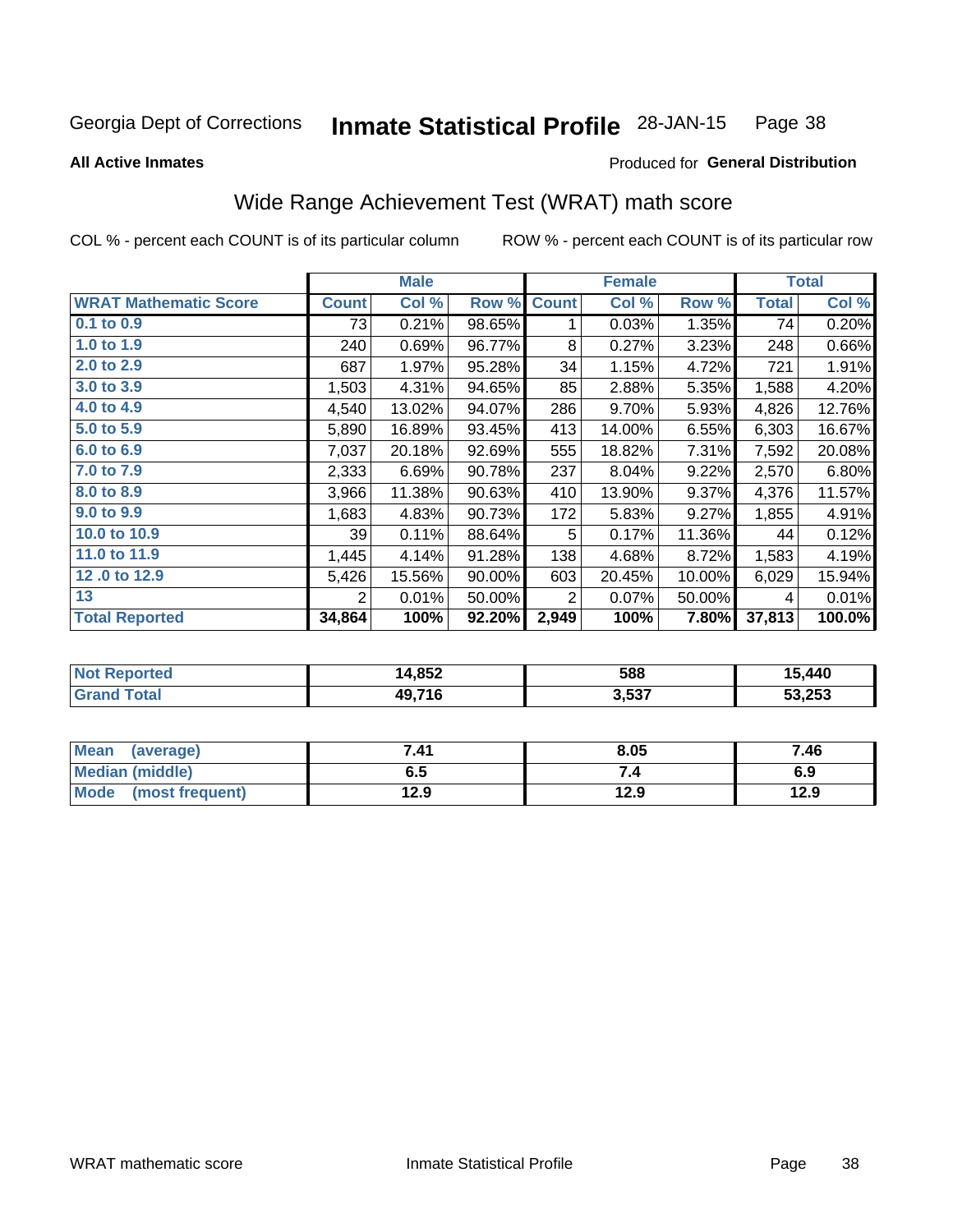Georgia Dept of Corrections **Inmate Statistical Profile** 28-JAN-15 Page 38

**All Active Inmates**

Produced for **General Distribution**

## Wide Range Achievement Test (WRAT) math score

COL % - percent each COUNT is of its particular column ROW % - percent each COUNT is of its particular row

| | Male | | | Female | | | Total | |
|---|---|---|---|---|---|---|---|---|
| **WRAT Mathematic Score** | **Count** | **Col %** | **Row %** | **Count** | **Col %** | **Row %** | **Total** | **Col %** |
| **0.1 to 0.9** | 73 | 0.21% | 98.65% | 1 | 0.03% | 1.35% | 74 | 0.20% |
| **1.0 to 1.9** | 240 | 0.69% | 96.77% | 8 | 0.27% | 3.23% | 248 | 0.66% |
| **2.0 to 2.9** | 687 | 1.97% | 95.28% | 34 | 1.15% | 4.72% | 721 | 1.91% |
| **3.0 to 3.9** | 1,503 | 4.31% | 94.65% | 85 | 2.88% | 5.35% | 1,588 | 4.20% |
| **4.0 to 4.9** | 4,540 | 13.02% | 94.07% | 286 | 9.70% | 5.93% | 4,826 | 12.76% |
| **5.0 to 5.9** | 5,890 | 16.89% | 93.45% | 413 | 14.00% | 6.55% | 6,303 | 16.67% |
| **6.0 to 6.9** | 7,037 | 20.18% | 92.69% | 555 | 18.82% | 7.31% | 7,592 | 20.08% |
| **7.0 to 7.9** | 2,333 | 6.69% | 90.78% | 237 | 8.04% | 9.22% | 2,570 | 6.80% |
| **8.0 to 8.9** | 3,966 | 11.38% | 90.63% | 410 | 13.90% | 9.37% | 4,376 | 11.57% |
| **9.0 to 9.9** | 1,683 | 4.83% | 90.73% | 172 | 5.83% | 9.27% | 1,855 | 4.91% |
| **10.0 to 10.9** | 39 | 0.11% | 88.64% | 5 | 0.17% | 11.36% | 44 | 0.12% |
| **11.0 to 11.9** | 1,445 | 4.14% | 91.28% | 138 | 4.68% | 8.72% | 1,583 | 4.19% |
| **12 .0 to 12.9** | 5,426 | 15.56% | 90.00% | 603 | 20.45% | 10.00% | 6,029 | 15.94% |
| **13** | 2 | 0.01% | 50.00% | 2 | 0.07% | 50.00% | 4 | 0.01% |
| **Total Reported** | **34,864** | **100%** | **92.20%** | **2,949** | **100%** | **7.80%** | **37,813** | **100.0%** |

| | Male | Female | Total |
|---|---|---|---|
| **Not Reported** | **14,852** | **588** | **15,440** |
| **Grand Total** | **49,716** | **3,537** | **53,253** |

| | Male | Female | Total |
|---|---|---|---|
| **Mean (average)** | **7.41** | **8.05** | **7.46** |
| **Median (middle)** | **6.5** | **7.4** | **6.9** |
| **Mode (most frequent)** | **12.9** | **12.9** | **12.9** |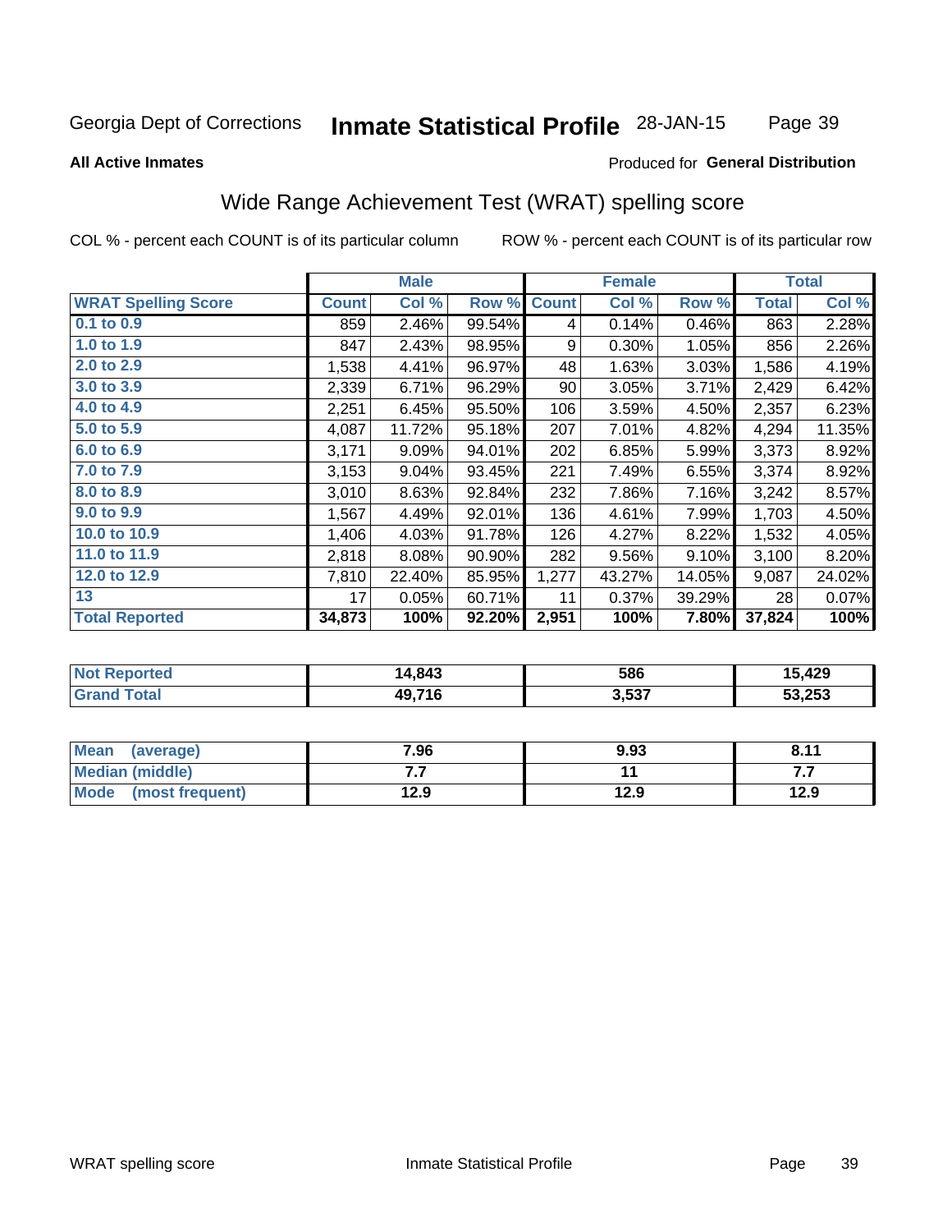Georgia Dept of Corrections **Inmate Statistical Profile** 28-JAN-15

**All Active Inmates**

Produced for **General Distribution**

## Wide Range Achievement Test (WRAT) spelling score

COL % - percent each COUNT is of its particular column ROW % - percent each COUNT is of its particular row

| | Male | | | Female | | | Total | |
|---|---|---|---|---|---|---|---|---|
| **WRAT Spelling Score** | **Count** | **Col %** | **Row %** | **Count** | **Col %** | **Row %** | **Total** | **Col %** |
| **0.1 to 0.9** | 859 | 2.46% | 99.54% | 4 | 0.14% | 0.46% | 863 | 2.28% |
| **1.0 to 1.9** | 847 | 2.43% | 98.95% | 9 | 0.30% | 1.05% | 856 | 2.26% |
| **2.0 to 2.9** | 1,538 | 4.41% | 96.97% | 48 | 1.63% | 3.03% | 1,586 | 4.19% |
| **3.0 to 3.9** | 2,339 | 6.71% | 96.29% | 90 | 3.05% | 3.71% | 2,429 | 6.42% |
| **4.0 to 4.9** | 2,251 | 6.45% | 95.50% | 106 | 3.59% | 4.50% | 2,357 | 6.23% |
| **5.0 to 5.9** | 4,087 | 11.72% | 95.18% | 207 | 7.01% | 4.82% | 4,294 | 11.35% |
| **6.0 to 6.9** | 3,171 | 9.09% | 94.01% | 202 | 6.85% | 5.99% | 3,373 | 8.92% |
| **7.0 to 7.9** | 3,153 | 9.04% | 93.45% | 221 | 7.49% | 6.55% | 3,374 | 8.92% |
| **8.0 to 8.9** | 3,010 | 8.63% | 92.84% | 232 | 7.86% | 7.16% | 3,242 | 8.57% |
| **9.0 to 9.9** | 1,567 | 4.49% | 92.01% | 136 | 4.61% | 7.99% | 1,703 | 4.50% |
| **10.0 to 10.9** | 1,406 | 4.03% | 91.78% | 126 | 4.27% | 8.22% | 1,532 | 4.05% |
| **11.0 to 11.9** | 2,818 | 8.08% | 90.90% | 282 | 9.56% | 9.10% | 3,100 | 8.20% |
| **12.0 to 12.9** | 7,810 | 22.40% | 85.95% | 1,277 | 43.27% | 14.05% | 9,087 | 24.02% |
| **13** | 17 | 0.05% | 60.71% | 11 | 0.37% | 39.29% | 28 | 0.07% |
| **Total Reported** | **34,873** | **100%** | **92.20%** | **2,951** | **100%** | **7.80%** | **37,824** | **100%** |

| | Male | Female | Total |
|---|---|---|---|
| **Not Reported** | **14,843** | **586** | **15,429** |
| **Grand Total** | **49,716** | **3,537** | **53,253** |

| | Male | Female | Total |
|---|---|---|---|
| **Mean (average)** | **7.96** | **9.93** | **8.11** |
| **Median (middle)** | **7.7** | **11** | **7.7** |
| **Mode (most frequent)** | **12.9** | **12.9** | **12.9** |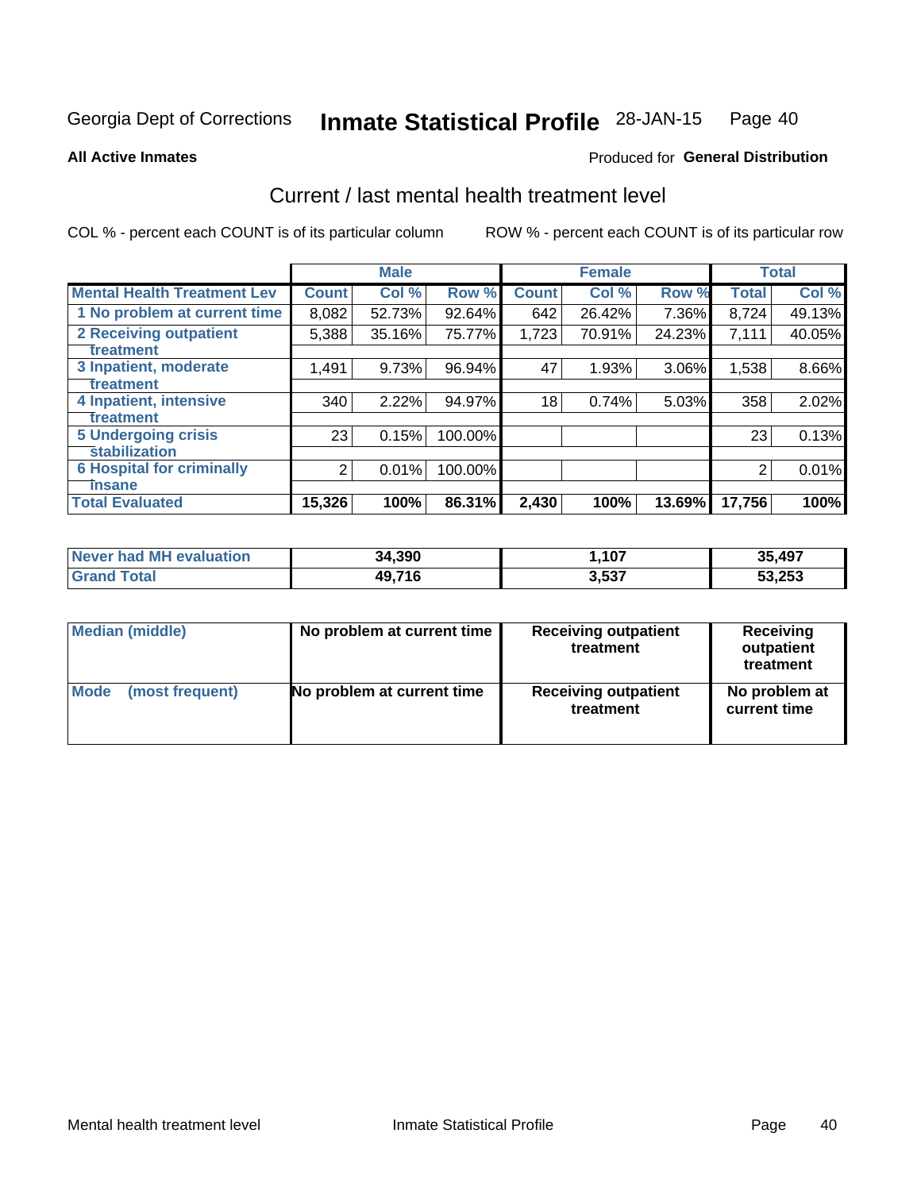Georgia Dept of Corrections **Inmate Statistical Profile** 28-JAN-15 Page 40

**All Active Inmates**

Produced for **General Distribution**

## Current / last mental health treatment level

COL % - percent each COUNT is of its particular column ROW % - percent each COUNT is of its particular row

| | Male | | | Female | | | Total | |
|---|---|---|---|---|---|---|---|---|
| **Mental Health Treatment Lev** | **Count** | **Col %** | **Row %** | **Count** | **Col %** | **Row %** | **Total** | **Col %** |
| **1 No problem at current time** | 8,082 | 52.73% | 92.64% | 642 | 26.42% | 7.36% | 8,724 | 49.13% |
| **2 Receiving outpatient treatment** | 5,388 | 35.16% | 75.77% | 1,723 | 70.91% | 24.23% | 7,111 | 40.05% |
| **3 Inpatient, moderate treatment** | 1,491 | 9.73% | 96.94% | 47 | 1.93% | 3.06% | 1,538 | 8.66% |
| **4 Inpatient, intensive treatment** | 340 | 2.22% | 94.97% | 18 | 0.74% | 5.03% | 358 | 2.02% |
| **5 Undergoing crisis stabilization** | 23 | 0.15% | 100.00% | | | | 23 | 0.13% |
| **6 Hospital for criminally insane** | 2 | 0.01% | 100.00% | | | | 2 | 0.01% |
| **Total Evaluated** | **15,326** | **100%** | **86.31%** | **2,430** | **100%** | **13.69%** | **17,756** | **100%** |

| | Male | Female | Total |
|---|---|---|---|
| **Never had MH evaluation** | **34,390** | **1,107** | **35,497** |
| **Grand Total** | **49,716** | **3,537** | **53,253** |

| | Male | Female | Total |
|---|---|---|---|
| **Median (middle)** | **No problem at current time** | **Receiving outpatient treatment** | **Receiving outpatient treatment** |
| **Mode (most frequent)** | **No problem at current time** | **Receiving outpatient treatment** | **No problem at current time** |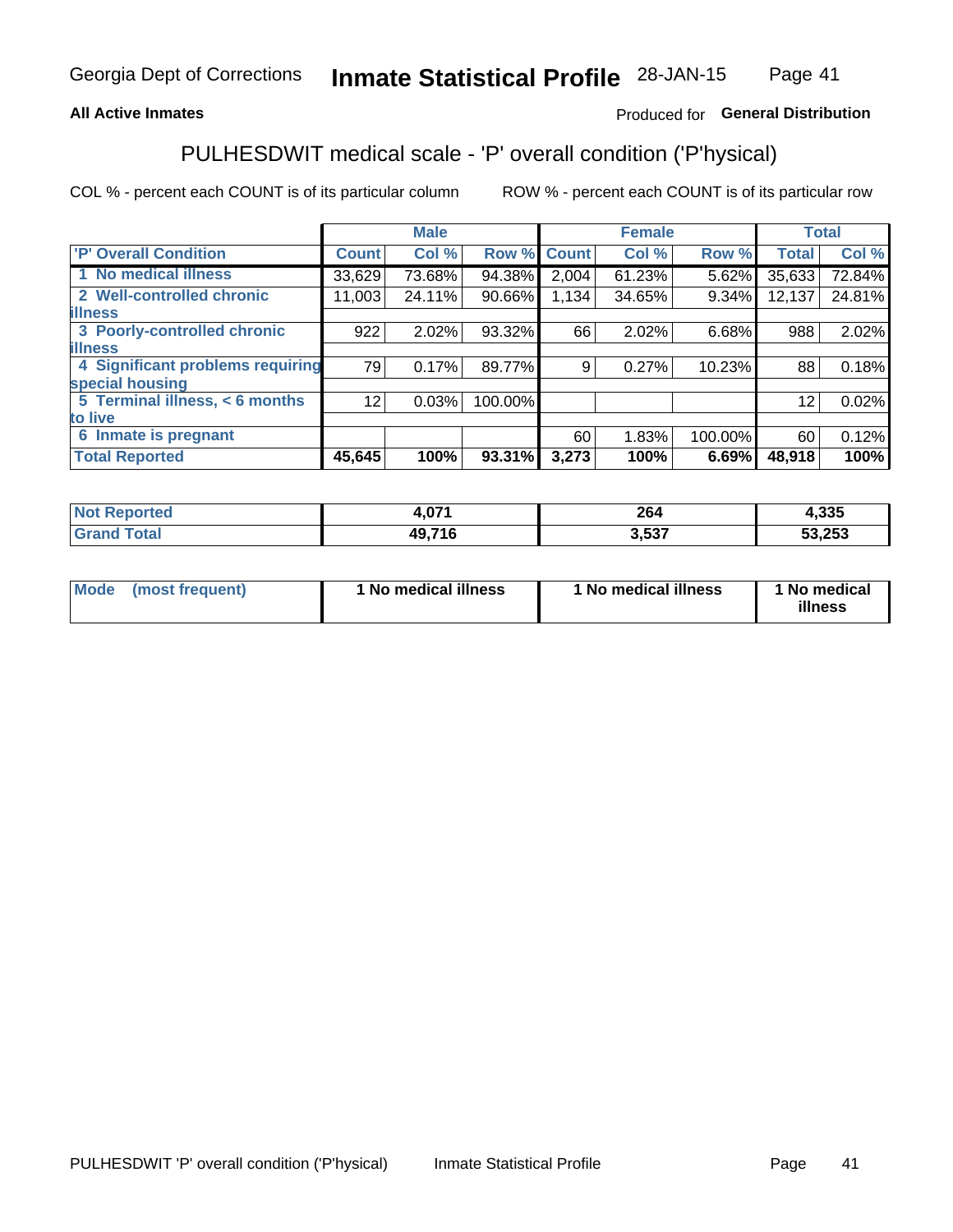**All Active Inmates** — Produced for **General Distribution**

## PULHESDWIT medical scale - 'P' overall condition ('P'hysical)

COL % - percent each COUNT is of its particular column — ROW % - percent each COUNT is of its particular row

| 'P' Overall Condition | Male | | | Female | | | Total | |
|---|---|---|---|---|---|---|---|---|
| | Count | Col % | Row % | Count | Col % | Row % | Total | Col % |
| 1 No medical illness | 33,629 | 73.68% | 94.38% | 2,004 | 61.23% | 5.62% | 35,633 | 72.84% |
| 2 Well-controlled chronic illness | 11,003 | 24.11% | 90.66% | 1,134 | 34.65% | 9.34% | 12,137 | 24.81% |
| 3 Poorly-controlled chronic illness | 922 | 2.02% | 93.32% | 66 | 2.02% | 6.68% | 988 | 2.02% |
| 4 Significant problems requiring special housing | 79 | 0.17% | 89.77% | 9 | 0.27% | 10.23% | 88 | 0.18% |
| 5 Terminal illness, < 6 months to live | 12 | 0.03% | 100.00% | | | | 12 | 0.02% |
| 6 Inmate is pregnant | | | | 60 | 1.83% | 100.00% | 60 | 0.12% |
| **Total Reported** | **45,645** | **100%** | **93.31%** | **3,273** | **100%** | **6.69%** | **48,918** | **100%** |

| | Male | Female | Total |
|---|---|---|---|
| Not Reported | 4,071 | 264 | 4,335 |
| Grand Total | 49,716 | 3,537 | 53,253 |

| | Male | Female | Total |
|---|---|---|---|
| Mode (most frequent) | 1 No medical illness | 1 No medical illness | 1 No medical illness |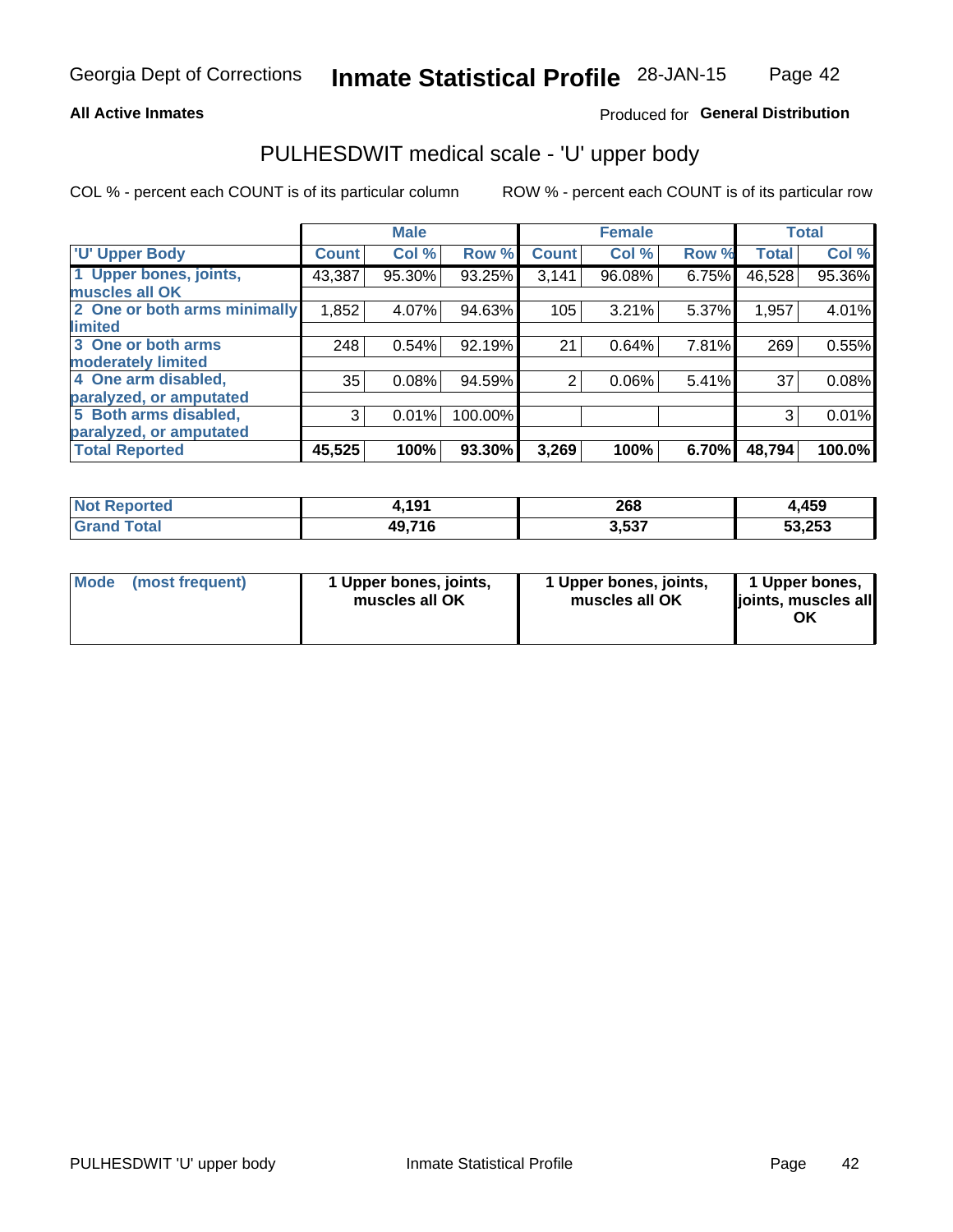Georgia Dept of Corrections **Inmate Statistical Profile** 28-JAN-15

**All Active Inmates**

Produced for **General Distribution**

## PULHESDWIT medical scale - 'U' upper body

COL % - percent each COUNT is of its particular column

ROW % - percent each COUNT is of its particular row

| | Male | | | Female | | | Total | |
|---|---|---|---|---|---|---|---|---|
| 'U' Upper Body | Count | Col % | Row % | Count | Col % | Row % | Total | Col % |
| 1 Upper bones, joints, muscles all OK | 43,387 | 95.30% | 93.25% | 3,141 | 96.08% | 6.75% | 46,528 | 95.36% |
| 2 One or both arms minimally limited | 1,852 | 4.07% | 94.63% | 105 | 3.21% | 5.37% | 1,957 | 4.01% |
| 3 One or both arms moderately limited | 248 | 0.54% | 92.19% | 21 | 0.64% | 7.81% | 269 | 0.55% |
| 4 One arm disabled, paralyzed, or amputated | 35 | 0.08% | 94.59% | 2 | 0.06% | 5.41% | 37 | 0.08% |
| 5 Both arms disabled, paralyzed, or amputated | 3 | 0.01% | 100.00% | | | | 3 | 0.01% |
| **Total Reported** | **45,525** | **100%** | **93.30%** | **3,269** | **100%** | **6.70%** | **48,794** | **100.0%** |

| | Male | Female | Total |
|---|---|---|---|
| **Not Reported** | **4,191** | **268** | **4,459** |
| **Grand Total** | **49,716** | **3,537** | **53,253** |

| | Male | Female | Total |
|---|---|---|---|
| **Mode (most frequent)** | **1 Upper bones, joints, muscles all OK** | **1 Upper bones, joints, muscles all OK** | **1 Upper bones, joints, muscles all OK** |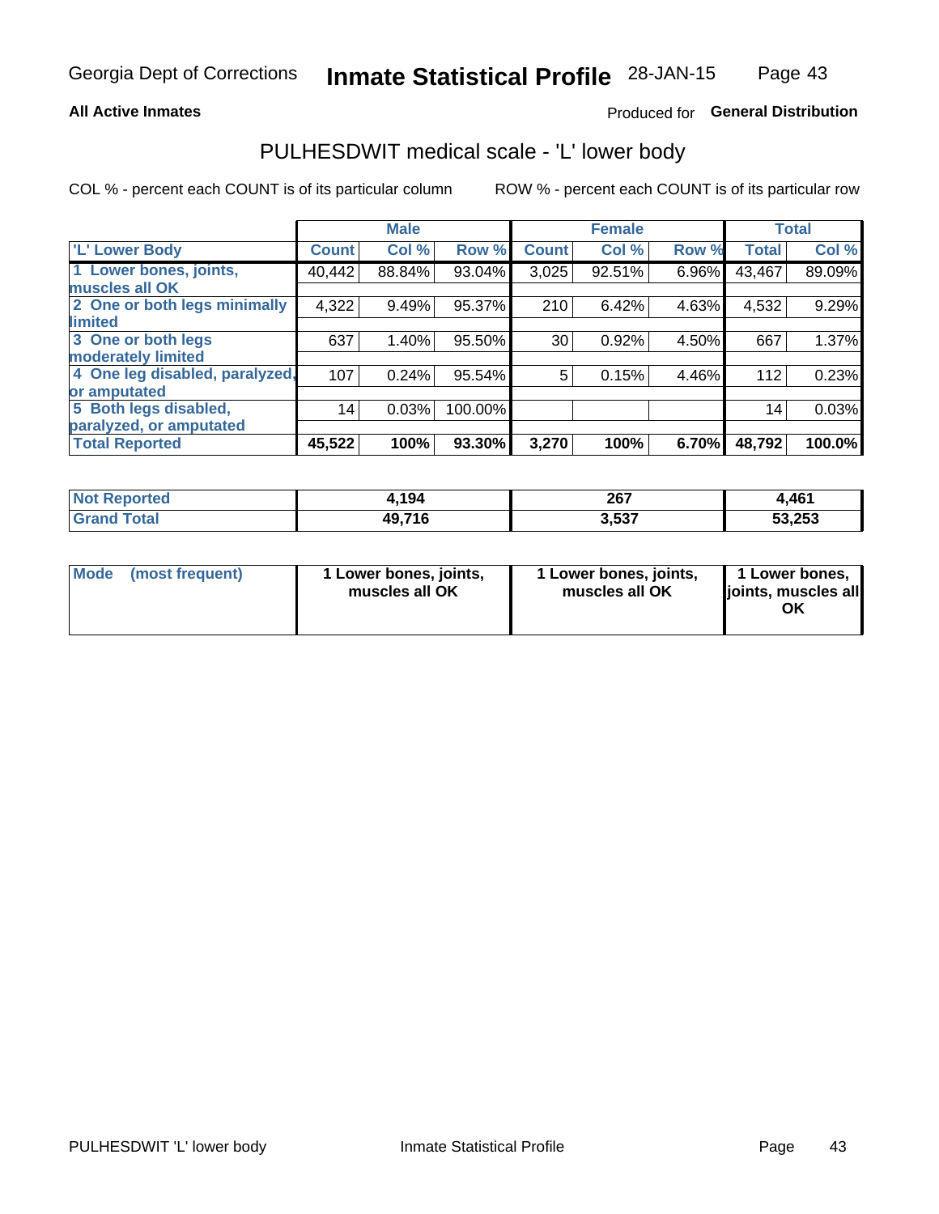Georgia Dept of Corrections **Inmate Statistical Profile** 28-JAN-15

**All Active Inmates**

Produced for **General Distribution**

## PULHESDWIT medical scale - 'L' lower body

COL % - percent each COUNT is of its particular column

ROW % - percent each COUNT is of its particular row

| | Male | | | Female | | | Total | |
|---|---|---|---|---|---|---|---|---|
| 'L' Lower Body | Count | Col % | Row % | Count | Col % | Row % | Total | Col % |
| 1 Lower bones, joints, muscles all OK | 40,442 | 88.84% | 93.04% | 3,025 | 92.51% | 6.96% | 43,467 | 89.09% |
| 2 One or both legs minimally limited | 4,322 | 9.49% | 95.37% | 210 | 6.42% | 4.63% | 4,532 | 9.29% |
| 3 One or both legs moderately limited | 637 | 1.40% | 95.50% | 30 | 0.92% | 4.50% | 667 | 1.37% |
| 4 One leg disabled, paralyzed, or amputated | 107 | 0.24% | 95.54% | 5 | 0.15% | 4.46% | 112 | 0.23% |
| 5 Both legs disabled, paralyzed, or amputated | 14 | 0.03% | 100.00% | | | | 14 | 0.03% |
| **Total Reported** | **45,522** | **100%** | **93.30%** | **3,270** | **100%** | **6.70%** | **48,792** | **100.0%** |

| | Male | Female | Total |
|---|---|---|---|
| Not Reported | 4,194 | 267 | 4,461 |
| Grand Total | 49,716 | 3,537 | 53,253 |

| | Male | Female | Total |
|---|---|---|---|
| Mode (most frequent) | 1 Lower bones, joints, muscles all OK | 1 Lower bones, joints, muscles all OK | 1 Lower bones, joints, muscles all OK |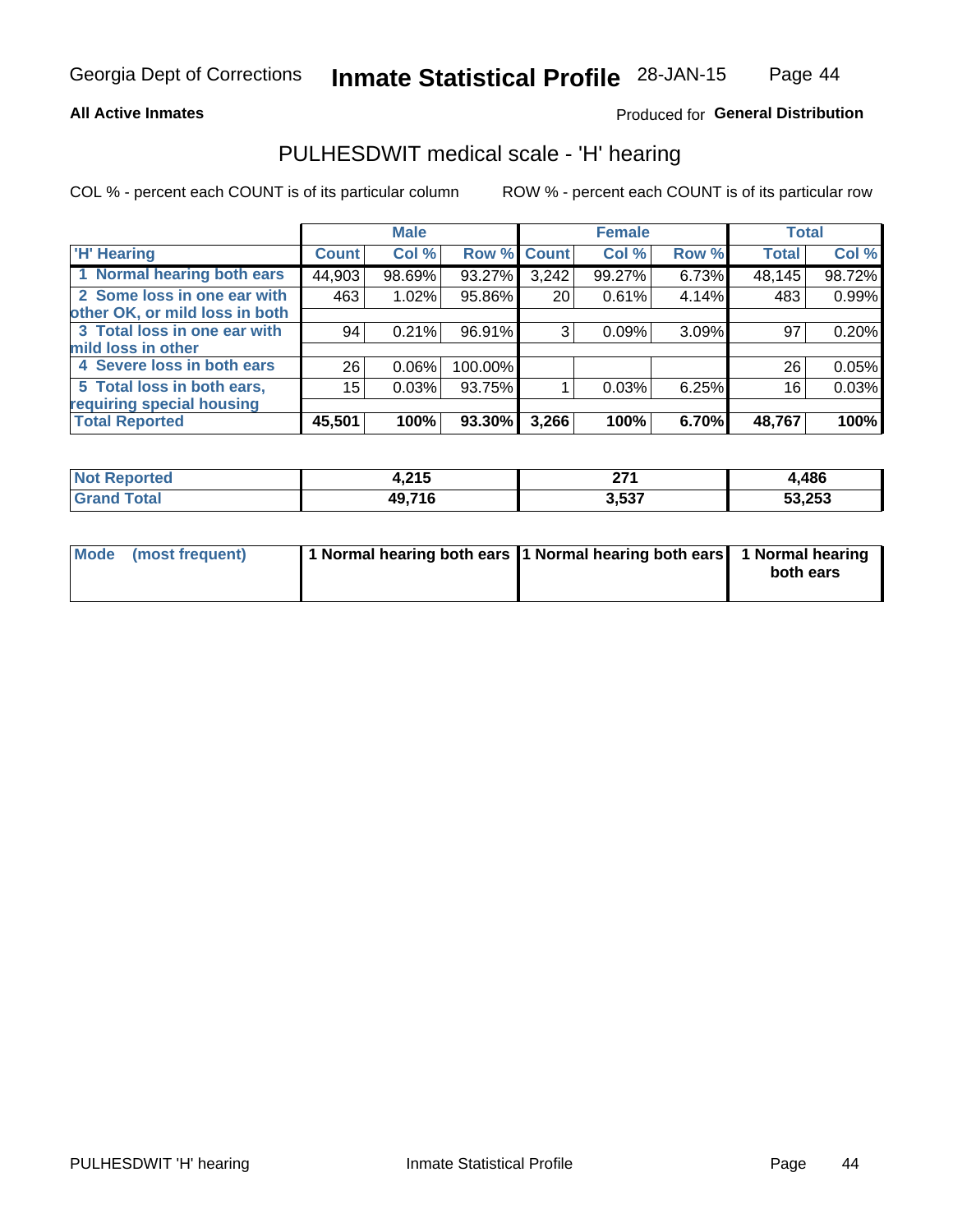Georgia Dept of Corrections **Inmate Statistical Profile** 28-JAN-15

**All Active Inmates**

Produced for **General Distribution**

## PULHESDWIT medical scale - 'H' hearing

COL % - percent each COUNT is of its particular column

ROW % - percent each COUNT is of its particular row

| | Male | | | Female | | | Total | |
|---|---|---|---|---|---|---|---|---|
| 'H' Hearing | Count | Col % | Row % | Count | Col % | Row % | Total | Col % |
| 1 Normal hearing both ears | 44,903 | 98.69% | 93.27% | 3,242 | 99.27% | 6.73% | 48,145 | 98.72% |
| 2 Some loss in one ear with other OK, or mild loss in both | 463 | 1.02% | 95.86% | 20 | 0.61% | 4.14% | 483 | 0.99% |
| 3 Total loss in one ear with mild loss in other | 94 | 0.21% | 96.91% | 3 | 0.09% | 3.09% | 97 | 0.20% |
| 4 Severe loss in both ears | 26 | 0.06% | 100.00% | | | | 26 | 0.05% |
| 5 Total loss in both ears, requiring special housing | 15 | 0.03% | 93.75% | 1 | 0.03% | 6.25% | 16 | 0.03% |
| **Total Reported** | **45,501** | **100%** | **93.30%** | **3,266** | **100%** | **6.70%** | **48,767** | **100%** |

| | Male | Female | Total |
|---|---|---|---|
| Not Reported | 4,215 | 271 | 4,486 |
| Grand Total | 49,716 | 3,537 | 53,253 |

| | Male | Female | Total |
|---|---|---|---|
| Mode (most frequent) | 1 Normal hearing both ears | 1 Normal hearing both ears | 1 Normal hearing both ears |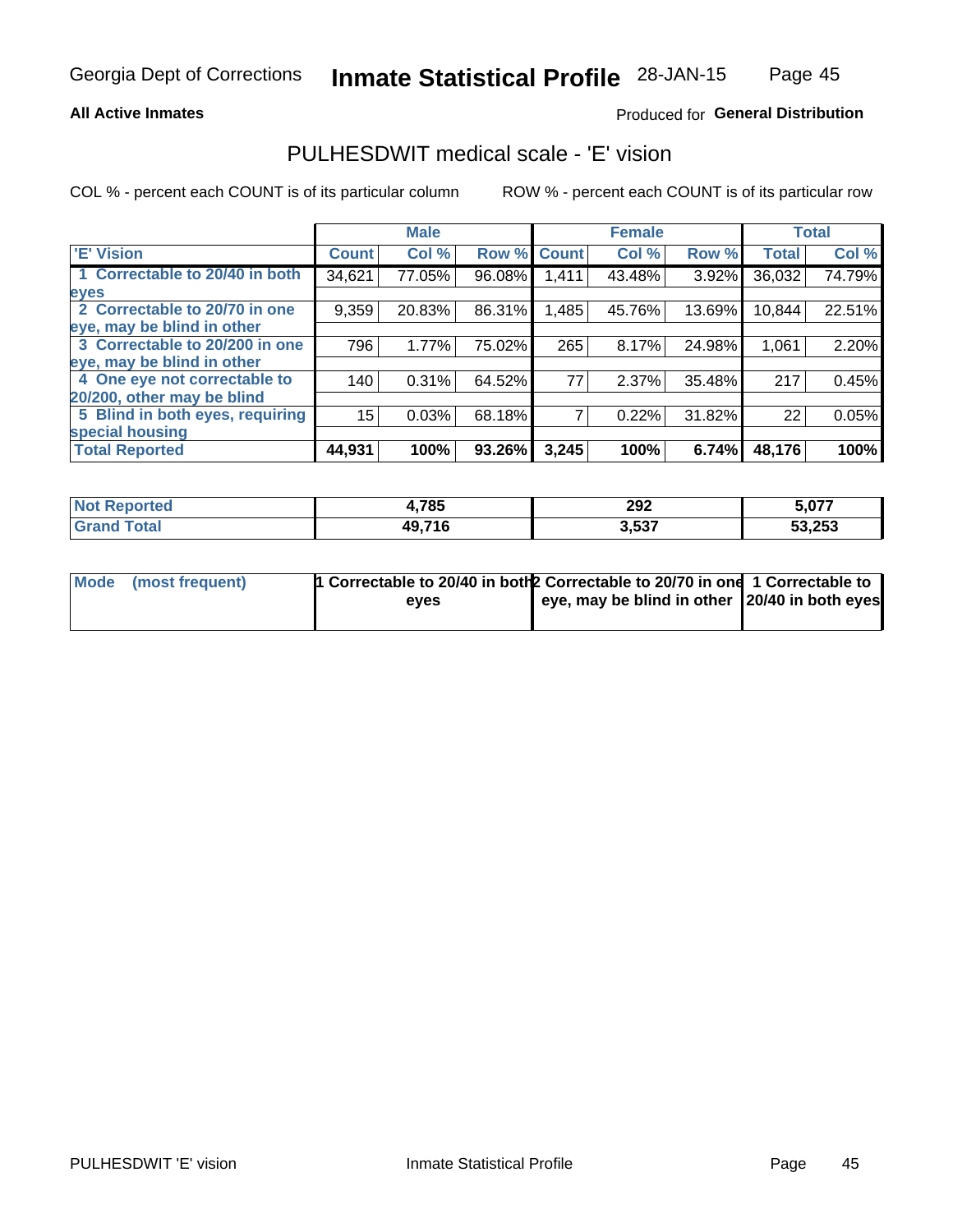Georgia Dept of Corrections **Inmate Statistical Profile** 28-JAN-15

**All Active Inmates**

Produced for **General Distribution**

## PULHESDWIT medical scale - 'E' vision

COL % - percent each COUNT is of its particular column

ROW % - percent each COUNT is of its particular row

| | Male | | | Female | | | Total | |
|---|---|---|---|---|---|---|---|---|
| 'E' Vision | Count | Col % | Row % | Count | Col % | Row % | Total | Col % |
| 1 Correctable to 20/40 in both eyes | 34,621 | 77.05% | 96.08% | 1,411 | 43.48% | 3.92% | 36,032 | 74.79% |
| 2 Correctable to 20/70 in one eye, may be blind in other | 9,359 | 20.83% | 86.31% | 1,485 | 45.76% | 13.69% | 10,844 | 22.51% |
| 3 Correctable to 20/200 in one eye, may be blind in other | 796 | 1.77% | 75.02% | 265 | 8.17% | 24.98% | 1,061 | 2.20% |
| 4 One eye not correctable to 20/200, other may be blind | 140 | 0.31% | 64.52% | 77 | 2.37% | 35.48% | 217 | 0.45% |
| 5 Blind in both eyes, requiring special housing | 15 | 0.03% | 68.18% | 7 | 0.22% | 31.82% | 22 | 0.05% |
| **Total Reported** | **44,931** | **100%** | **93.26%** | **3,245** | **100%** | **6.74%** | **48,176** | **100%** |

| | Male | Female | Total |
|---|---|---|---|
| **Not Reported** | **4,785** | **292** | **5,077** |
| **Grand Total** | **49,716** | **3,537** | **53,253** |

| | Male | Female | Total |
|---|---|---|---|
| **Mode (most frequent)** | **1 Correctable to 20/40 in both eyes** | **2 Correctable to 20/70 in one eye, may be blind in other** | **1 Correctable to 20/40 in both eyes** |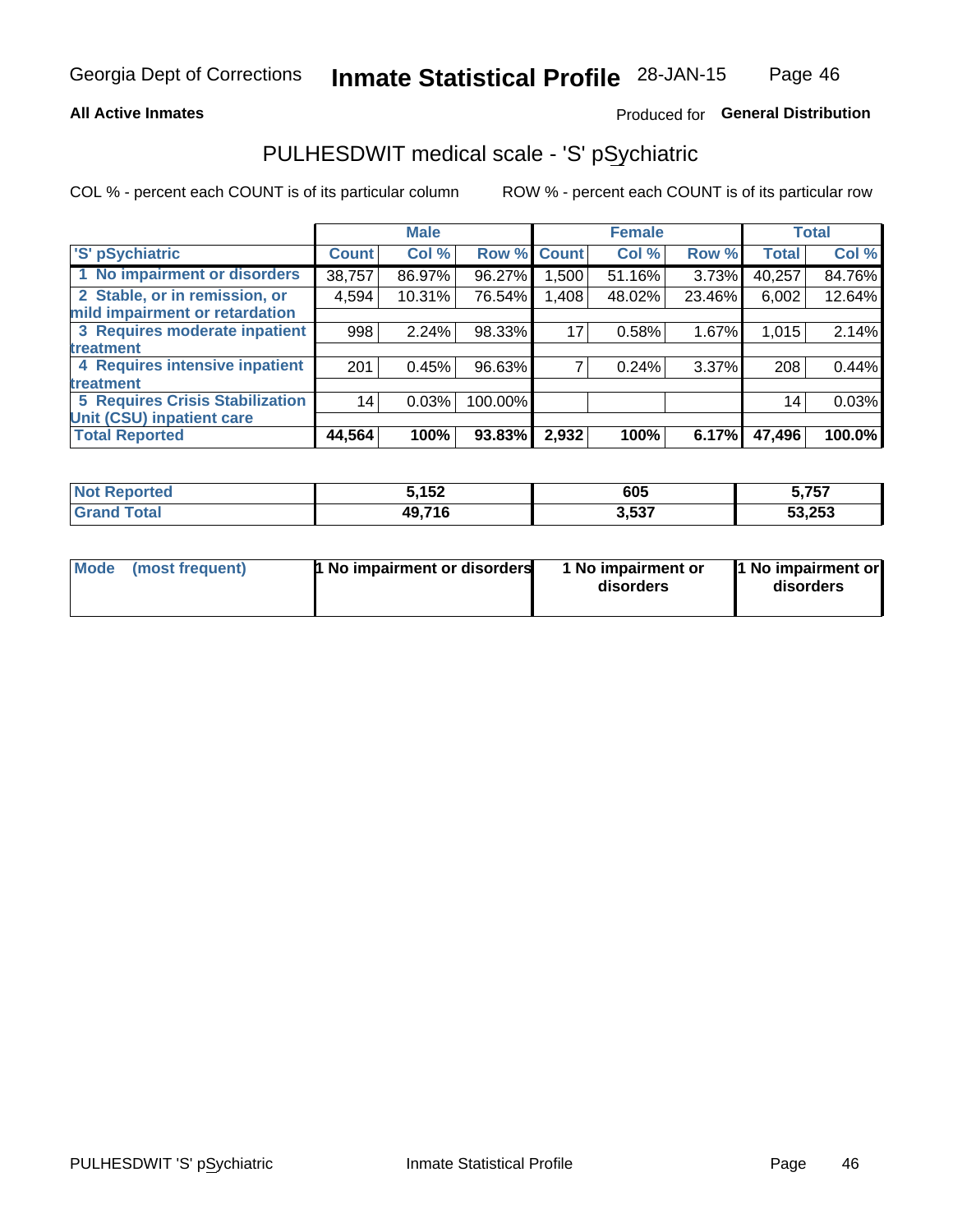Georgia Dept of Corrections **Inmate Statistical Profile** 28-JAN-15

**All Active Inmates**

Produced for **General Distribution**

## PULHESDWIT medical scale - 'S' pSychiatric

COL % - percent each COUNT is of its particular column

ROW % - percent each COUNT is of its particular row

| 'S' pSychiatric | Male | | | Female | | | Total | |
|---|---|---|---|---|---|---|---|---|
| | Count | Col % | Row % | Count | Col % | Row % | Total | Col % |
| 1 No impairment or disorders | 38,757 | 86.97% | 96.27% | 1,500 | 51.16% | 3.73% | 40,257 | 84.76% |
| 2 Stable, or in remission, or mild impairment or retardation | 4,594 | 10.31% | 76.54% | 1,408 | 48.02% | 23.46% | 6,002 | 12.64% |
| 3 Requires moderate inpatient treatment | 998 | 2.24% | 98.33% | 17 | 0.58% | 1.67% | 1,015 | 2.14% |
| 4 Requires intensive inpatient treatment | 201 | 0.45% | 96.63% | 7 | 0.24% | 3.37% | 208 | 0.44% |
| 5 Requires Crisis Stabilization Unit (CSU) inpatient care | 14 | 0.03% | 100.00% | | | | 14 | 0.03% |
| **Total Reported** | **44,564** | **100%** | **93.83%** | **2,932** | **100%** | **6.17%** | **47,496** | **100.0%** |

| | Male | Female | Total |
|---|---|---|---|
| Not Reported | 5,152 | 605 | 5,757 |
| Grand Total | 49,716 | 3,537 | 53,253 |

| | Male | Female | Total |
|---|---|---|---|
| Mode (most frequent) | 1 No impairment or disorders | 1 No impairment or disorders | 1 No impairment or disorders |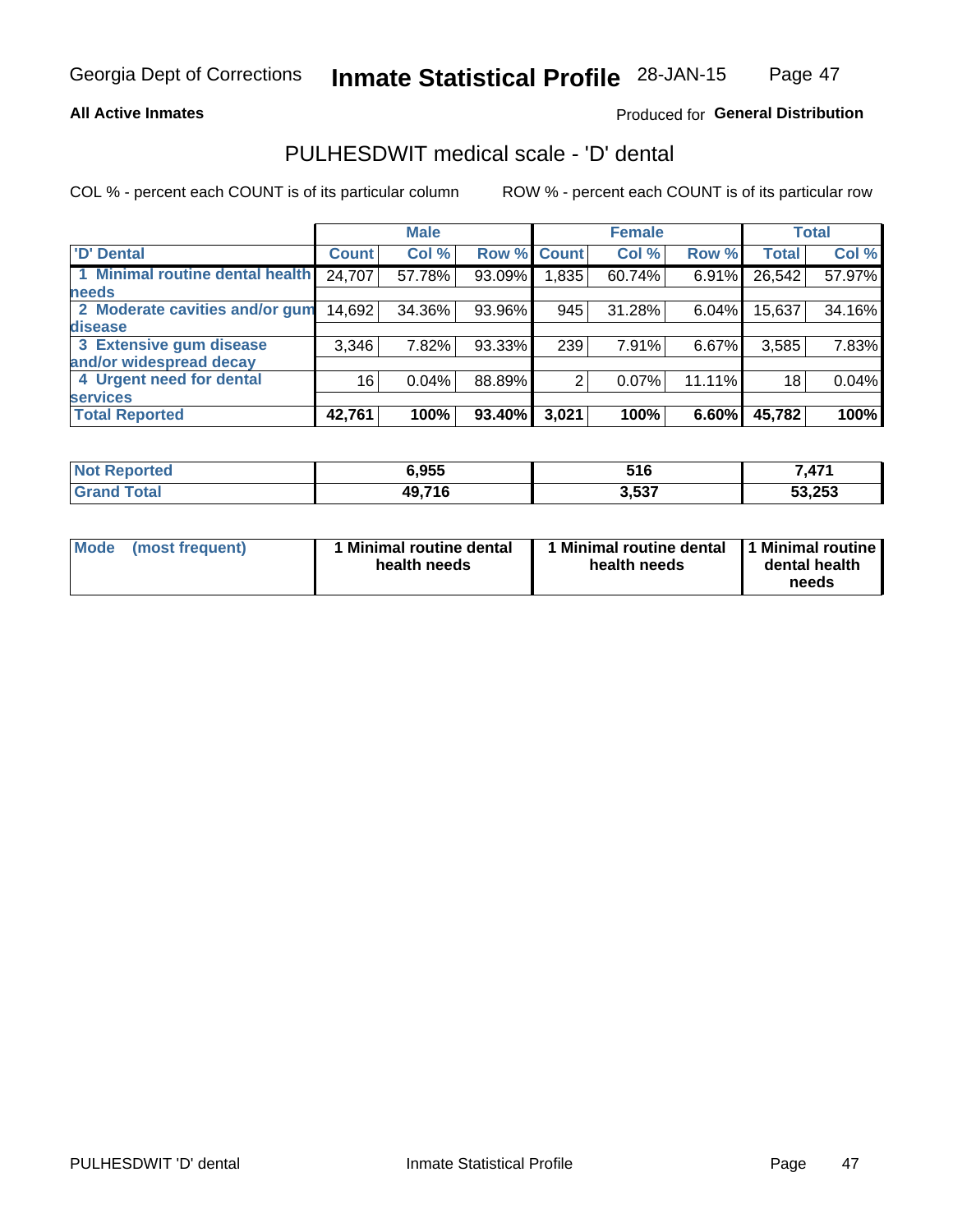Georgia Dept of Corrections **Inmate Statistical Profile** 28-JAN-15

**All Active Inmates**

Produced for **General Distribution**

## PULHESDWIT medical scale - 'D' dental

COL % - percent each COUNT is of its particular column

ROW % - percent each COUNT is of its particular row

| | Male | | | Female | | | Total | |
|---|---|---|---|---|---|---|---|---|
| 'D' Dental | Count | Col % | Row % | Count | Col % | Row % | Total | Col % |
| 1 Minimal routine dental health needs | 24,707 | 57.78% | 93.09% | 1,835 | 60.74% | 6.91% | 26,542 | 57.97% |
| 2 Moderate cavities and/or gum disease | 14,692 | 34.36% | 93.96% | 945 | 31.28% | 6.04% | 15,637 | 34.16% |
| 3 Extensive gum disease and/or widespread decay | 3,346 | 7.82% | 93.33% | 239 | 7.91% | 6.67% | 3,585 | 7.83% |
| 4 Urgent need for dental services | 16 | 0.04% | 88.89% | 2 | 0.07% | 11.11% | 18 | 0.04% |
| **Total Reported** | **42,761** | **100%** | **93.40%** | **3,021** | **100%** | **6.60%** | **45,782** | **100%** |

| | Male | Female | Total |
|---|---|---|---|
| Not Reported | 6,955 | 516 | 7,471 |
| Grand Total | 49,716 | 3,537 | 53,253 |

| | Male | Female | Total |
|---|---|---|---|
| Mode (most frequent) | 1 Minimal routine dental health needs | 1 Minimal routine dental health needs | 1 Minimal routine dental health needs |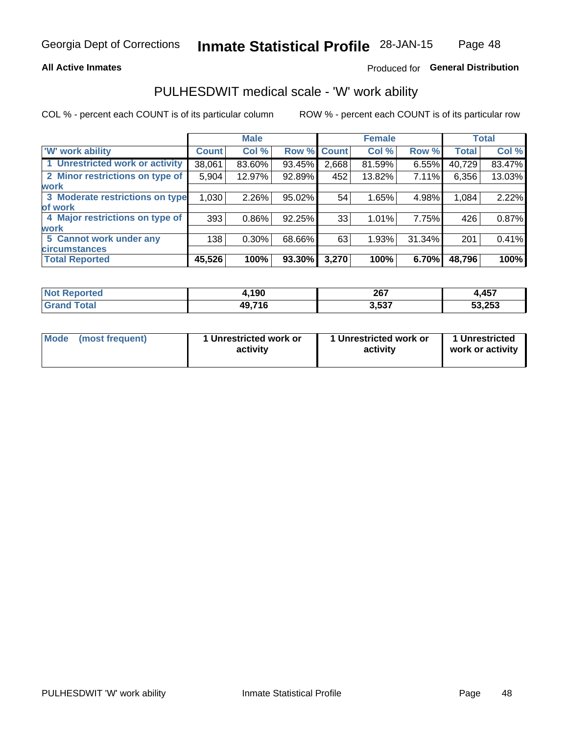Georgia Dept of Corrections **Inmate Statistical Profile** 28-JAN-15

**All Active Inmates**

Produced for **General Distribution**

## PULHESDWIT medical scale - 'W' work ability

COL % - percent each COUNT is of its particular column

ROW % - percent each COUNT is of its particular row

| | Male | | | Female | | | Total | |
|---|---|---|---|---|---|---|---|---|
| 'W' work ability | Count | Col % | Row % | Count | Col % | Row % | Total | Col % |
| 1 Unrestricted work or activity | 38,061 | 83.60% | 93.45% | 2,668 | 81.59% | 6.55% | 40,729 | 83.47% |
| 2 Minor restrictions on type of work | 5,904 | 12.97% | 92.89% | 452 | 13.82% | 7.11% | 6,356 | 13.03% |
| 3 Moderate restrictions on type of work | 1,030 | 2.26% | 95.02% | 54 | 1.65% | 4.98% | 1,084 | 2.22% |
| 4 Major restrictions on type of work | 393 | 0.86% | 92.25% | 33 | 1.01% | 7.75% | 426 | 0.87% |
| 5 Cannot work under any circumstances | 138 | 0.30% | 68.66% | 63 | 1.93% | 31.34% | 201 | 0.41% |
| **Total Reported** | **45,526** | **100%** | **93.30%** | **3,270** | **100%** | **6.70%** | **48,796** | **100%** |

| | Male | Female | Total |
|---|---|---|---|
| Not Reported | 4,190 | 267 | 4,457 |
| Grand Total | 49,716 | 3,537 | 53,253 |

| | Male | Female | Total |
|---|---|---|---|
| Mode (most frequent) | 1 Unrestricted work or activity | 1 Unrestricted work or activity | 1 Unrestricted work or activity |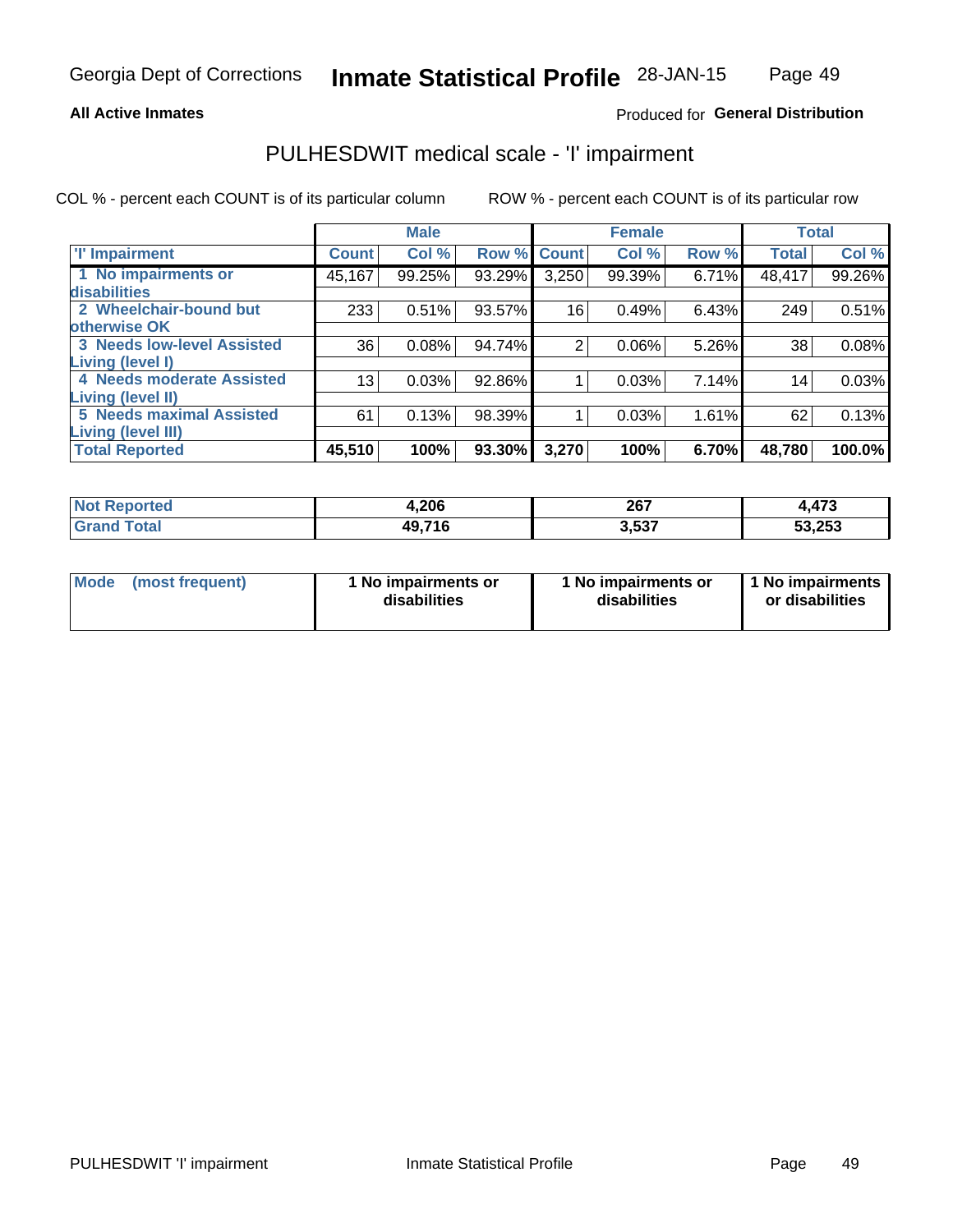Georgia Dept of Corrections **Inmate Statistical Profile** 28-JAN-15

**All Active Inmates**

Produced for **General Distribution**

## PULHESDWIT medical scale - 'I' impairment

COL % - percent each COUNT is of its particular column

ROW % - percent each COUNT is of its particular row

| | Male | | | Female | | | Total | |
|---|---|---|---|---|---|---|---|---|
| **'I' Impairment** | **Count** | **Col %** | **Row %** | **Count** | **Col %** | **Row %** | **Total** | **Col %** |
| **1 No impairments or disabilities** | 45,167 | 99.25% | 93.29% | 3,250 | 99.39% | 6.71% | 48,417 | 99.26% |
| **2 Wheelchair-bound but otherwise OK** | 233 | 0.51% | 93.57% | 16 | 0.49% | 6.43% | 249 | 0.51% |
| **3 Needs low-level Assisted Living (level I)** | 36 | 0.08% | 94.74% | 2 | 0.06% | 5.26% | 38 | 0.08% |
| **4 Needs moderate Assisted Living (level II)** | 13 | 0.03% | 92.86% | 1 | 0.03% | 7.14% | 14 | 0.03% |
| **5 Needs maximal Assisted Living (level III)** | 61 | 0.13% | 98.39% | 1 | 0.03% | 1.61% | 62 | 0.13% |
| **Total Reported** | **45,510** | **100%** | **93.30%** | **3,270** | **100%** | **6.70%** | **48,780** | **100.0%** |

| | Male | Female | Total |
|---|---|---|---|
| **Not Reported** | **4,206** | **267** | **4,473** |
| **Grand Total** | **49,716** | **3,537** | **53,253** |

| | Male | Female | Total |
|---|---|---|---|
| **Mode (most frequent)** | **1 No impairments or disabilities** | **1 No impairments or disabilities** | **1 No impairments or disabilities** |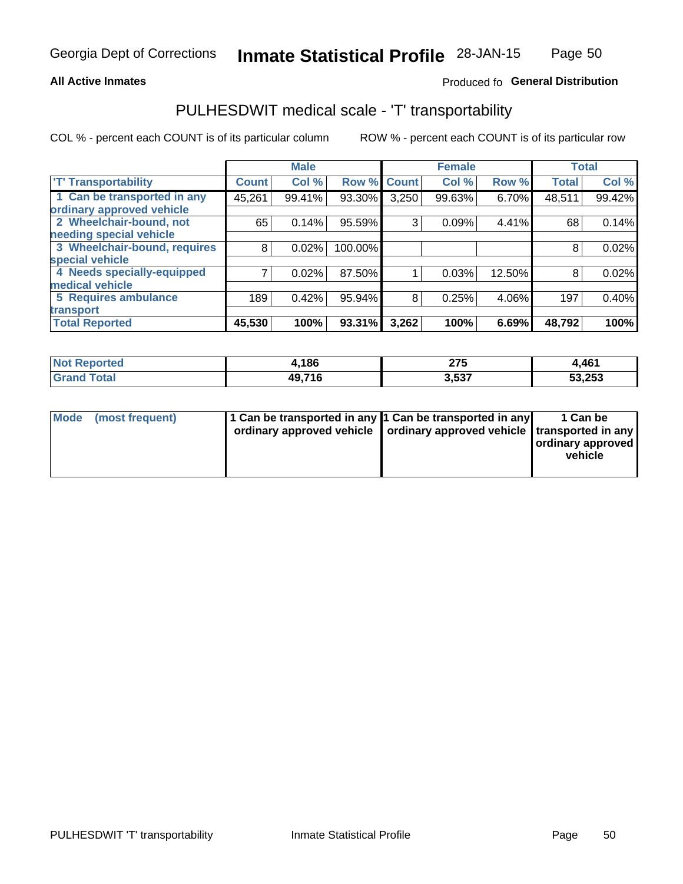**All Active Inmates**

Produced fo **General Distribution**

## PULHESDWIT medical scale - 'T' transportability

COL % - percent each COUNT is of its particular column

ROW % - percent each COUNT is of its particular row

| | Male | | | Female | | | Total | |
|---|---|---|---|---|---|---|---|---|
| 'T' Transportability | Count | Col % | Row % | Count | Col % | Row % | Total | Col % |
| 1 Can be transported in any ordinary approved vehicle | 45,261 | 99.41% | 93.30% | 3,250 | 99.63% | 6.70% | 48,511 | 99.42% |
| 2 Wheelchair-bound, not needing special vehicle | 65 | 0.14% | 95.59% | 3 | 0.09% | 4.41% | 68 | 0.14% |
| 3 Wheelchair-bound, requires special vehicle | 8 | 0.02% | 100.00% | | | | 8 | 0.02% |
| 4 Needs specially-equipped medical vehicle | 7 | 0.02% | 87.50% | 1 | 0.03% | 12.50% | 8 | 0.02% |
| 5 Requires ambulance transport | 189 | 0.42% | 95.94% | 8 | 0.25% | 4.06% | 197 | 0.40% |
| **Total Reported** | **45,530** | **100%** | **93.31%** | **3,262** | **100%** | **6.69%** | **48,792** | **100%** |

| | Male | Female | Total |
|---|---|---|---|
| Not Reported | 4,186 | 275 | 4,461 |
| Grand Total | 49,716 | 3,537 | 53,253 |

| | Male | Female | Total |
|---|---|---|---|
| Mode (most frequent) | 1 Can be transported in any ordinary approved vehicle | 1 Can be transported in any ordinary approved vehicle | 1 Can be transported in any ordinary approved vehicle |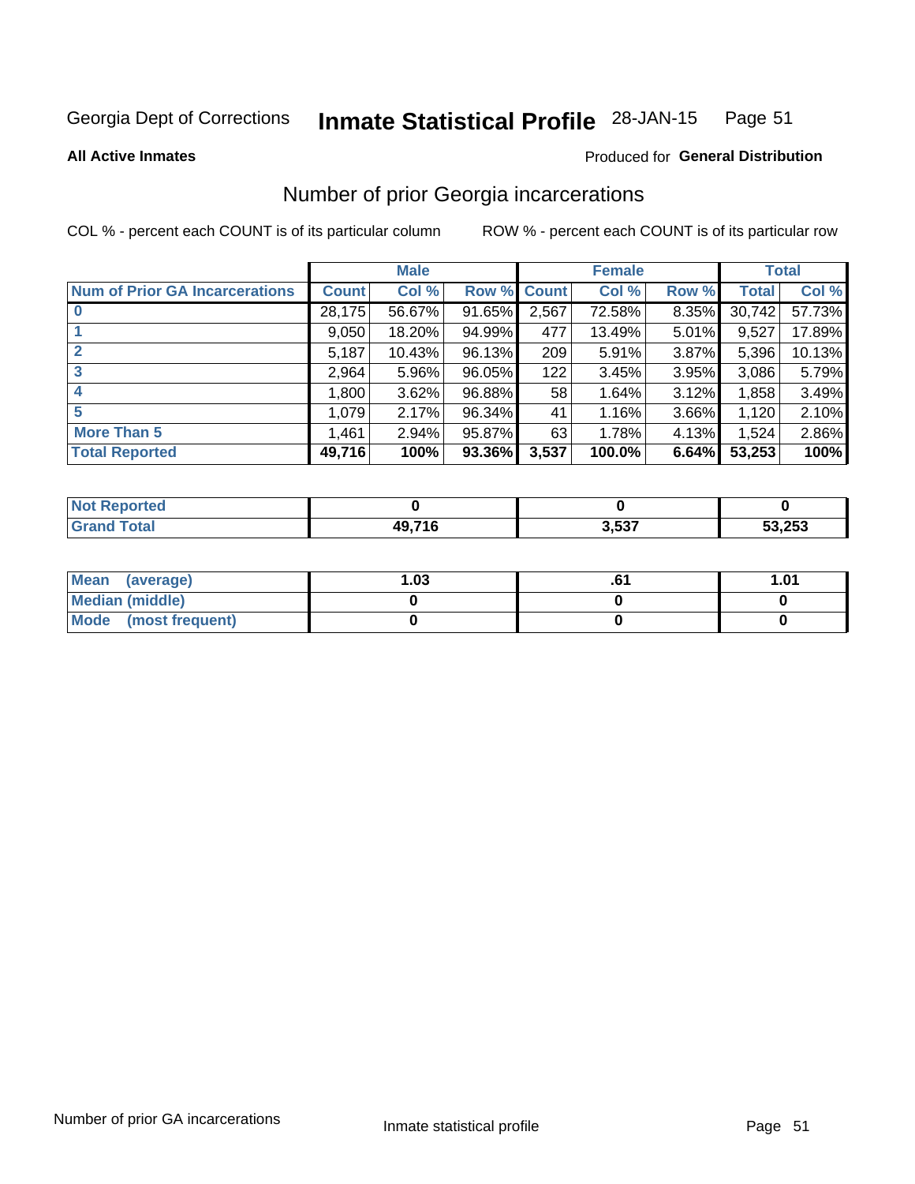Georgia Dept of Corrections **Inmate Statistical Profile** 28-JAN-15

**All Active Inmates**

Produced for **General Distribution**

## Number of prior Georgia incarcerations

COL % - percent each COUNT is of its particular column

ROW % - percent each COUNT is of its particular row

| | Male | | | Female | | | Total | |
|---|---|---|---|---|---|---|---|---|
| **Num of Prior GA Incarcerations** | **Count** | **Col %** | **Row %** | **Count** | **Col %** | **Row %** | **Total** | **Col %** |
| **0** | 28,175 | 56.67% | 91.65% | 2,567 | 72.58% | 8.35% | 30,742 | 57.73% |
| **1** | 9,050 | 18.20% | 94.99% | 477 | 13.49% | 5.01% | 9,527 | 17.89% |
| **2** | 5,187 | 10.43% | 96.13% | 209 | 5.91% | 3.87% | 5,396 | 10.13% |
| **3** | 2,964 | 5.96% | 96.05% | 122 | 3.45% | 3.95% | 3,086 | 5.79% |
| **4** | 1,800 | 3.62% | 96.88% | 58 | 1.64% | 3.12% | 1,858 | 3.49% |
| **5** | 1,079 | 2.17% | 96.34% | 41 | 1.16% | 3.66% | 1,120 | 2.10% |
| **More Than 5** | 1,461 | 2.94% | 95.87% | 63 | 1.78% | 4.13% | 1,524 | 2.86% |
| **Total Reported** | **49,716** | **100%** | **93.36%** | **3,537** | **100.0%** | **6.64%** | **53,253** | **100%** |

| | Male | Female | Total |
|---|---|---|---|
| **Not Reported** | **0** | **0** | **0** |
| **Grand Total** | **49,716** | **3,537** | **53,253** |

| | Male | Female | Total |
|---|---|---|---|
| **Mean (average)** | **1.03** | **.61** | **1.01** |
| **Median (middle)** | **0** | **0** | **0** |
| **Mode (most frequent)** | **0** | **0** | **0** |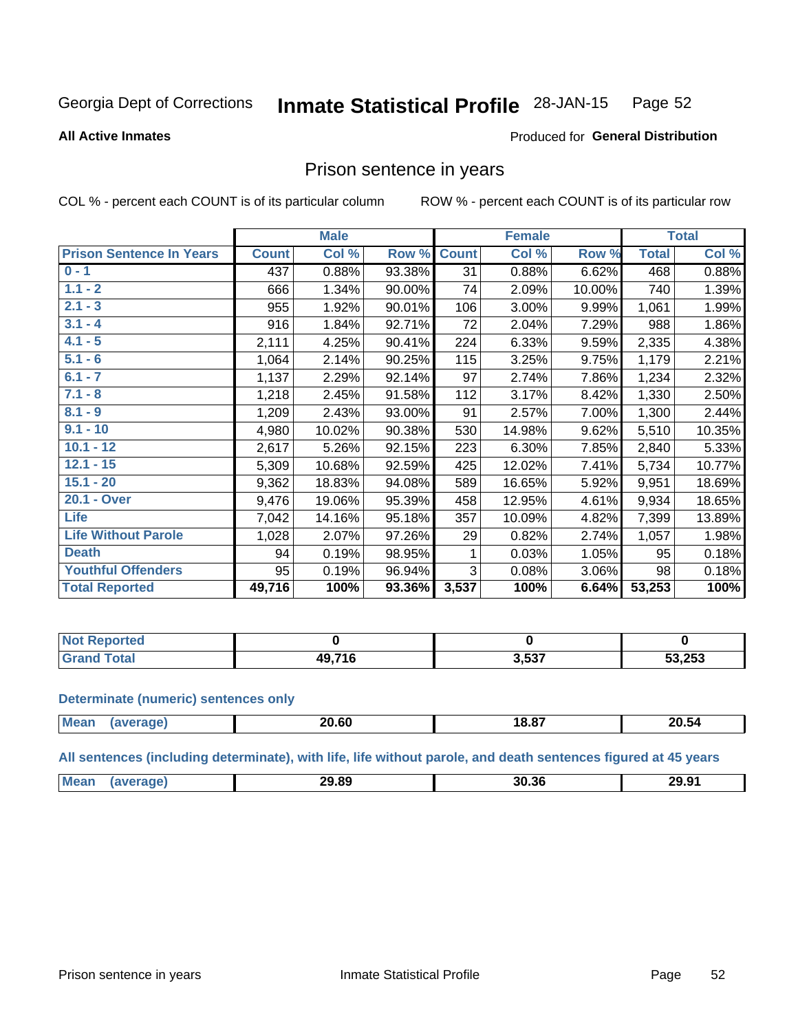Georgia Dept of Corrections **Inmate Statistical Profile** 28-JAN-15 Page 52

**All Active Inmates**

Produced for **General Distribution**

## Prison sentence in years

COL % - percent each COUNT is of its particular column ROW % - percent each COUNT is of its particular row

| | Male | | | Female | | | Total | |
|---|---|---|---|---|---|---|---|---|
| **Prison Sentence In Years** | **Count** | **Col %** | **Row %** | **Count** | **Col %** | **Row %** | **Total** | **Col %** |
| 0 - 1 | 437 | 0.88% | 93.38% | 31 | 0.88% | 6.62% | 468 | 0.88% |
| 1.1 - 2 | 666 | 1.34% | 90.00% | 74 | 2.09% | 10.00% | 740 | 1.39% |
| 2.1 - 3 | 955 | 1.92% | 90.01% | 106 | 3.00% | 9.99% | 1,061 | 1.99% |
| 3.1 - 4 | 916 | 1.84% | 92.71% | 72 | 2.04% | 7.29% | 988 | 1.86% |
| 4.1 - 5 | 2,111 | 4.25% | 90.41% | 224 | 6.33% | 9.59% | 2,335 | 4.38% |
| 5.1 - 6 | 1,064 | 2.14% | 90.25% | 115 | 3.25% | 9.75% | 1,179 | 2.21% |
| 6.1 - 7 | 1,137 | 2.29% | 92.14% | 97 | 2.74% | 7.86% | 1,234 | 2.32% |
| 7.1 - 8 | 1,218 | 2.45% | 91.58% | 112 | 3.17% | 8.42% | 1,330 | 2.50% |
| 8.1 - 9 | 1,209 | 2.43% | 93.00% | 91 | 2.57% | 7.00% | 1,300 | 2.44% |
| 9.1 - 10 | 4,980 | 10.02% | 90.38% | 530 | 14.98% | 9.62% | 5,510 | 10.35% |
| 10.1 - 12 | 2,617 | 5.26% | 92.15% | 223 | 6.30% | 7.85% | 2,840 | 5.33% |
| 12.1 - 15 | 5,309 | 10.68% | 92.59% | 425 | 12.02% | 7.41% | 5,734 | 10.77% |
| 15.1 - 20 | 9,362 | 18.83% | 94.08% | 589 | 16.65% | 5.92% | 9,951 | 18.69% |
| 20.1 - Over | 9,476 | 19.06% | 95.39% | 458 | 12.95% | 4.61% | 9,934 | 18.65% |
| Life | 7,042 | 14.16% | 95.18% | 357 | 10.09% | 4.82% | 7,399 | 13.89% |
| Life Without Parole | 1,028 | 2.07% | 97.26% | 29 | 0.82% | 2.74% | 1,057 | 1.98% |
| Death | 94 | 0.19% | 98.95% | 1 | 0.03% | 1.05% | 95 | 0.18% |
| Youthful Offenders | 95 | 0.19% | 96.94% | 3 | 0.08% | 3.06% | 98 | 0.18% |
| **Total Reported** | **49,716** | **100%** | **93.36%** | **3,537** | **100%** | **6.64%** | **53,253** | **100%** |

| | Male | Female | Total |
|---|---|---|---|
| Not Reported | 0 | 0 | 0 |
| Grand Total | 49,716 | 3,537 | 53,253 |

**Determinate (numeric) sentences only**

| | Male | Female | Total |
|---|---|---|---|
| Mean (average) | 20.60 | 18.87 | 20.54 |

**All sentences (including determinate), with life, life without parole, and death sentences figured at 45 years**

| | Male | Female | Total |
|---|---|---|---|
| Mean (average) | 29.89 | 30.36 | 29.91 |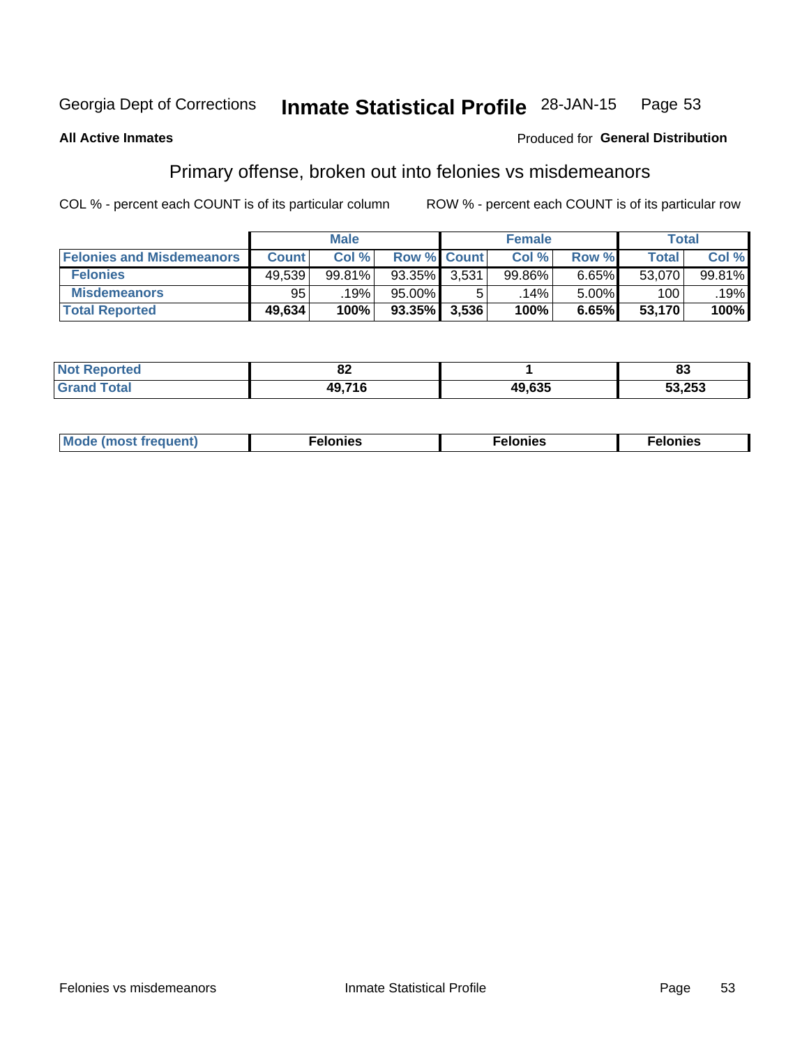Georgia Dept of Corrections **Inmate Statistical Profile** 28-JAN-15

**All Active Inmates**

Produced for **General Distribution**

## Primary offense, broken out into felonies vs misdemeanors

COL % - percent each COUNT is of its particular column

ROW % - percent each COUNT is of its particular row

| | Male | | | Female | | | Total | |
|---|---|---|---|---|---|---|---|---|
| **Felonies and Misdemeanors** | **Count** | **Col %** | **Row %** | **Count** | **Col %** | **Row %** | **Total** | **Col %** |
| **Felonies** | 49,539 | 99.81% | 93.35% | 3,531 | 99.86% | 6.65% | 53,070 | 99.81% |
| **Misdemeanors** | 95 | .19% | 95.00% | 5 | .14% | 5.00% | 100 | .19% |
| **Total Reported** | **49,634** | **100%** | **93.35%** | **3,536** | **100%** | **6.65%** | **53,170** | **100%** |

| | Male | Female | Total |
|---|---|---|---|
| **Not Reported** | **82** | **1** | **83** |
| **Grand Total** | **49,716** | **49,635** | **53,253** |

| | Male | Female | Total |
|---|---|---|---|
| **Mode (most frequent)** | **Felonies** | **Felonies** | **Felonies** |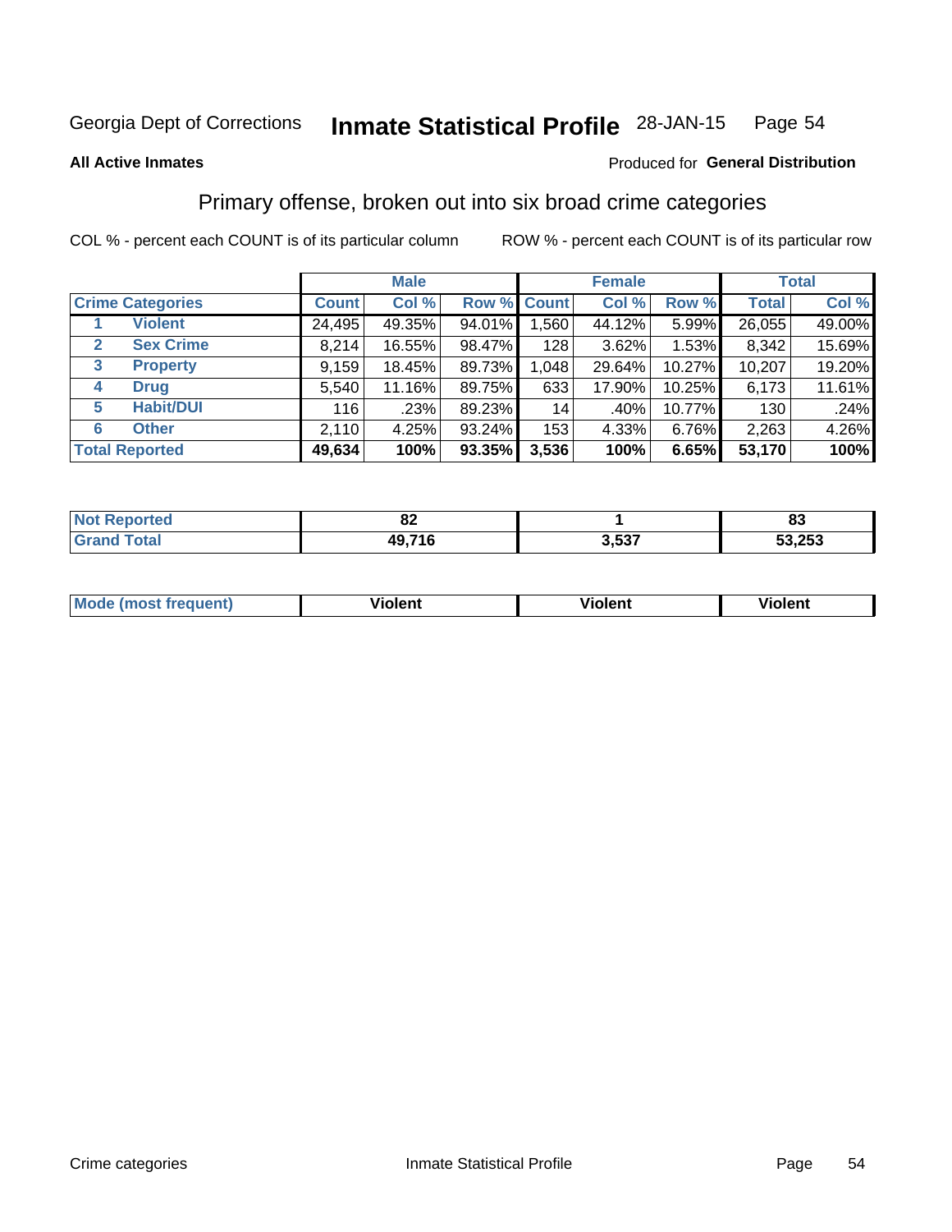Georgia Dept of Corrections **Inmate Statistical Profile** 28-JAN-15

**All Active Inmates**

Produced for **General Distribution**

## Primary offense, broken out into six broad crime categories

COL % - percent each COUNT is of its particular column    ROW % - percent each COUNT is of its particular row

| Crime Categories | | Male | | | Female | | | Total | |
|---|---|---|---|---|---|---|---|---|---|
| | | Count | Col % | Row % | Count | Col % | Row % | Total | Col % |
| 1 | Violent | 24,495 | 49.35% | 94.01% | 1,560 | 44.12% | 5.99% | 26,055 | 49.00% |
| 2 | Sex Crime | 8,214 | 16.55% | 98.47% | 128 | 3.62% | 1.53% | 8,342 | 15.69% |
| 3 | Property | 9,159 | 18.45% | 89.73% | 1,048 | 29.64% | 10.27% | 10,207 | 19.20% |
| 4 | Drug | 5,540 | 11.16% | 89.75% | 633 | 17.90% | 10.25% | 6,173 | 11.61% |
| 5 | Habit/DUI | 116 | .23% | 89.23% | 14 | .40% | 10.77% | 130 | .24% |
| 6 | Other | 2,110 | 4.25% | 93.24% | 153 | 4.33% | 6.76% | 2,263 | 4.26% |
| **Total Reported** | | **49,634** | **100%** | **93.35%** | **3,536** | **100%** | **6.65%** | **53,170** | **100%** |

| | Male | Female | Total |
|---|---|---|---|
| Not Reported | 82 | 1 | 83 |
| Grand Total | 49,716 | 3,537 | 53,253 |

| | Male | Female | Total |
|---|---|---|---|
| Mode (most frequent) | Violent | Violent | Violent |

Crime categories    Inmate Statistical Profile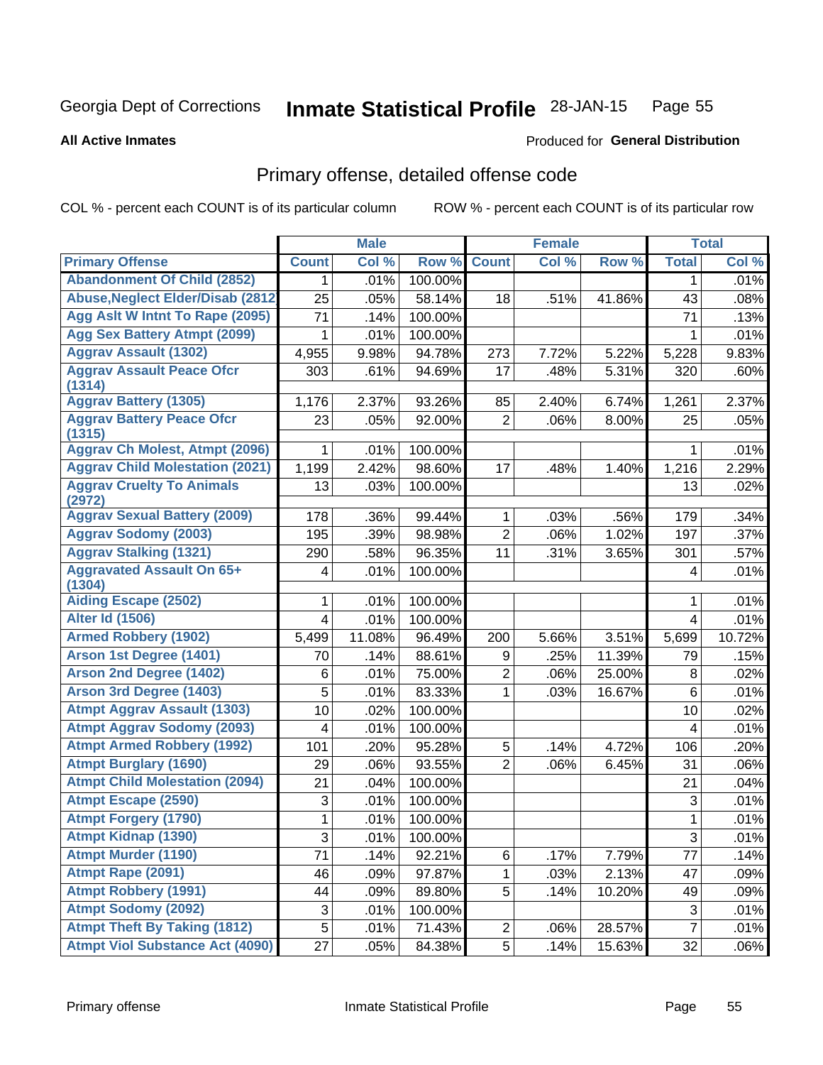Georgia Dept of Corrections **Inmate Statistical Profile** 28-JAN-15 Page 55

**All Active Inmates**

Produced for **General Distribution**

## Primary offense, detailed offense code

COL % - percent each COUNT is of its particular column

ROW % - percent each COUNT is of its particular row

| | Male | | | Female | | | Total | |
|---|---|---|---|---|---|---|---|---|
| **Primary Offense** | **Count** | **Col %** | **Row %** | **Count** | **Col %** | **Row %** | **Total** | **Col %** |
| Abandonment Of Child (2852) | 1 | .01% | 100.00% | | | | 1 | .01% |
| Abuse,Neglect Elder/Disab (2812 | 25 | .05% | 58.14% | 18 | .51% | 41.86% | 43 | .08% |
| Agg Aslt W Intnt To Rape (2095) | 71 | .14% | 100.00% | | | | 71 | .13% |
| Agg Sex Battery Atmpt (2099) | 1 | .01% | 100.00% | | | | 1 | .01% |
| Aggrav Assault (1302) | 4,955 | 9.98% | 94.78% | 273 | 7.72% | 5.22% | 5,228 | 9.83% |
| Aggrav Assault Peace Ofcr (1314) | 303 | .61% | 94.69% | 17 | .48% | 5.31% | 320 | .60% |
| Aggrav Battery (1305) | 1,176 | 2.37% | 93.26% | 85 | 2.40% | 6.74% | 1,261 | 2.37% |
| Aggrav Battery Peace Ofcr (1315) | 23 | .05% | 92.00% | 2 | .06% | 8.00% | 25 | .05% |
| Aggrav Ch Molest, Atmpt (2096) | 1 | .01% | 100.00% | | | | 1 | .01% |
| Aggrav Child Molestation (2021) | 1,199 | 2.42% | 98.60% | 17 | .48% | 1.40% | 1,216 | 2.29% |
| Aggrav Cruelty To Animals (2972) | 13 | .03% | 100.00% | | | | 13 | .02% |
| Aggrav Sexual Battery (2009) | 178 | .36% | 99.44% | 1 | .03% | .56% | 179 | .34% |
| Aggrav Sodomy (2003) | 195 | .39% | 98.98% | 2 | .06% | 1.02% | 197 | .37% |
| Aggrav Stalking (1321) | 290 | .58% | 96.35% | 11 | .31% | 3.65% | 301 | .57% |
| Aggravated Assault On 65+ (1304) | 4 | .01% | 100.00% | | | | 4 | .01% |
| Aiding Escape (2502) | 1 | .01% | 100.00% | | | | 1 | .01% |
| Alter Id (1506) | 4 | .01% | 100.00% | | | | 4 | .01% |
| Armed Robbery (1902) | 5,499 | 11.08% | 96.49% | 200 | 5.66% | 3.51% | 5,699 | 10.72% |
| Arson 1st Degree (1401) | 70 | .14% | 88.61% | 9 | .25% | 11.39% | 79 | .15% |
| Arson 2nd Degree (1402) | 6 | .01% | 75.00% | 2 | .06% | 25.00% | 8 | .02% |
| Arson 3rd Degree (1403) | 5 | .01% | 83.33% | 1 | .03% | 16.67% | 6 | .01% |
| Atmpt Aggrav Assault (1303) | 10 | .02% | 100.00% | | | | 10 | .02% |
| Atmpt Aggrav Sodomy (2093) | 4 | .01% | 100.00% | | | | 4 | .01% |
| Atmpt Armed Robbery (1992) | 101 | .20% | 95.28% | 5 | .14% | 4.72% | 106 | .20% |
| Atmpt Burglary (1690) | 29 | .06% | 93.55% | 2 | .06% | 6.45% | 31 | .06% |
| Atmpt Child Molestation (2094) | 21 | .04% | 100.00% | | | | 21 | .04% |
| Atmpt Escape (2590) | 3 | .01% | 100.00% | | | | 3 | .01% |
| Atmpt Forgery (1790) | 1 | .01% | 100.00% | | | | 1 | .01% |
| Atmpt Kidnap (1390) | 3 | .01% | 100.00% | | | | 3 | .01% |
| Atmpt Murder (1190) | 71 | .14% | 92.21% | 6 | .17% | 7.79% | 77 | .14% |
| Atmpt Rape (2091) | 46 | .09% | 97.87% | 1 | .03% | 2.13% | 47 | .09% |
| Atmpt Robbery (1991) | 44 | .09% | 89.80% | 5 | .14% | 10.20% | 49 | .09% |
| Atmpt Sodomy (2092) | 3 | .01% | 100.00% | | | | 3 | .01% |
| Atmpt Theft By Taking (1812) | 5 | .01% | 71.43% | 2 | .06% | 28.57% | 7 | .01% |
| Atmpt Viol Substance Act (4090) | 27 | .05% | 84.38% | 5 | .14% | 15.63% | 32 | .06% |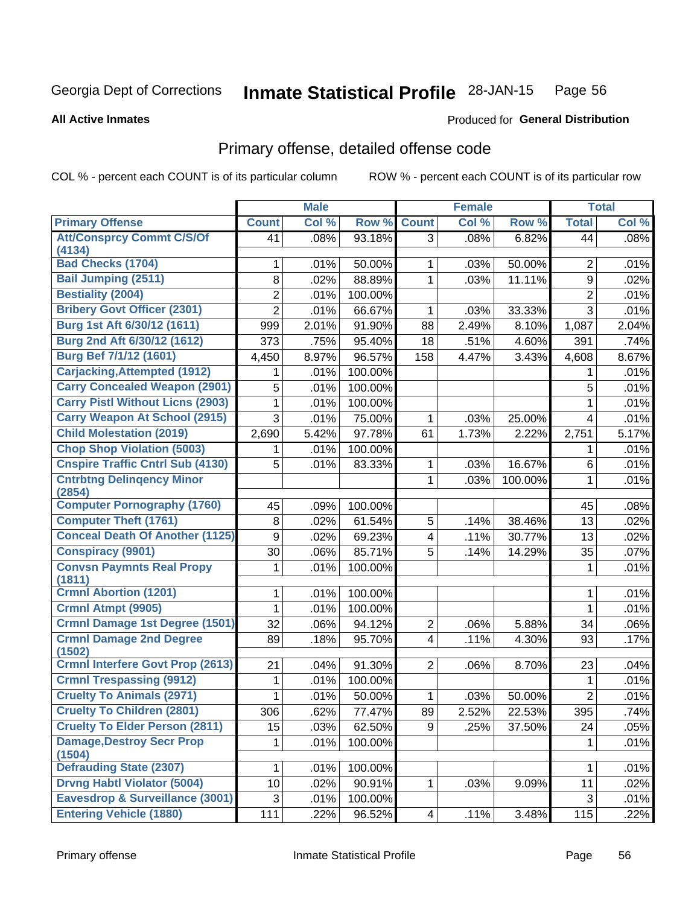Georgia Dept of Corrections **Inmate Statistical Profile** 28-JAN-15

**All Active Inmates**

Produced for **General Distribution**

## Primary offense, detailed offense code

COL % - percent each COUNT is of its particular column ROW % - percent each COUNT is of its particular row

| | Male | | | Female | | | Total | |
|---|---|---|---|---|---|---|---|---|
| **Primary Offense** | **Count** | **Col %** | **Row %** | **Count** | **Col %** | **Row %** | **Total** | **Col %** |
| Att/Consprcy Commt C/S/Of (4134) | 41 | .08% | 93.18% | 3 | .08% | 6.82% | 44 | .08% |
| Bad Checks (1704) | 1 | .01% | 50.00% | 1 | .03% | 50.00% | 2 | .01% |
| Bail Jumping (2511) | 8 | .02% | 88.89% | 1 | .03% | 11.11% | 9 | .02% |
| Bestiality (2004) | 2 | .01% | 100.00% | | | | 2 | .01% |
| Bribery Govt Officer (2301) | 2 | .01% | 66.67% | 1 | .03% | 33.33% | 3 | .01% |
| Burg 1st Aft 6/30/12 (1611) | 999 | 2.01% | 91.90% | 88 | 2.49% | 8.10% | 1,087 | 2.04% |
| Burg 2nd Aft 6/30/12 (1612) | 373 | .75% | 95.40% | 18 | .51% | 4.60% | 391 | .74% |
| Burg Bef 7/1/12 (1601) | 4,450 | 8.97% | 96.57% | 158 | 4.47% | 3.43% | 4,608 | 8.67% |
| Carjacking,Attempted (1912) | 1 | .01% | 100.00% | | | | 1 | .01% |
| Carry Concealed Weapon (2901) | 5 | .01% | 100.00% | | | | 5 | .01% |
| Carry Pistl Without Licns (2903) | 1 | .01% | 100.00% | | | | 1 | .01% |
| Carry Weapon At School (2915) | 3 | .01% | 75.00% | 1 | .03% | 25.00% | 4 | .01% |
| Child Molestation (2019) | 2,690 | 5.42% | 97.78% | 61 | 1.73% | 2.22% | 2,751 | 5.17% |
| Chop Shop Violation (5003) | 1 | .01% | 100.00% | | | | 1 | .01% |
| Cnspire Traffic Cntrl Sub (4130) | 5 | .01% | 83.33% | 1 | .03% | 16.67% | 6 | .01% |
| Cntrbtng Delinqency Minor (2854) | | | | 1 | .03% | 100.00% | 1 | .01% |
| Computer Pornography (1760) | 45 | .09% | 100.00% | | | | 45 | .08% |
| Computer Theft (1761) | 8 | .02% | 61.54% | 5 | .14% | 38.46% | 13 | .02% |
| Conceal Death Of Another (1125) | 9 | .02% | 69.23% | 4 | .11% | 30.77% | 13 | .02% |
| Conspiracy (9901) | 30 | .06% | 85.71% | 5 | .14% | 14.29% | 35 | .07% |
| Convsn Paymnts Real Propy (1811) | 1 | .01% | 100.00% | | | | 1 | .01% |
| Crmnl Abortion (1201) | 1 | .01% | 100.00% | | | | 1 | .01% |
| Crmnl Atmpt (9905) | 1 | .01% | 100.00% | | | | 1 | .01% |
| Crmnl Damage 1st Degree (1501) | 32 | .06% | 94.12% | 2 | .06% | 5.88% | 34 | .06% |
| Crmnl Damage 2nd Degree (1502) | 89 | .18% | 95.70% | 4 | .11% | 4.30% | 93 | .17% |
| Crmnl Interfere Govt Prop (2613) | 21 | .04% | 91.30% | 2 | .06% | 8.70% | 23 | .04% |
| Crmnl Trespassing (9912) | 1 | .01% | 100.00% | | | | 1 | .01% |
| Cruelty To Animals (2971) | 1 | .01% | 50.00% | 1 | .03% | 50.00% | 2 | .01% |
| Cruelty To Children (2801) | 306 | .62% | 77.47% | 89 | 2.52% | 22.53% | 395 | .74% |
| Cruelty To Elder Person (2811) | 15 | .03% | 62.50% | 9 | .25% | 37.50% | 24 | .05% |
| Damage,Destroy Secr Prop (1504) | 1 | .01% | 100.00% | | | | 1 | .01% |
| Defrauding State (2307) | 1 | .01% | 100.00% | | | | 1 | .01% |
| Drvng Habtl Violator (5004) | 10 | .02% | 90.91% | 1 | .03% | 9.09% | 11 | .02% |
| Eavesdrop & Surveillance (3001) | 3 | .01% | 100.00% | | | | 3 | .01% |
| Entering Vehicle (1880) | 111 | .22% | 96.52% | 4 | .11% | 3.48% | 115 | .22% |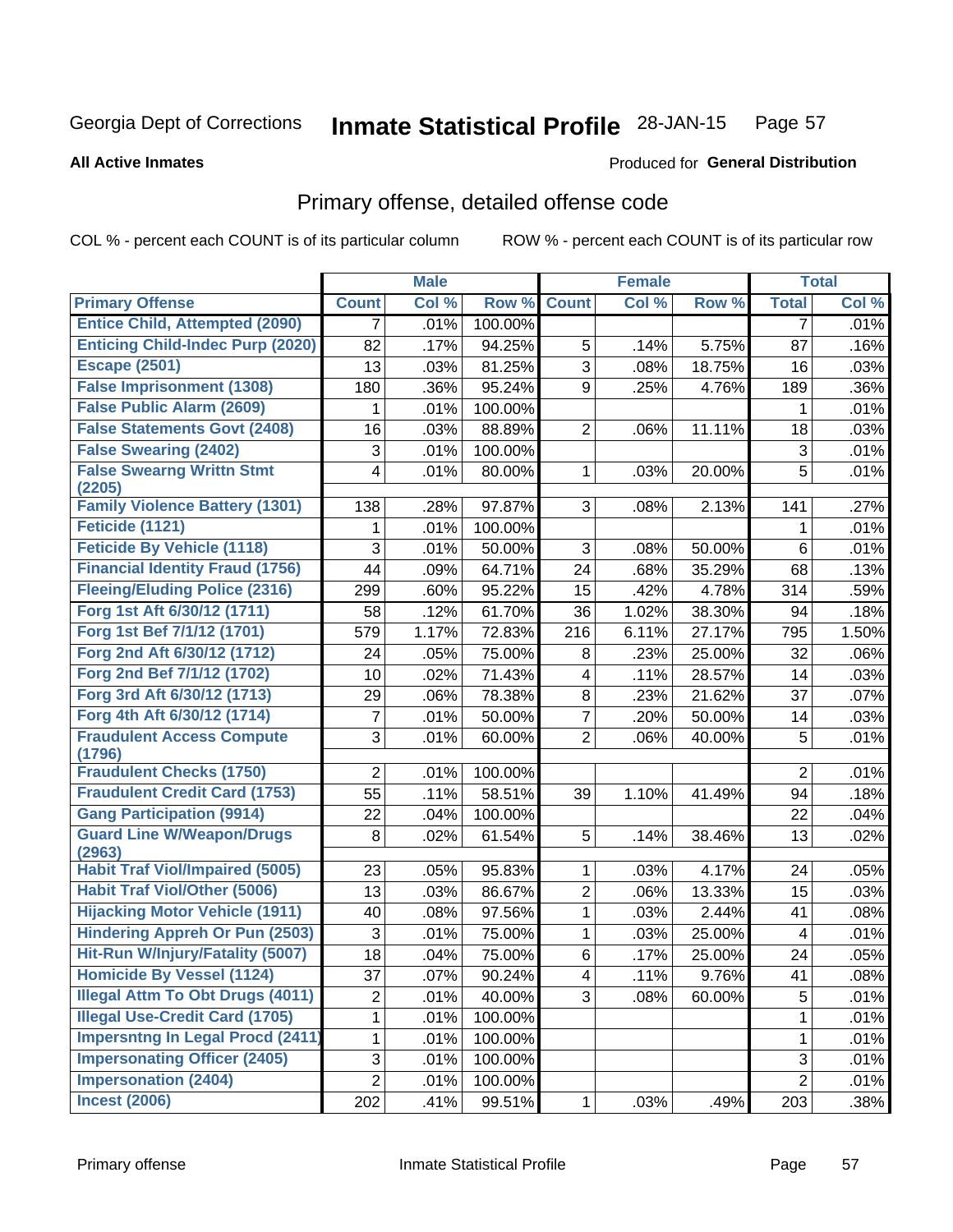Georgia Dept of Corrections **Inmate Statistical Profile** 28-JAN-15

**All Active Inmates**

Produced for **General Distribution**

## Primary offense, detailed offense code

COL % - percent each COUNT is of its particular column

ROW % - percent each COUNT is of its particular row

| | Male | | | Female | | | Total | |
|---|---|---|---|---|---|---|---|---|
| Primary Offense | Count | Col % | Row % | Count | Col % | Row % | Total | Col % |
| Entice Child, Attempted (2090) | 7 | .01% | 100.00% | | | | 7 | .01% |
| Enticing Child-Indec Purp (2020) | 82 | .17% | 94.25% | 5 | .14% | 5.75% | 87 | .16% |
| Escape (2501) | 13 | .03% | 81.25% | 3 | .08% | 18.75% | 16 | .03% |
| False Imprisonment (1308) | 180 | .36% | 95.24% | 9 | .25% | 4.76% | 189 | .36% |
| False Public Alarm (2609) | 1 | .01% | 100.00% | | | | 1 | .01% |
| False Statements Govt (2408) | 16 | .03% | 88.89% | 2 | .06% | 11.11% | 18 | .03% |
| False Swearing (2402) | 3 | .01% | 100.00% | | | | 3 | .01% |
| False Swearng Writtn Stmt (2205) | 4 | .01% | 80.00% | 1 | .03% | 20.00% | 5 | .01% |
| Family Violence Battery (1301) | 138 | .28% | 97.87% | 3 | .08% | 2.13% | 141 | .27% |
| Feticide (1121) | 1 | .01% | 100.00% | | | | 1 | .01% |
| Feticide By Vehicle (1118) | 3 | .01% | 50.00% | 3 | .08% | 50.00% | 6 | .01% |
| Financial Identity Fraud (1756) | 44 | .09% | 64.71% | 24 | .68% | 35.29% | 68 | .13% |
| Fleeing/Eluding Police (2316) | 299 | .60% | 95.22% | 15 | .42% | 4.78% | 314 | .59% |
| Forg 1st Aft 6/30/12 (1711) | 58 | .12% | 61.70% | 36 | 1.02% | 38.30% | 94 | .18% |
| Forg 1st Bef 7/1/12 (1701) | 579 | 1.17% | 72.83% | 216 | 6.11% | 27.17% | 795 | 1.50% |
| Forg 2nd Aft 6/30/12 (1712) | 24 | .05% | 75.00% | 8 | .23% | 25.00% | 32 | .06% |
| Forg 2nd Bef 7/1/12 (1702) | 10 | .02% | 71.43% | 4 | .11% | 28.57% | 14 | .03% |
| Forg 3rd Aft 6/30/12 (1713) | 29 | .06% | 78.38% | 8 | .23% | 21.62% | 37 | .07% |
| Forg 4th Aft 6/30/12 (1714) | 7 | .01% | 50.00% | 7 | .20% | 50.00% | 14 | .03% |
| Fraudulent Access Compute (1796) | 3 | .01% | 60.00% | 2 | .06% | 40.00% | 5 | .01% |
| Fraudulent Checks (1750) | 2 | .01% | 100.00% | | | | 2 | .01% |
| Fraudulent Credit Card (1753) | 55 | .11% | 58.51% | 39 | 1.10% | 41.49% | 94 | .18% |
| Gang Participation (9914) | 22 | .04% | 100.00% | | | | 22 | .04% |
| Guard Line W/Weapon/Drugs (2963) | 8 | .02% | 61.54% | 5 | .14% | 38.46% | 13 | .02% |
| Habit Traf Viol/Impaired (5005) | 23 | .05% | 95.83% | 1 | .03% | 4.17% | 24 | .05% |
| Habit Traf Viol/Other (5006) | 13 | .03% | 86.67% | 2 | .06% | 13.33% | 15 | .03% |
| Hijacking Motor Vehicle (1911) | 40 | .08% | 97.56% | 1 | .03% | 2.44% | 41 | .08% |
| Hindering Appreh Or Pun (2503) | 3 | .01% | 75.00% | 1 | .03% | 25.00% | 4 | .01% |
| Hit-Run W/Injury/Fatality (5007) | 18 | .04% | 75.00% | 6 | .17% | 25.00% | 24 | .05% |
| Homicide By Vessel (1124) | 37 | .07% | 90.24% | 4 | .11% | 9.76% | 41 | .08% |
| Illegal Attm To Obt Drugs (4011) | 2 | .01% | 40.00% | 3 | .08% | 60.00% | 5 | .01% |
| Illegal Use-Credit Card (1705) | 1 | .01% | 100.00% | | | | 1 | .01% |
| Impersntng In Legal Procd (2411) | 1 | .01% | 100.00% | | | | 1 | .01% |
| Impersonating Officer (2405) | 3 | .01% | 100.00% | | | | 3 | .01% |
| Impersonation (2404) | 2 | .01% | 100.00% | | | | 2 | .01% |
| Incest (2006) | 202 | .41% | 99.51% | 1 | .03% | .49% | 203 | .38% |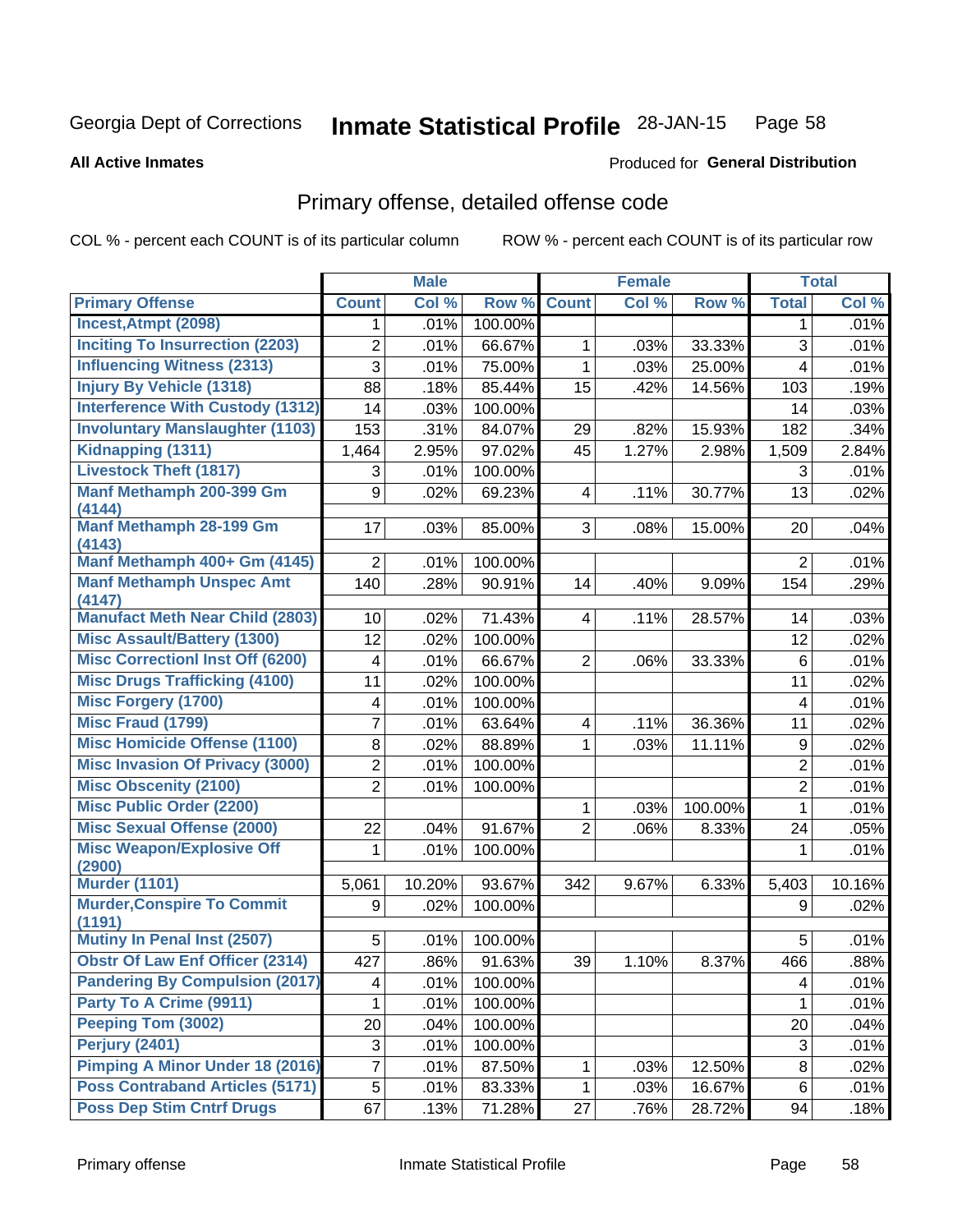Georgia Dept of Corrections **Inmate Statistical Profile** 28-JAN-15

**All Active Inmates**

Produced for **General Distribution**

## Primary offense, detailed offense code

COL % - percent each COUNT is of its particular column ROW % - percent each COUNT is of its particular row

| | Male | | | Female | | | Total | |
|---|---|---|---|---|---|---|---|---|
| **Primary Offense** | **Count** | **Col %** | **Row %** | **Count** | **Col %** | **Row %** | **Total** | **Col %** |
| Incest,Atmpt (2098) | 1 | .01% | 100.00% | | | | 1 | .01% |
| Inciting To Insurrection (2203) | 2 | .01% | 66.67% | 1 | .03% | 33.33% | 3 | .01% |
| Influencing Witness (2313) | 3 | .01% | 75.00% | 1 | .03% | 25.00% | 4 | .01% |
| Injury By Vehicle (1318) | 88 | .18% | 85.44% | 15 | .42% | 14.56% | 103 | .19% |
| Interference With Custody (1312) | 14 | .03% | 100.00% | | | | 14 | .03% |
| Involuntary Manslaughter (1103) | 153 | .31% | 84.07% | 29 | .82% | 15.93% | 182 | .34% |
| Kidnapping (1311) | 1,464 | 2.95% | 97.02% | 45 | 1.27% | 2.98% | 1,509 | 2.84% |
| Livestock Theft (1817) | 3 | .01% | 100.00% | | | | 3 | .01% |
| Manf Methamph 200-399 Gm (4144) | 9 | .02% | 69.23% | 4 | .11% | 30.77% | 13 | .02% |
| Manf Methamph 28-199 Gm (4143) | 17 | .03% | 85.00% | 3 | .08% | 15.00% | 20 | .04% |
| Manf Methamph 400+ Gm (4145) | 2 | .01% | 100.00% | | | | 2 | .01% |
| Manf Methamph Unspec Amt (4147) | 140 | .28% | 90.91% | 14 | .40% | 9.09% | 154 | .29% |
| Manufact Meth Near Child (2803) | 10 | .02% | 71.43% | 4 | .11% | 28.57% | 14 | .03% |
| Misc Assault/Battery (1300) | 12 | .02% | 100.00% | | | | 12 | .02% |
| Misc Correctionl Inst Off (6200) | 4 | .01% | 66.67% | 2 | .06% | 33.33% | 6 | .01% |
| Misc Drugs Trafficking (4100) | 11 | .02% | 100.00% | | | | 11 | .02% |
| Misc Forgery (1700) | 4 | .01% | 100.00% | | | | 4 | .01% |
| Misc Fraud (1799) | 7 | .01% | 63.64% | 4 | .11% | 36.36% | 11 | .02% |
| Misc Homicide Offense (1100) | 8 | .02% | 88.89% | 1 | .03% | 11.11% | 9 | .02% |
| Misc Invasion Of Privacy (3000) | 2 | .01% | 100.00% | | | | 2 | .01% |
| Misc Obscenity (2100) | 2 | .01% | 100.00% | | | | 2 | .01% |
| Misc Public Order (2200) | | | | 1 | .03% | 100.00% | 1 | .01% |
| Misc Sexual Offense (2000) | 22 | .04% | 91.67% | 2 | .06% | 8.33% | 24 | .05% |
| Misc Weapon/Explosive Off (2900) | 1 | .01% | 100.00% | | | | 1 | .01% |
| Murder (1101) | 5,061 | 10.20% | 93.67% | 342 | 9.67% | 6.33% | 5,403 | 10.16% |
| Murder,Conspire To Commit (1191) | 9 | .02% | 100.00% | | | | 9 | .02% |
| Mutiny In Penal Inst (2507) | 5 | .01% | 100.00% | | | | 5 | .01% |
| Obstr Of Law Enf Officer (2314) | 427 | .86% | 91.63% | 39 | 1.10% | 8.37% | 466 | .88% |
| Pandering By Compulsion (2017) | 4 | .01% | 100.00% | | | | 4 | .01% |
| Party To A Crime (9911) | 1 | .01% | 100.00% | | | | 1 | .01% |
| Peeping Tom (3002) | 20 | .04% | 100.00% | | | | 20 | .04% |
| Perjury (2401) | 3 | .01% | 100.00% | | | | 3 | .01% |
| Pimping A Minor Under 18 (2016) | 7 | .01% | 87.50% | 1 | .03% | 12.50% | 8 | .02% |
| Poss Contraband Articles (5171) | 5 | .01% | 83.33% | 1 | .03% | 16.67% | 6 | .01% |
| Poss Dep Stim Cntrf Drugs | 67 | .13% | 71.28% | 27 | .76% | 28.72% | 94 | .18% |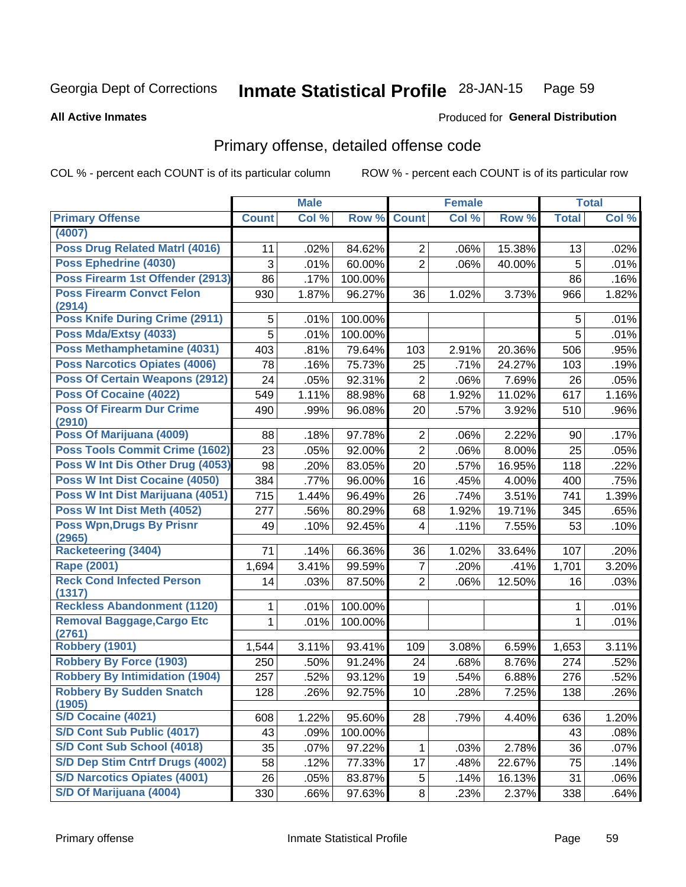Georgia Dept of Corrections **Inmate Statistical Profile** 28-JAN-15

**All Active Inmates**

Produced for **General Distribution**

## Primary offense, detailed offense code

COL % - percent each COUNT is of its particular column ROW % - percent each COUNT is of its particular row

| | Male | | | Female | | | Total | |
|---|---|---|---|---|---|---|---|---|
| **Primary Offense** | **Count** | **Col %** | **Row %** | **Count** | **Col %** | **Row %** | **Total** | **Col %** |
| (4007) | | | | | | | | |
| Poss Drug Related Matrl (4016) | 11 | .02% | 84.62% | 2 | .06% | 15.38% | 13 | .02% |
| Poss Ephedrine (4030) | 3 | .01% | 60.00% | 2 | .06% | 40.00% | 5 | .01% |
| Poss Firearm 1st Offender (2913) | 86 | .17% | 100.00% | | | | 86 | .16% |
| Poss Firearm Convct Felon (2914) | 930 | 1.87% | 96.27% | 36 | 1.02% | 3.73% | 966 | 1.82% |
| Poss Knife During Crime (2911) | 5 | .01% | 100.00% | | | | 5 | .01% |
| Poss Mda/Extsy (4033) | 5 | .01% | 100.00% | | | | 5 | .01% |
| Poss Methamphetamine (4031) | 403 | .81% | 79.64% | 103 | 2.91% | 20.36% | 506 | .95% |
| Poss Narcotics Opiates (4006) | 78 | .16% | 75.73% | 25 | .71% | 24.27% | 103 | .19% |
| Poss Of Certain Weapons (2912) | 24 | .05% | 92.31% | 2 | .06% | 7.69% | 26 | .05% |
| Poss Of Cocaine (4022) | 549 | 1.11% | 88.98% | 68 | 1.92% | 11.02% | 617 | 1.16% |
| Poss Of Firearm Dur Crime (2910) | 490 | .99% | 96.08% | 20 | .57% | 3.92% | 510 | .96% |
| Poss Of Marijuana (4009) | 88 | .18% | 97.78% | 2 | .06% | 2.22% | 90 | .17% |
| Poss Tools Commit Crime (1602) | 23 | .05% | 92.00% | 2 | .06% | 8.00% | 25 | .05% |
| Poss W Int Dis Other Drug (4053) | 98 | .20% | 83.05% | 20 | .57% | 16.95% | 118 | .22% |
| Poss W Int Dist Cocaine (4050) | 384 | .77% | 96.00% | 16 | .45% | 4.00% | 400 | .75% |
| Poss W Int Dist Marijuana (4051) | 715 | 1.44% | 96.49% | 26 | .74% | 3.51% | 741 | 1.39% |
| Poss W Int Dist Meth (4052) | 277 | .56% | 80.29% | 68 | 1.92% | 19.71% | 345 | .65% |
| Poss Wpn,Drugs By Prisnr (2965) | 49 | .10% | 92.45% | 4 | .11% | 7.55% | 53 | .10% |
| Racketeering (3404) | 71 | .14% | 66.36% | 36 | 1.02% | 33.64% | 107 | .20% |
| Rape (2001) | 1,694 | 3.41% | 99.59% | 7 | .20% | .41% | 1,701 | 3.20% |
| Reck Cond Infected Person (1317) | 14 | .03% | 87.50% | 2 | .06% | 12.50% | 16 | .03% |
| Reckless Abandonment (1120) | 1 | .01% | 100.00% | | | | 1 | .01% |
| Removal Baggage,Cargo Etc (2761) | 1 | .01% | 100.00% | | | | 1 | .01% |
| Robbery (1901) | 1,544 | 3.11% | 93.41% | 109 | 3.08% | 6.59% | 1,653 | 3.11% |
| Robbery By Force (1903) | 250 | .50% | 91.24% | 24 | .68% | 8.76% | 274 | .52% |
| Robbery By Intimidation (1904) | 257 | .52% | 93.12% | 19 | .54% | 6.88% | 276 | .52% |
| Robbery By Sudden Snatch (1905) | 128 | .26% | 92.75% | 10 | .28% | 7.25% | 138 | .26% |
| S/D Cocaine (4021) | 608 | 1.22% | 95.60% | 28 | .79% | 4.40% | 636 | 1.20% |
| S/D Cont Sub Public (4017) | 43 | .09% | 100.00% | | | | 43 | .08% |
| S/D Cont Sub School (4018) | 35 | .07% | 97.22% | 1 | .03% | 2.78% | 36 | .07% |
| S/D Dep Stim Cntrf Drugs (4002) | 58 | .12% | 77.33% | 17 | .48% | 22.67% | 75 | .14% |
| S/D Narcotics Opiates (4001) | 26 | .05% | 83.87% | 5 | .14% | 16.13% | 31 | .06% |
| S/D Of Marijuana (4004) | 330 | .66% | 97.63% | 8 | .23% | 2.37% | 338 | .64% |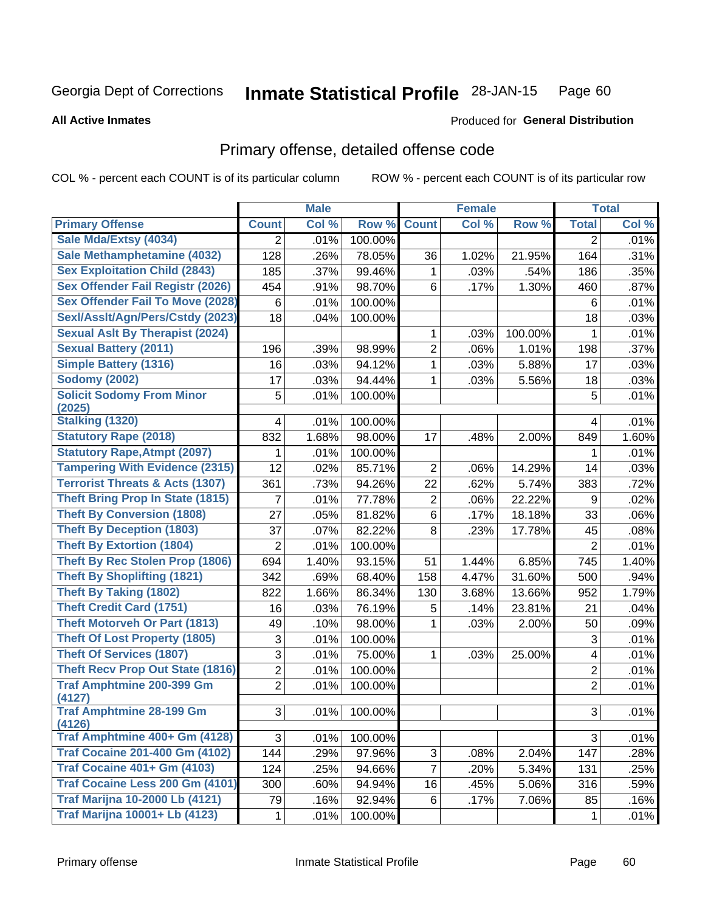Georgia Dept of Corrections **Inmate Statistical Profile** 28-JAN-15

**All Active Inmates**

Produced for **General Distribution**

## Primary offense, detailed offense code

COL % - percent each COUNT is of its particular column    ROW % - percent each COUNT is of its particular row

| | Male | | | Female | | | Total | |
|---|---|---|---|---|---|---|---|---|
| **Primary Offense** | **Count** | **Col %** | **Row %** | **Count** | **Col %** | **Row %** | **Total** | **Col %** |
| Sale Mda/Extsy (4034) | 2 | .01% | 100.00% | | | | 2 | .01% |
| Sale Methamphetamine (4032) | 128 | .26% | 78.05% | 36 | 1.02% | 21.95% | 164 | .31% |
| Sex Exploitation Child (2843) | 185 | .37% | 99.46% | 1 | .03% | .54% | 186 | .35% |
| Sex Offender Fail Registr (2026) | 454 | .91% | 98.70% | 6 | .17% | 1.30% | 460 | .87% |
| Sex Offender Fail To Move (2028) | 6 | .01% | 100.00% | | | | 6 | .01% |
| Sexl/Asslt/Agn/Pers/Cstdy (2023) | 18 | .04% | 100.00% | | | | 18 | .03% |
| Sexual Aslt By Therapist (2024) | | | | 1 | .03% | 100.00% | 1 | .01% |
| Sexual Battery (2011) | 196 | .39% | 98.99% | 2 | .06% | 1.01% | 198 | .37% |
| Simple Battery (1316) | 16 | .03% | 94.12% | 1 | .03% | 5.88% | 17 | .03% |
| Sodomy (2002) | 17 | .03% | 94.44% | 1 | .03% | 5.56% | 18 | .03% |
| Solicit Sodomy From Minor (2025) | 5 | .01% | 100.00% | | | | 5 | .01% |
| Stalking (1320) | 4 | .01% | 100.00% | | | | 4 | .01% |
| Statutory Rape (2018) | 832 | 1.68% | 98.00% | 17 | .48% | 2.00% | 849 | 1.60% |
| Statutory Rape,Atmpt (2097) | 1 | .01% | 100.00% | | | | 1 | .01% |
| Tampering With Evidence (2315) | 12 | .02% | 85.71% | 2 | .06% | 14.29% | 14 | .03% |
| Terrorist Threats & Acts (1307) | 361 | .73% | 94.26% | 22 | .62% | 5.74% | 383 | .72% |
| Theft Bring Prop In State (1815) | 7 | .01% | 77.78% | 2 | .06% | 22.22% | 9 | .02% |
| Theft By Conversion (1808) | 27 | .05% | 81.82% | 6 | .17% | 18.18% | 33 | .06% |
| Theft By Deception (1803) | 37 | .07% | 82.22% | 8 | .23% | 17.78% | 45 | .08% |
| Theft By Extortion (1804) | 2 | .01% | 100.00% | | | | 2 | .01% |
| Theft By Rec Stolen Prop (1806) | 694 | 1.40% | 93.15% | 51 | 1.44% | 6.85% | 745 | 1.40% |
| Theft By Shoplifting (1821) | 342 | .69% | 68.40% | 158 | 4.47% | 31.60% | 500 | .94% |
| Theft By Taking (1802) | 822 | 1.66% | 86.34% | 130 | 3.68% | 13.66% | 952 | 1.79% |
| Theft Credit Card (1751) | 16 | .03% | 76.19% | 5 | .14% | 23.81% | 21 | .04% |
| Theft Motorveh Or Part (1813) | 49 | .10% | 98.00% | 1 | .03% | 2.00% | 50 | .09% |
| Theft Of Lost Property (1805) | 3 | .01% | 100.00% | | | | 3 | .01% |
| Theft Of Services (1807) | 3 | .01% | 75.00% | 1 | .03% | 25.00% | 4 | .01% |
| Theft Recv Prop Out State (1816) | 2 | .01% | 100.00% | | | | 2 | .01% |
| Traf Amphtmine 200-399 Gm (4127) | 2 | .01% | 100.00% | | | | 2 | .01% |
| Traf Amphtmine 28-199 Gm (4126) | 3 | .01% | 100.00% | | | | 3 | .01% |
| Traf Amphtmine 400+ Gm (4128) | 3 | .01% | 100.00% | | | | 3 | .01% |
| Traf Cocaine 201-400 Gm (4102) | 144 | .29% | 97.96% | 3 | .08% | 2.04% | 147 | .28% |
| Traf Cocaine 401+ Gm (4103) | 124 | .25% | 94.66% | 7 | .20% | 5.34% | 131 | .25% |
| Traf Cocaine Less 200 Gm (4101) | 300 | .60% | 94.94% | 16 | .45% | 5.06% | 316 | .59% |
| Traf Marijna 10-2000 Lb (4121) | 79 | .16% | 92.94% | 6 | .17% | 7.06% | 85 | .16% |
| Traf Marijna 10001+ Lb (4123) | 1 | .01% | 100.00% | | | | 1 | .01% |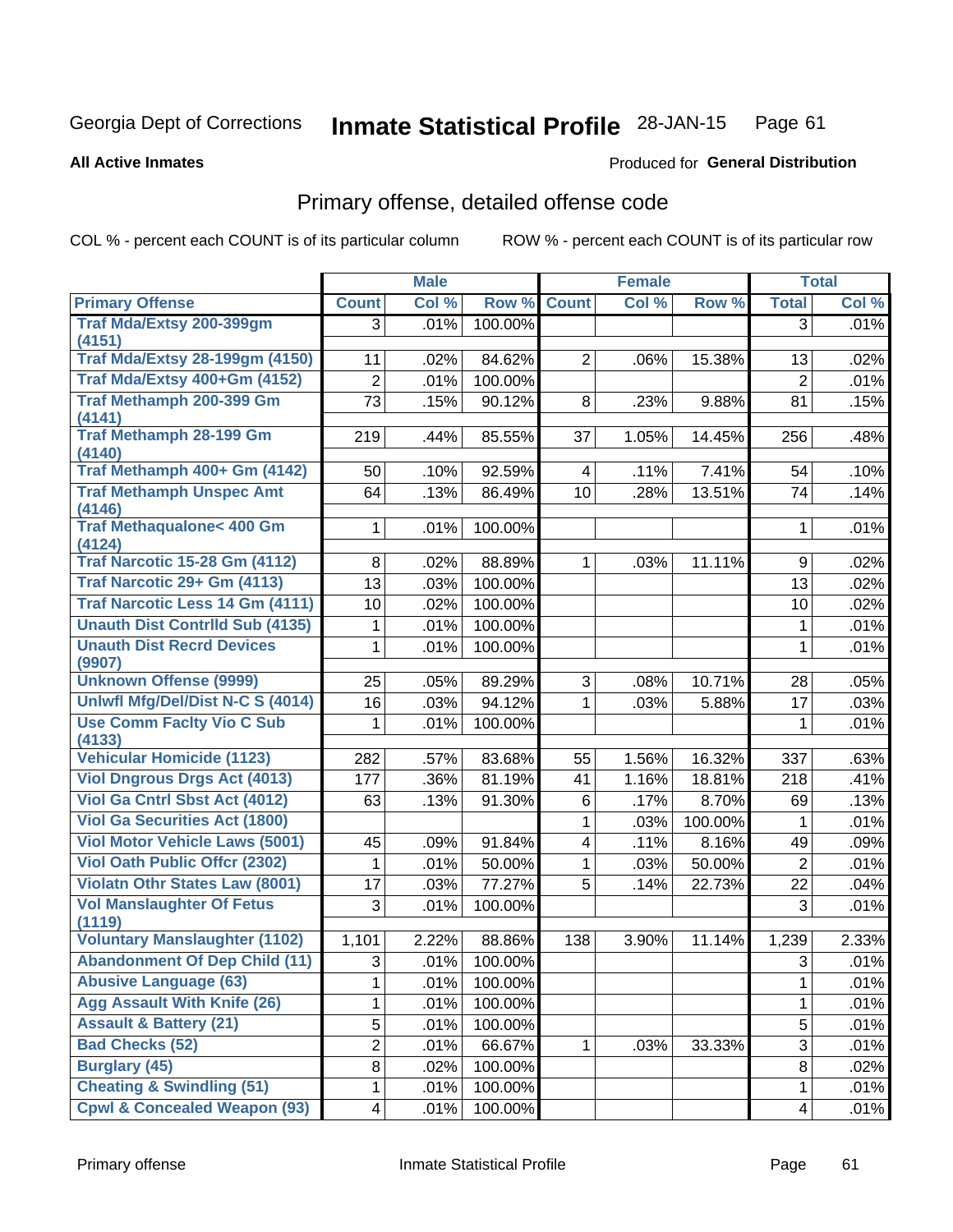Georgia Dept of Corrections **Inmate Statistical Profile** 28-JAN-15 Page 61

**All Active Inmates**

Produced for **General Distribution**

## Primary offense, detailed offense code

COL % - percent each COUNT is of its particular column

ROW % - percent each COUNT is of its particular row

| | Male | | | Female | | | Total | |
|---|---|---|---|---|---|---|---|---|
| **Primary Offense** | **Count** | **Col %** | **Row %** | **Count** | **Col %** | **Row %** | **Total** | **Col %** |
| Traf Mda/Extsy 200-399gm (4151) | 3 | .01% | 100.00% | | | | 3 | .01% |
| Traf Mda/Extsy 28-199gm (4150) | 11 | .02% | 84.62% | 2 | .06% | 15.38% | 13 | .02% |
| Traf Mda/Extsy 400+Gm (4152) | 2 | .01% | 100.00% | | | | 2 | .01% |
| Traf Methamph 200-399 Gm (4141) | 73 | .15% | 90.12% | 8 | .23% | 9.88% | 81 | .15% |
| Traf Methamph 28-199 Gm (4140) | 219 | .44% | 85.55% | 37 | 1.05% | 14.45% | 256 | .48% |
| Traf Methamph 400+ Gm (4142) | 50 | .10% | 92.59% | 4 | .11% | 7.41% | 54 | .10% |
| Traf Methamph Unspec Amt (4146) | 64 | .13% | 86.49% | 10 | .28% | 13.51% | 74 | .14% |
| Traf Methaqualone< 400 Gm (4124) | 1 | .01% | 100.00% | | | | 1 | .01% |
| Traf Narcotic 15-28 Gm (4112) | 8 | .02% | 88.89% | 1 | .03% | 11.11% | 9 | .02% |
| Traf Narcotic 29+ Gm (4113) | 13 | .03% | 100.00% | | | | 13 | .02% |
| Traf Narcotic Less 14 Gm (4111) | 10 | .02% | 100.00% | | | | 10 | .02% |
| Unauth Dist Contrlld Sub (4135) | 1 | .01% | 100.00% | | | | 1 | .01% |
| Unauth Dist Recrd Devices (9907) | 1 | .01% | 100.00% | | | | 1 | .01% |
| Unknown Offense (9999) | 25 | .05% | 89.29% | 3 | .08% | 10.71% | 28 | .05% |
| Unlwfl Mfg/Del/Dist N-C S (4014) | 16 | .03% | 94.12% | 1 | .03% | 5.88% | 17 | .03% |
| Use Comm Faclty Vio C Sub (4133) | 1 | .01% | 100.00% | | | | 1 | .01% |
| Vehicular Homicide (1123) | 282 | .57% | 83.68% | 55 | 1.56% | 16.32% | 337 | .63% |
| Viol Dngrous Drgs Act (4013) | 177 | .36% | 81.19% | 41 | 1.16% | 18.81% | 218 | .41% |
| Viol Ga Cntrl Sbst Act (4012) | 63 | .13% | 91.30% | 6 | .17% | 8.70% | 69 | .13% |
| Viol Ga Securities Act (1800) | | | | 1 | .03% | 100.00% | 1 | .01% |
| Viol Motor Vehicle Laws (5001) | 45 | .09% | 91.84% | 4 | .11% | 8.16% | 49 | .09% |
| Viol Oath Public Offcr (2302) | 1 | .01% | 50.00% | 1 | .03% | 50.00% | 2 | .01% |
| Violatn Othr States Law (8001) | 17 | .03% | 77.27% | 5 | .14% | 22.73% | 22 | .04% |
| Vol Manslaughter Of Fetus (1119) | 3 | .01% | 100.00% | | | | 3 | .01% |
| Voluntary Manslaughter (1102) | 1,101 | 2.22% | 88.86% | 138 | 3.90% | 11.14% | 1,239 | 2.33% |
| Abandonment Of Dep Child (11) | 3 | .01% | 100.00% | | | | 3 | .01% |
| Abusive Language (63) | 1 | .01% | 100.00% | | | | 1 | .01% |
| Agg Assault With Knife (26) | 1 | .01% | 100.00% | | | | 1 | .01% |
| Assault & Battery (21) | 5 | .01% | 100.00% | | | | 5 | .01% |
| Bad Checks (52) | 2 | .01% | 66.67% | 1 | .03% | 33.33% | 3 | .01% |
| Burglary (45) | 8 | .02% | 100.00% | | | | 8 | .02% |
| Cheating & Swindling (51) | 1 | .01% | 100.00% | | | | 1 | .01% |
| Cpwl & Concealed Weapon (93) | 4 | .01% | 100.00% | | | | 4 | .01% |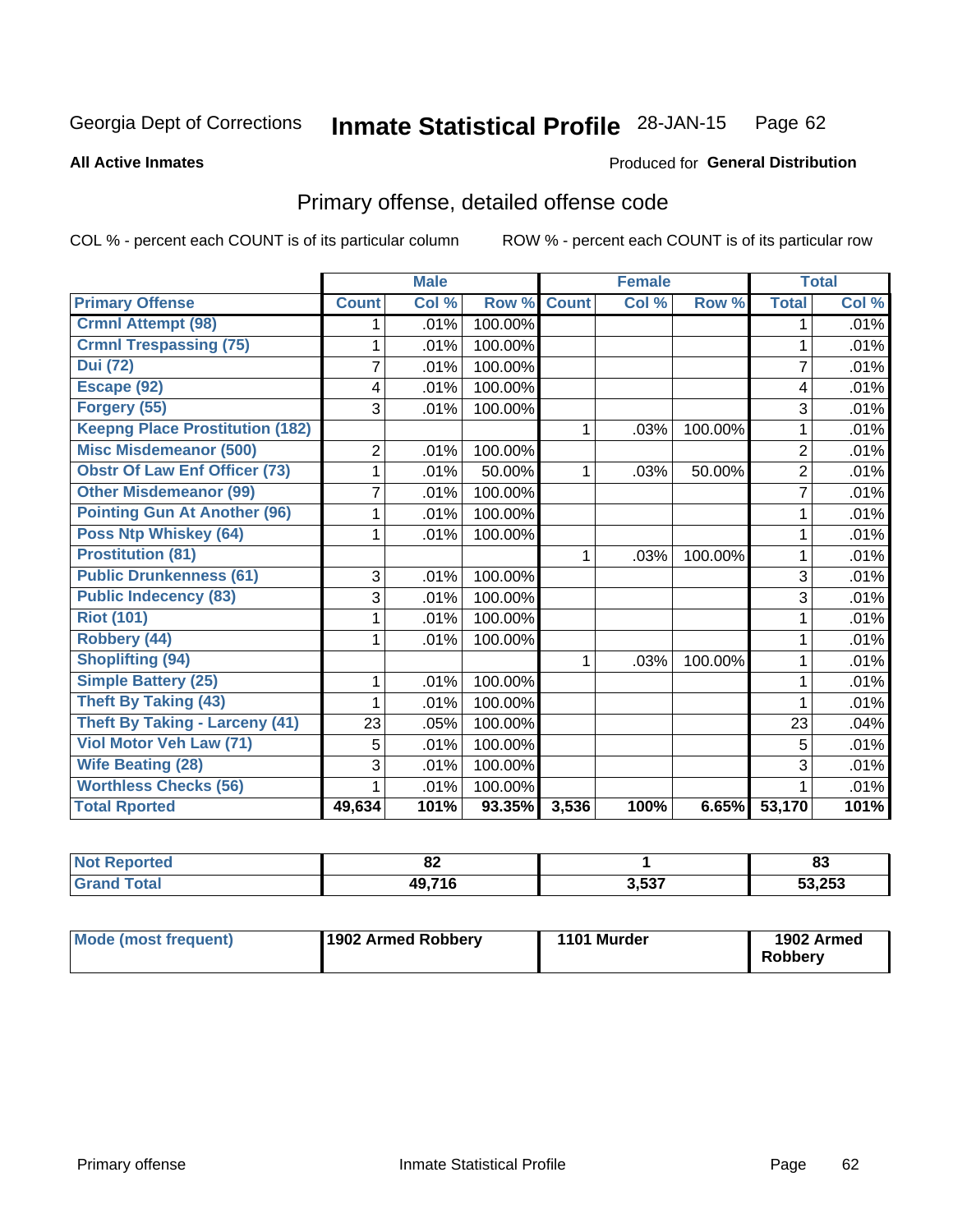Georgia Dept of Corrections **Inmate Statistical Profile** 28-JAN-15

**All Active Inmates**

Produced for **General Distribution**

## Primary offense, detailed offense code

COL % - percent each COUNT is of its particular column ROW % - percent each COUNT is of its particular row

| | Male | | | Female | | | Total | |
|---|---|---|---|---|---|---|---|---|
| **Primary Offense** | **Count** | **Col %** | **Row %** | **Count** | **Col %** | **Row %** | **Total** | **Col %** |
| Crmnl Attempt (98) | 1 | .01% | 100.00% | | | | 1 | .01% |
| Crmnl Trespassing (75) | 1 | .01% | 100.00% | | | | 1 | .01% |
| Dui (72) | 7 | .01% | 100.00% | | | | 7 | .01% |
| Escape (92) | 4 | .01% | 100.00% | | | | 4 | .01% |
| Forgery (55) | 3 | .01% | 100.00% | | | | 3 | .01% |
| Keepng Place Prostitution (182) | | | | 1 | .03% | 100.00% | 1 | .01% |
| Misc Misdemeanor (500) | 2 | .01% | 100.00% | | | | 2 | .01% |
| Obstr Of Law Enf Officer (73) | 1 | .01% | 50.00% | 1 | .03% | 50.00% | 2 | .01% |
| Other Misdemeanor (99) | 7 | .01% | 100.00% | | | | 7 | .01% |
| Pointing Gun At Another (96) | 1 | .01% | 100.00% | | | | 1 | .01% |
| Poss Ntp Whiskey (64) | 1 | .01% | 100.00% | | | | 1 | .01% |
| Prostitution (81) | | | | 1 | .03% | 100.00% | 1 | .01% |
| Public Drunkenness (61) | 3 | .01% | 100.00% | | | | 3 | .01% |
| Public Indecency (83) | 3 | .01% | 100.00% | | | | 3 | .01% |
| Riot (101) | 1 | .01% | 100.00% | | | | 1 | .01% |
| Robbery (44) | 1 | .01% | 100.00% | | | | 1 | .01% |
| Shoplifting (94) | | | | 1 | .03% | 100.00% | 1 | .01% |
| Simple Battery (25) | 1 | .01% | 100.00% | | | | 1 | .01% |
| Theft By Taking (43) | 1 | .01% | 100.00% | | | | 1 | .01% |
| Theft By Taking - Larceny (41) | 23 | .05% | 100.00% | | | | 23 | .04% |
| Viol Motor Veh Law (71) | 5 | .01% | 100.00% | | | | 5 | .01% |
| Wife Beating (28) | 3 | .01% | 100.00% | | | | 3 | .01% |
| Worthless Checks (56) | 1 | .01% | 100.00% | | | | 1 | .01% |
| **Total Rported** | **49,634** | **101%** | **93.35%** | **3,536** | **100%** | **6.65%** | **53,170** | **101%** |

| | Male | Female | Total |
|---|---|---|---|
| **Not Reported** | **82** | **1** | **83** |
| **Grand Total** | **49,716** | **3,537** | **53,253** |

| | Male | Female | Total |
|---|---|---|---|
| **Mode (most frequent)** | **1902 Armed Robbery** | **1101 Murder** | **1902 Armed Robbery** |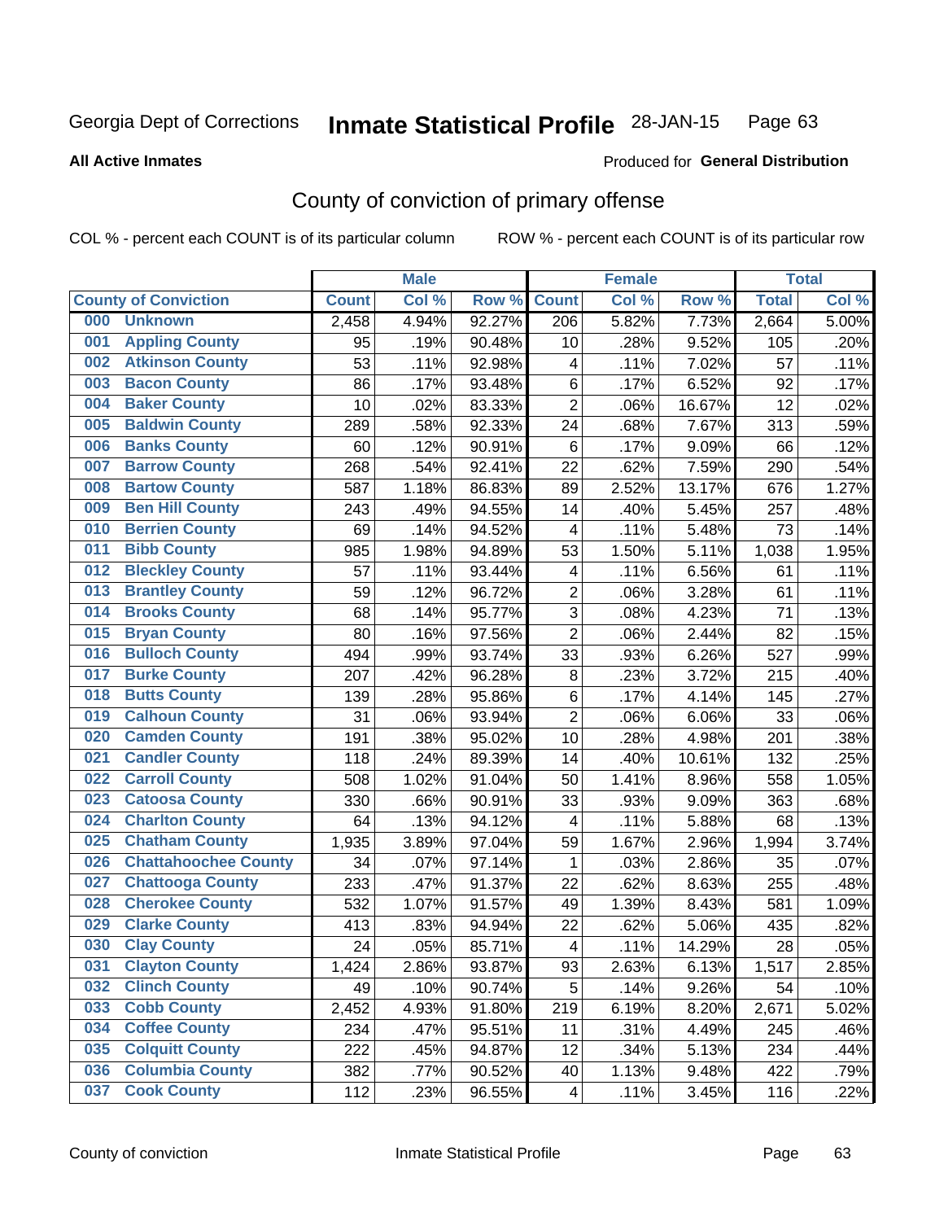Georgia Dept of Corrections **Inmate Statistical Profile** 28-JAN-15

**All Active Inmates**

Produced for **General Distribution**

## County of conviction of primary offense

COL % - percent each COUNT is of its particular column ROW % - percent each COUNT is of its particular row

| County of Conviction | Male | | | Female | | | Total | |
|---|---|---|---|---|---|---|---|---|
| | Count | Col % | Row % | Count | Col % | Row % | Total | Col % |
| 000 Unknown | 2,458 | 4.94% | 92.27% | 206 | 5.82% | 7.73% | 2,664 | 5.00% |
| 001 Appling County | 95 | .19% | 90.48% | 10 | .28% | 9.52% | 105 | .20% |
| 002 Atkinson County | 53 | .11% | 92.98% | 4 | .11% | 7.02% | 57 | .11% |
| 003 Bacon County | 86 | .17% | 93.48% | 6 | .17% | 6.52% | 92 | .17% |
| 004 Baker County | 10 | .02% | 83.33% | 2 | .06% | 16.67% | 12 | .02% |
| 005 Baldwin County | 289 | .58% | 92.33% | 24 | .68% | 7.67% | 313 | .59% |
| 006 Banks County | 60 | .12% | 90.91% | 6 | .17% | 9.09% | 66 | .12% |
| 007 Barrow County | 268 | .54% | 92.41% | 22 | .62% | 7.59% | 290 | .54% |
| 008 Bartow County | 587 | 1.18% | 86.83% | 89 | 2.52% | 13.17% | 676 | 1.27% |
| 009 Ben Hill County | 243 | .49% | 94.55% | 14 | .40% | 5.45% | 257 | .48% |
| 010 Berrien County | 69 | .14% | 94.52% | 4 | .11% | 5.48% | 73 | .14% |
| 011 Bibb County | 985 | 1.98% | 94.89% | 53 | 1.50% | 5.11% | 1,038 | 1.95% |
| 012 Bleckley County | 57 | .11% | 93.44% | 4 | .11% | 6.56% | 61 | .11% |
| 013 Brantley County | 59 | .12% | 96.72% | 2 | .06% | 3.28% | 61 | .11% |
| 014 Brooks County | 68 | .14% | 95.77% | 3 | .08% | 4.23% | 71 | .13% |
| 015 Bryan County | 80 | .16% | 97.56% | 2 | .06% | 2.44% | 82 | .15% |
| 016 Bulloch County | 494 | .99% | 93.74% | 33 | .93% | 6.26% | 527 | .99% |
| 017 Burke County | 207 | .42% | 96.28% | 8 | .23% | 3.72% | 215 | .40% |
| 018 Butts County | 139 | .28% | 95.86% | 6 | .17% | 4.14% | 145 | .27% |
| 019 Calhoun County | 31 | .06% | 93.94% | 2 | .06% | 6.06% | 33 | .06% |
| 020 Camden County | 191 | .38% | 95.02% | 10 | .28% | 4.98% | 201 | .38% |
| 021 Candler County | 118 | .24% | 89.39% | 14 | .40% | 10.61% | 132 | .25% |
| 022 Carroll County | 508 | 1.02% | 91.04% | 50 | 1.41% | 8.96% | 558 | 1.05% |
| 023 Catoosa County | 330 | .66% | 90.91% | 33 | .93% | 9.09% | 363 | .68% |
| 024 Charlton County | 64 | .13% | 94.12% | 4 | .11% | 5.88% | 68 | .13% |
| 025 Chatham County | 1,935 | 3.89% | 97.04% | 59 | 1.67% | 2.96% | 1,994 | 3.74% |
| 026 Chattahoochee County | 34 | .07% | 97.14% | 1 | .03% | 2.86% | 35 | .07% |
| 027 Chattooga County | 233 | .47% | 91.37% | 22 | .62% | 8.63% | 255 | .48% |
| 028 Cherokee County | 532 | 1.07% | 91.57% | 49 | 1.39% | 8.43% | 581 | 1.09% |
| 029 Clarke County | 413 | .83% | 94.94% | 22 | .62% | 5.06% | 435 | .82% |
| 030 Clay County | 24 | .05% | 85.71% | 4 | .11% | 14.29% | 28 | .05% |
| 031 Clayton County | 1,424 | 2.86% | 93.87% | 93 | 2.63% | 6.13% | 1,517 | 2.85% |
| 032 Clinch County | 49 | .10% | 90.74% | 5 | .14% | 9.26% | 54 | .10% |
| 033 Cobb County | 2,452 | 4.93% | 91.80% | 219 | 6.19% | 8.20% | 2,671 | 5.02% |
| 034 Coffee County | 234 | .47% | 95.51% | 11 | .31% | 4.49% | 245 | .46% |
| 035 Colquitt County | 222 | .45% | 94.87% | 12 | .34% | 5.13% | 234 | .44% |
| 036 Columbia County | 382 | .77% | 90.52% | 40 | 1.13% | 9.48% | 422 | .79% |
| 037 Cook County | 112 | .23% | 96.55% | 4 | .11% | 3.45% | 116 | .22% |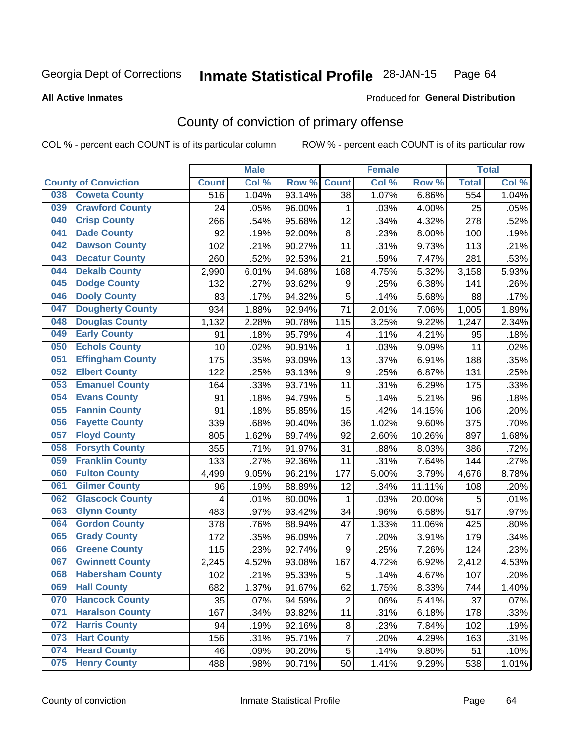Georgia Dept of Corrections **Inmate Statistical Profile** 28-JAN-15 Page 64

**All Active Inmates**

Produced for **General Distribution**

# County of conviction of primary offense

COL % - percent each COUNT is of its particular column ROW % - percent each COUNT is of its particular row

| County of Conviction | Male | | | Female | | | Total | |
|---|---|---|---|---|---|---|---|---|
| | Count | Col % | Row % | Count | Col % | Row % | Total | Col % |
| 038 Coweta County | 516 | 1.04% | 93.14% | 38 | 1.07% | 6.86% | 554 | 1.04% |
| 039 Crawford County | 24 | .05% | 96.00% | 1 | .03% | 4.00% | 25 | .05% |
| 040 Crisp County | 266 | .54% | 95.68% | 12 | .34% | 4.32% | 278 | .52% |
| 041 Dade County | 92 | .19% | 92.00% | 8 | .23% | 8.00% | 100 | .19% |
| 042 Dawson County | 102 | .21% | 90.27% | 11 | .31% | 9.73% | 113 | .21% |
| 043 Decatur County | 260 | .52% | 92.53% | 21 | .59% | 7.47% | 281 | .53% |
| 044 Dekalb County | 2,990 | 6.01% | 94.68% | 168 | 4.75% | 5.32% | 3,158 | 5.93% |
| 045 Dodge County | 132 | .27% | 93.62% | 9 | .25% | 6.38% | 141 | .26% |
| 046 Dooly County | 83 | .17% | 94.32% | 5 | .14% | 5.68% | 88 | .17% |
| 047 Dougherty County | 934 | 1.88% | 92.94% | 71 | 2.01% | 7.06% | 1,005 | 1.89% |
| 048 Douglas County | 1,132 | 2.28% | 90.78% | 115 | 3.25% | 9.22% | 1,247 | 2.34% |
| 049 Early County | 91 | .18% | 95.79% | 4 | .11% | 4.21% | 95 | .18% |
| 050 Echols County | 10 | .02% | 90.91% | 1 | .03% | 9.09% | 11 | .02% |
| 051 Effingham County | 175 | .35% | 93.09% | 13 | .37% | 6.91% | 188 | .35% |
| 052 Elbert County | 122 | .25% | 93.13% | 9 | .25% | 6.87% | 131 | .25% |
| 053 Emanuel County | 164 | .33% | 93.71% | 11 | .31% | 6.29% | 175 | .33% |
| 054 Evans County | 91 | .18% | 94.79% | 5 | .14% | 5.21% | 96 | .18% |
| 055 Fannin County | 91 | .18% | 85.85% | 15 | .42% | 14.15% | 106 | .20% |
| 056 Fayette County | 339 | .68% | 90.40% | 36 | 1.02% | 9.60% | 375 | .70% |
| 057 Floyd County | 805 | 1.62% | 89.74% | 92 | 2.60% | 10.26% | 897 | 1.68% |
| 058 Forsyth County | 355 | .71% | 91.97% | 31 | .88% | 8.03% | 386 | .72% |
| 059 Franklin County | 133 | .27% | 92.36% | 11 | .31% | 7.64% | 144 | .27% |
| 060 Fulton County | 4,499 | 9.05% | 96.21% | 177 | 5.00% | 3.79% | 4,676 | 8.78% |
| 061 Gilmer County | 96 | .19% | 88.89% | 12 | .34% | 11.11% | 108 | .20% |
| 062 Glascock County | 4 | .01% | 80.00% | 1 | .03% | 20.00% | 5 | .01% |
| 063 Glynn County | 483 | .97% | 93.42% | 34 | .96% | 6.58% | 517 | .97% |
| 064 Gordon County | 378 | .76% | 88.94% | 47 | 1.33% | 11.06% | 425 | .80% |
| 065 Grady County | 172 | .35% | 96.09% | 7 | .20% | 3.91% | 179 | .34% |
| 066 Greene County | 115 | .23% | 92.74% | 9 | .25% | 7.26% | 124 | .23% |
| 067 Gwinnett County | 2,245 | 4.52% | 93.08% | 167 | 4.72% | 6.92% | 2,412 | 4.53% |
| 068 Habersham County | 102 | .21% | 95.33% | 5 | .14% | 4.67% | 107 | .20% |
| 069 Hall County | 682 | 1.37% | 91.67% | 62 | 1.75% | 8.33% | 744 | 1.40% |
| 070 Hancock County | 35 | .07% | 94.59% | 2 | .06% | 5.41% | 37 | .07% |
| 071 Haralson County | 167 | .34% | 93.82% | 11 | .31% | 6.18% | 178 | .33% |
| 072 Harris County | 94 | .19% | 92.16% | 8 | .23% | 7.84% | 102 | .19% |
| 073 Hart County | 156 | .31% | 95.71% | 7 | .20% | 4.29% | 163 | .31% |
| 074 Heard County | 46 | .09% | 90.20% | 5 | .14% | 9.80% | 51 | .10% |
| 075 Henry County | 488 | .98% | 90.71% | 50 | 1.41% | 9.29% | 538 | 1.01% |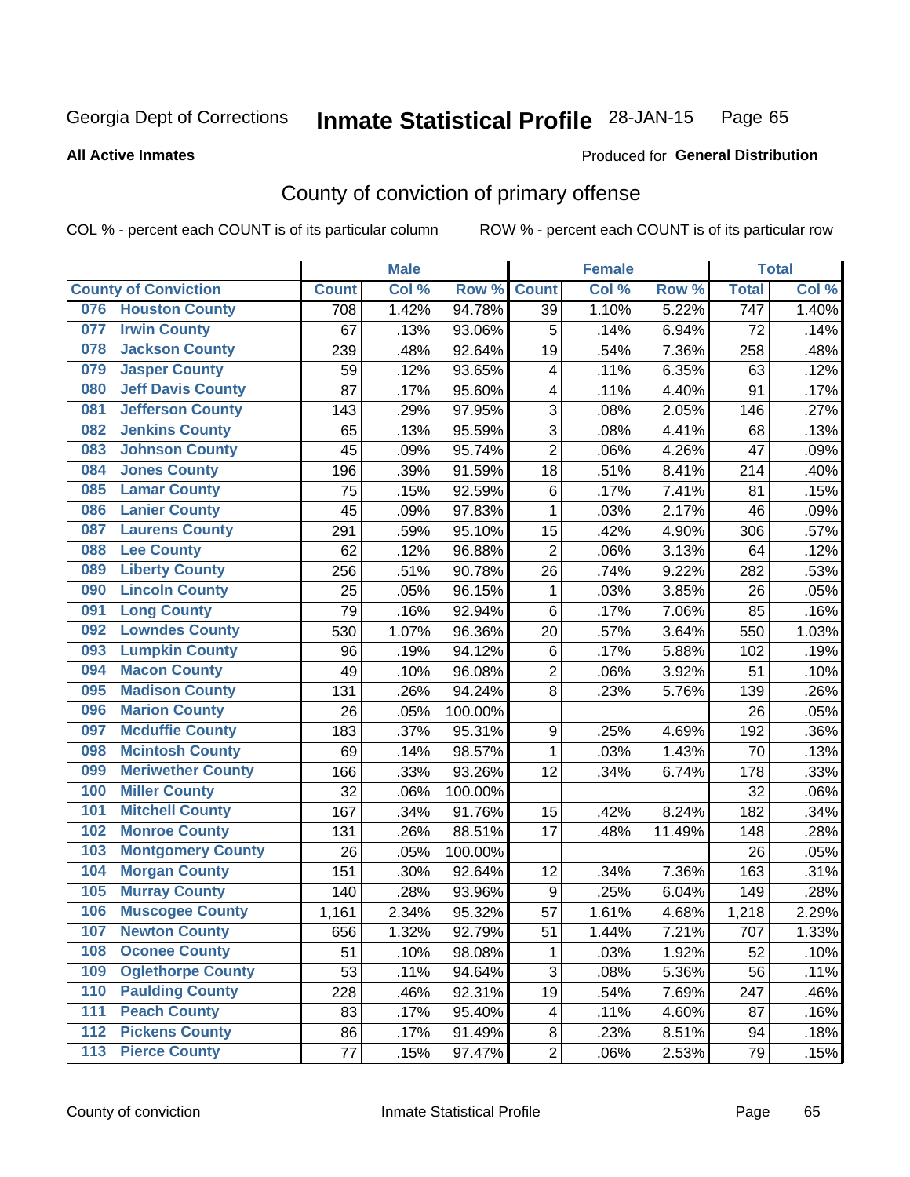Georgia Dept of Corrections **Inmate Statistical Profile** 28-JAN-15

**All Active Inmates**

Produced for **General Distribution**

## County of conviction of primary offense

COL % - percent each COUNT is of its particular column     ROW % - percent each COUNT is of its particular row

| County of Conviction | Male | | | Female | | | Total | |
|---|---|---|---|---|---|---|---|---|
| | Count | Col % | Row % | Count | Col % | Row % | Total | Col % |
| 076 Houston County | 708 | 1.42% | 94.78% | 39 | 1.10% | 5.22% | 747 | 1.40% |
| 077 Irwin County | 67 | .13% | 93.06% | 5 | .14% | 6.94% | 72 | .14% |
| 078 Jackson County | 239 | .48% | 92.64% | 19 | .54% | 7.36% | 258 | .48% |
| 079 Jasper County | 59 | .12% | 93.65% | 4 | .11% | 6.35% | 63 | .12% |
| 080 Jeff Davis County | 87 | .17% | 95.60% | 4 | .11% | 4.40% | 91 | .17% |
| 081 Jefferson County | 143 | .29% | 97.95% | 3 | .08% | 2.05% | 146 | .27% |
| 082 Jenkins County | 65 | .13% | 95.59% | 3 | .08% | 4.41% | 68 | .13% |
| 083 Johnson County | 45 | .09% | 95.74% | 2 | .06% | 4.26% | 47 | .09% |
| 084 Jones County | 196 | .39% | 91.59% | 18 | .51% | 8.41% | 214 | .40% |
| 085 Lamar County | 75 | .15% | 92.59% | 6 | .17% | 7.41% | 81 | .15% |
| 086 Lanier County | 45 | .09% | 97.83% | 1 | .03% | 2.17% | 46 | .09% |
| 087 Laurens County | 291 | .59% | 95.10% | 15 | .42% | 4.90% | 306 | .57% |
| 088 Lee County | 62 | .12% | 96.88% | 2 | .06% | 3.13% | 64 | .12% |
| 089 Liberty County | 256 | .51% | 90.78% | 26 | .74% | 9.22% | 282 | .53% |
| 090 Lincoln County | 25 | .05% | 96.15% | 1 | .03% | 3.85% | 26 | .05% |
| 091 Long County | 79 | .16% | 92.94% | 6 | .17% | 7.06% | 85 | .16% |
| 092 Lowndes County | 530 | 1.07% | 96.36% | 20 | .57% | 3.64% | 550 | 1.03% |
| 093 Lumpkin County | 96 | .19% | 94.12% | 6 | .17% | 5.88% | 102 | .19% |
| 094 Macon County | 49 | .10% | 96.08% | 2 | .06% | 3.92% | 51 | .10% |
| 095 Madison County | 131 | .26% | 94.24% | 8 | .23% | 5.76% | 139 | .26% |
| 096 Marion County | 26 | .05% | 100.00% | | | | 26 | .05% |
| 097 Mcduffie County | 183 | .37% | 95.31% | 9 | .25% | 4.69% | 192 | .36% |
| 098 Mcintosh County | 69 | .14% | 98.57% | 1 | .03% | 1.43% | 70 | .13% |
| 099 Meriwether County | 166 | .33% | 93.26% | 12 | .34% | 6.74% | 178 | .33% |
| 100 Miller County | 32 | .06% | 100.00% | | | | 32 | .06% |
| 101 Mitchell County | 167 | .34% | 91.76% | 15 | .42% | 8.24% | 182 | .34% |
| 102 Monroe County | 131 | .26% | 88.51% | 17 | .48% | 11.49% | 148 | .28% |
| 103 Montgomery County | 26 | .05% | 100.00% | | | | 26 | .05% |
| 104 Morgan County | 151 | .30% | 92.64% | 12 | .34% | 7.36% | 163 | .31% |
| 105 Murray County | 140 | .28% | 93.96% | 9 | .25% | 6.04% | 149 | .28% |
| 106 Muscogee County | 1,161 | 2.34% | 95.32% | 57 | 1.61% | 4.68% | 1,218 | 2.29% |
| 107 Newton County | 656 | 1.32% | 92.79% | 51 | 1.44% | 7.21% | 707 | 1.33% |
| 108 Oconee County | 51 | .10% | 98.08% | 1 | .03% | 1.92% | 52 | .10% |
| 109 Oglethorpe County | 53 | .11% | 94.64% | 3 | .08% | 5.36% | 56 | .11% |
| 110 Paulding County | 228 | .46% | 92.31% | 19 | .54% | 7.69% | 247 | .46% |
| 111 Peach County | 83 | .17% | 95.40% | 4 | .11% | 4.60% | 87 | .16% |
| 112 Pickens County | 86 | .17% | 91.49% | 8 | .23% | 8.51% | 94 | .18% |
| 113 Pierce County | 77 | .15% | 97.47% | 2 | .06% | 2.53% | 79 | .15% |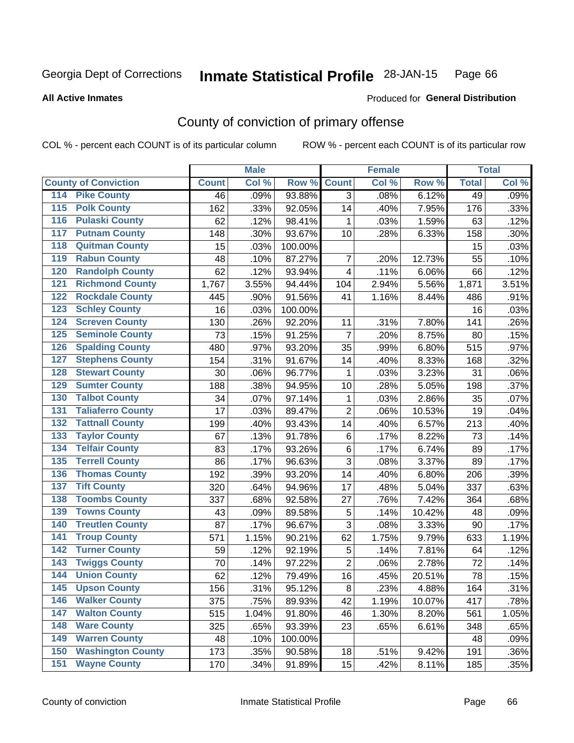Georgia Dept of Corrections **Inmate Statistical Profile** 28-JAN-15

**All Active Inmates**

Produced for **General Distribution**

# County of conviction of primary offense

COL % - percent each COUNT is of its particular column ROW % - percent each COUNT is of its particular row

| County of Conviction | Male | | | Female | | | Total | |
|---|---|---|---|---|---|---|---|---|
| | Count | Col % | Row % | Count | Col % | Row % | Total | Col % |
| 114 Pike County | 46 | .09% | 93.88% | 3 | .08% | 6.12% | 49 | .09% |
| 115 Polk County | 162 | .33% | 92.05% | 14 | .40% | 7.95% | 176 | .33% |
| 116 Pulaski County | 62 | .12% | 98.41% | 1 | .03% | 1.59% | 63 | .12% |
| 117 Putnam County | 148 | .30% | 93.67% | 10 | .28% | 6.33% | 158 | .30% |
| 118 Quitman County | 15 | .03% | 100.00% | | | | 15 | .03% |
| 119 Rabun County | 48 | .10% | 87.27% | 7 | .20% | 12.73% | 55 | .10% |
| 120 Randolph County | 62 | .12% | 93.94% | 4 | .11% | 6.06% | 66 | .12% |
| 121 Richmond County | 1,767 | 3.55% | 94.44% | 104 | 2.94% | 5.56% | 1,871 | 3.51% |
| 122 Rockdale County | 445 | .90% | 91.56% | 41 | 1.16% | 8.44% | 486 | .91% |
| 123 Schley County | 16 | .03% | 100.00% | | | | 16 | .03% |
| 124 Screven County | 130 | .26% | 92.20% | 11 | .31% | 7.80% | 141 | .26% |
| 125 Seminole County | 73 | .15% | 91.25% | 7 | .20% | 8.75% | 80 | .15% |
| 126 Spalding County | 480 | .97% | 93.20% | 35 | .99% | 6.80% | 515 | .97% |
| 127 Stephens County | 154 | .31% | 91.67% | 14 | .40% | 8.33% | 168 | .32% |
| 128 Stewart County | 30 | .06% | 96.77% | 1 | .03% | 3.23% | 31 | .06% |
| 129 Sumter County | 188 | .38% | 94.95% | 10 | .28% | 5.05% | 198 | .37% |
| 130 Talbot County | 34 | .07% | 97.14% | 1 | .03% | 2.86% | 35 | .07% |
| 131 Taliaferro County | 17 | .03% | 89.47% | 2 | .06% | 10.53% | 19 | .04% |
| 132 Tattnall County | 199 | .40% | 93.43% | 14 | .40% | 6.57% | 213 | .40% |
| 133 Taylor County | 67 | .13% | 91.78% | 6 | .17% | 8.22% | 73 | .14% |
| 134 Telfair County | 83 | .17% | 93.26% | 6 | .17% | 6.74% | 89 | .17% |
| 135 Terrell County | 86 | .17% | 96.63% | 3 | .08% | 3.37% | 89 | .17% |
| 136 Thomas County | 192 | .39% | 93.20% | 14 | .40% | 6.80% | 206 | .39% |
| 137 Tift County | 320 | .64% | 94.96% | 17 | .48% | 5.04% | 337 | .63% |
| 138 Toombs County | 337 | .68% | 92.58% | 27 | .76% | 7.42% | 364 | .68% |
| 139 Towns County | 43 | .09% | 89.58% | 5 | .14% | 10.42% | 48 | .09% |
| 140 Treutlen County | 87 | .17% | 96.67% | 3 | .08% | 3.33% | 90 | .17% |
| 141 Troup County | 571 | 1.15% | 90.21% | 62 | 1.75% | 9.79% | 633 | 1.19% |
| 142 Turner County | 59 | .12% | 92.19% | 5 | .14% | 7.81% | 64 | .12% |
| 143 Twiggs County | 70 | .14% | 97.22% | 2 | .06% | 2.78% | 72 | .14% |
| 144 Union County | 62 | .12% | 79.49% | 16 | .45% | 20.51% | 78 | .15% |
| 145 Upson County | 156 | .31% | 95.12% | 8 | .23% | 4.88% | 164 | .31% |
| 146 Walker County | 375 | .75% | 89.93% | 42 | 1.19% | 10.07% | 417 | .78% |
| 147 Walton County | 515 | 1.04% | 91.80% | 46 | 1.30% | 8.20% | 561 | 1.05% |
| 148 Ware County | 325 | .65% | 93.39% | 23 | .65% | 6.61% | 348 | .65% |
| 149 Warren County | 48 | .10% | 100.00% | | | | 48 | .09% |
| 150 Washington County | 173 | .35% | 90.58% | 18 | .51% | 9.42% | 191 | .36% |
| 151 Wayne County | 170 | .34% | 91.89% | 15 | .42% | 8.11% | 185 | .35% |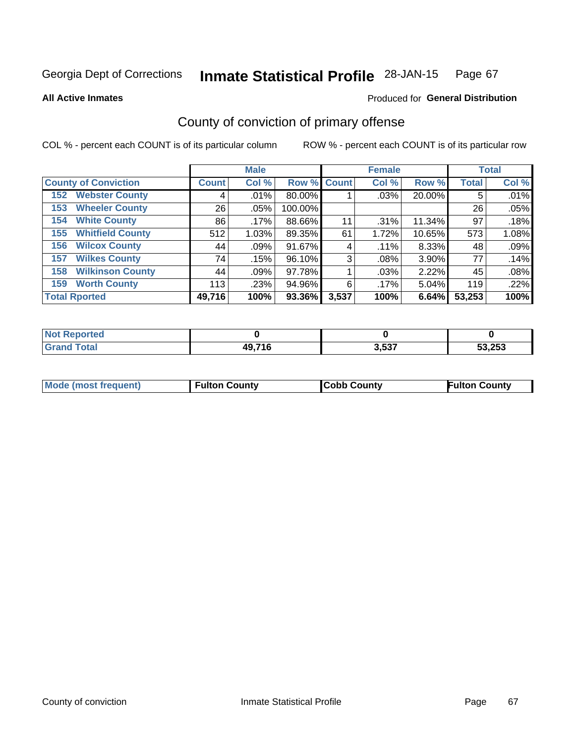Georgia Dept of Corrections **Inmate Statistical Profile** 28-JAN-15 Page 67

**All Active Inmates**

Produced for **General Distribution**

## County of conviction of primary offense

COL % - percent each COUNT is of its particular column ROW % - percent each COUNT is of its particular row

| County of Conviction | Male Count | Male Col % | Male Row % | Female Count | Female Col % | Female Row % | Total | Total Col % |
|---|---|---|---|---|---|---|---|---|
| 152 Webster County | 4 | .01% | 80.00% | 1 | .03% | 20.00% | 5 | .01% |
| 153 Wheeler County | 26 | .05% | 100.00% | | | | 26 | .05% |
| 154 White County | 86 | .17% | 88.66% | 11 | .31% | 11.34% | 97 | .18% |
| 155 Whitfield County | 512 | 1.03% | 89.35% | 61 | 1.72% | 10.65% | 573 | 1.08% |
| 156 Wilcox County | 44 | .09% | 91.67% | 4 | .11% | 8.33% | 48 | .09% |
| 157 Wilkes County | 74 | .15% | 96.10% | 3 | .08% | 3.90% | 77 | .14% |
| 158 Wilkinson County | 44 | .09% | 97.78% | 1 | .03% | 2.22% | 45 | .08% |
| 159 Worth County | 113 | .23% | 94.96% | 6 | .17% | 5.04% | 119 | .22% |
| **Total Rported** | **49,716** | **100%** | **93.36%** | **3,537** | **100%** | **6.64%** | **53,253** | **100%** |

| | Male | Female | Total |
|---|---|---|---|
| Not Reported | 0 | 0 | 0 |
| Grand Total | 49,716 | 3,537 | 53,253 |

| | Male | Female | Total |
|---|---|---|---|
| Mode (most frequent) | Fulton County | Cobb County | Fulton County |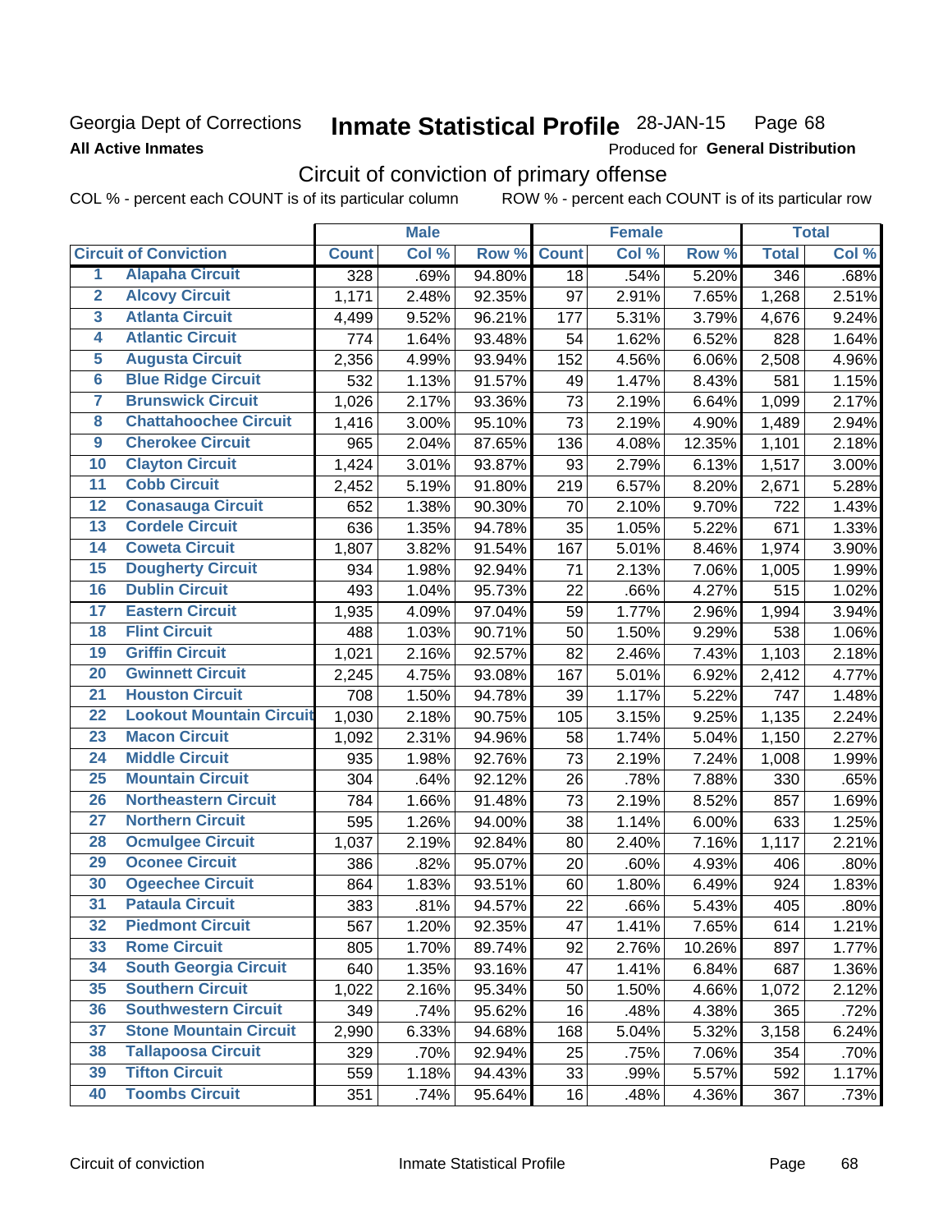Georgia Dept of Corrections
**All Active Inmates**

# Inmate Statistical Profile 28-JAN-15

Produced for **General Distribution**

## Circuit of conviction of primary offense

COL % - percent each COUNT is of its particular column    ROW % - percent each COUNT is of its particular row

| | Circuit of Conviction | Male | | | Female | | | Total | |
|---|---|---|---|---|---|---|---|---|---|
| | | Count | Col % | Row % | Count | Col % | Row % | Total | Col % |
| 1 | Alapaha Circuit | 328 | .69% | 94.80% | 18 | .54% | 5.20% | 346 | .68% |
| 2 | Alcovy Circuit | 1,171 | 2.48% | 92.35% | 97 | 2.91% | 7.65% | 1,268 | 2.51% |
| 3 | Atlanta Circuit | 4,499 | 9.52% | 96.21% | 177 | 5.31% | 3.79% | 4,676 | 9.24% |
| 4 | Atlantic Circuit | 774 | 1.64% | 93.48% | 54 | 1.62% | 6.52% | 828 | 1.64% |
| 5 | Augusta Circuit | 2,356 | 4.99% | 93.94% | 152 | 4.56% | 6.06% | 2,508 | 4.96% |
| 6 | Blue Ridge Circuit | 532 | 1.13% | 91.57% | 49 | 1.47% | 8.43% | 581 | 1.15% |
| 7 | Brunswick Circuit | 1,026 | 2.17% | 93.36% | 73 | 2.19% | 6.64% | 1,099 | 2.17% |
| 8 | Chattahoochee Circuit | 1,416 | 3.00% | 95.10% | 73 | 2.19% | 4.90% | 1,489 | 2.94% |
| 9 | Cherokee Circuit | 965 | 2.04% | 87.65% | 136 | 4.08% | 12.35% | 1,101 | 2.18% |
| 10 | Clayton Circuit | 1,424 | 3.01% | 93.87% | 93 | 2.79% | 6.13% | 1,517 | 3.00% |
| 11 | Cobb Circuit | 2,452 | 5.19% | 91.80% | 219 | 6.57% | 8.20% | 2,671 | 5.28% |
| 12 | Conasauga Circuit | 652 | 1.38% | 90.30% | 70 | 2.10% | 9.70% | 722 | 1.43% |
| 13 | Cordele Circuit | 636 | 1.35% | 94.78% | 35 | 1.05% | 5.22% | 671 | 1.33% |
| 14 | Coweta Circuit | 1,807 | 3.82% | 91.54% | 167 | 5.01% | 8.46% | 1,974 | 3.90% |
| 15 | Dougherty Circuit | 934 | 1.98% | 92.94% | 71 | 2.13% | 7.06% | 1,005 | 1.99% |
| 16 | Dublin Circuit | 493 | 1.04% | 95.73% | 22 | .66% | 4.27% | 515 | 1.02% |
| 17 | Eastern Circuit | 1,935 | 4.09% | 97.04% | 59 | 1.77% | 2.96% | 1,994 | 3.94% |
| 18 | Flint Circuit | 488 | 1.03% | 90.71% | 50 | 1.50% | 9.29% | 538 | 1.06% |
| 19 | Griffin Circuit | 1,021 | 2.16% | 92.57% | 82 | 2.46% | 7.43% | 1,103 | 2.18% |
| 20 | Gwinnett Circuit | 2,245 | 4.75% | 93.08% | 167 | 5.01% | 6.92% | 2,412 | 4.77% |
| 21 | Houston Circuit | 708 | 1.50% | 94.78% | 39 | 1.17% | 5.22% | 747 | 1.48% |
| 22 | Lookout Mountain Circuit | 1,030 | 2.18% | 90.75% | 105 | 3.15% | 9.25% | 1,135 | 2.24% |
| 23 | Macon Circuit | 1,092 | 2.31% | 94.96% | 58 | 1.74% | 5.04% | 1,150 | 2.27% |
| 24 | Middle Circuit | 935 | 1.98% | 92.76% | 73 | 2.19% | 7.24% | 1,008 | 1.99% |
| 25 | Mountain Circuit | 304 | .64% | 92.12% | 26 | .78% | 7.88% | 330 | .65% |
| 26 | Northeastern Circuit | 784 | 1.66% | 91.48% | 73 | 2.19% | 8.52% | 857 | 1.69% |
| 27 | Northern Circuit | 595 | 1.26% | 94.00% | 38 | 1.14% | 6.00% | 633 | 1.25% |
| 28 | Ocmulgee Circuit | 1,037 | 2.19% | 92.84% | 80 | 2.40% | 7.16% | 1,117 | 2.21% |
| 29 | Oconee Circuit | 386 | .82% | 95.07% | 20 | .60% | 4.93% | 406 | .80% |
| 30 | Ogeechee Circuit | 864 | 1.83% | 93.51% | 60 | 1.80% | 6.49% | 924 | 1.83% |
| 31 | Pataula Circuit | 383 | .81% | 94.57% | 22 | .66% | 5.43% | 405 | .80% |
| 32 | Piedmont Circuit | 567 | 1.20% | 92.35% | 47 | 1.41% | 7.65% | 614 | 1.21% |
| 33 | Rome Circuit | 805 | 1.70% | 89.74% | 92 | 2.76% | 10.26% | 897 | 1.77% |
| 34 | South Georgia Circuit | 640 | 1.35% | 93.16% | 47 | 1.41% | 6.84% | 687 | 1.36% |
| 35 | Southern Circuit | 1,022 | 2.16% | 95.34% | 50 | 1.50% | 4.66% | 1,072 | 2.12% |
| 36 | Southwestern Circuit | 349 | .74% | 95.62% | 16 | .48% | 4.38% | 365 | .72% |
| 37 | Stone Mountain Circuit | 2,990 | 6.33% | 94.68% | 168 | 5.04% | 5.32% | 3,158 | 6.24% |
| 38 | Tallapoosa Circuit | 329 | .70% | 92.94% | 25 | .75% | 7.06% | 354 | .70% |
| 39 | Tifton Circuit | 559 | 1.18% | 94.43% | 33 | .99% | 5.57% | 592 | 1.17% |
| 40 | Toombs Circuit | 351 | .74% | 95.64% | 16 | .48% | 4.36% | 367 | .73% |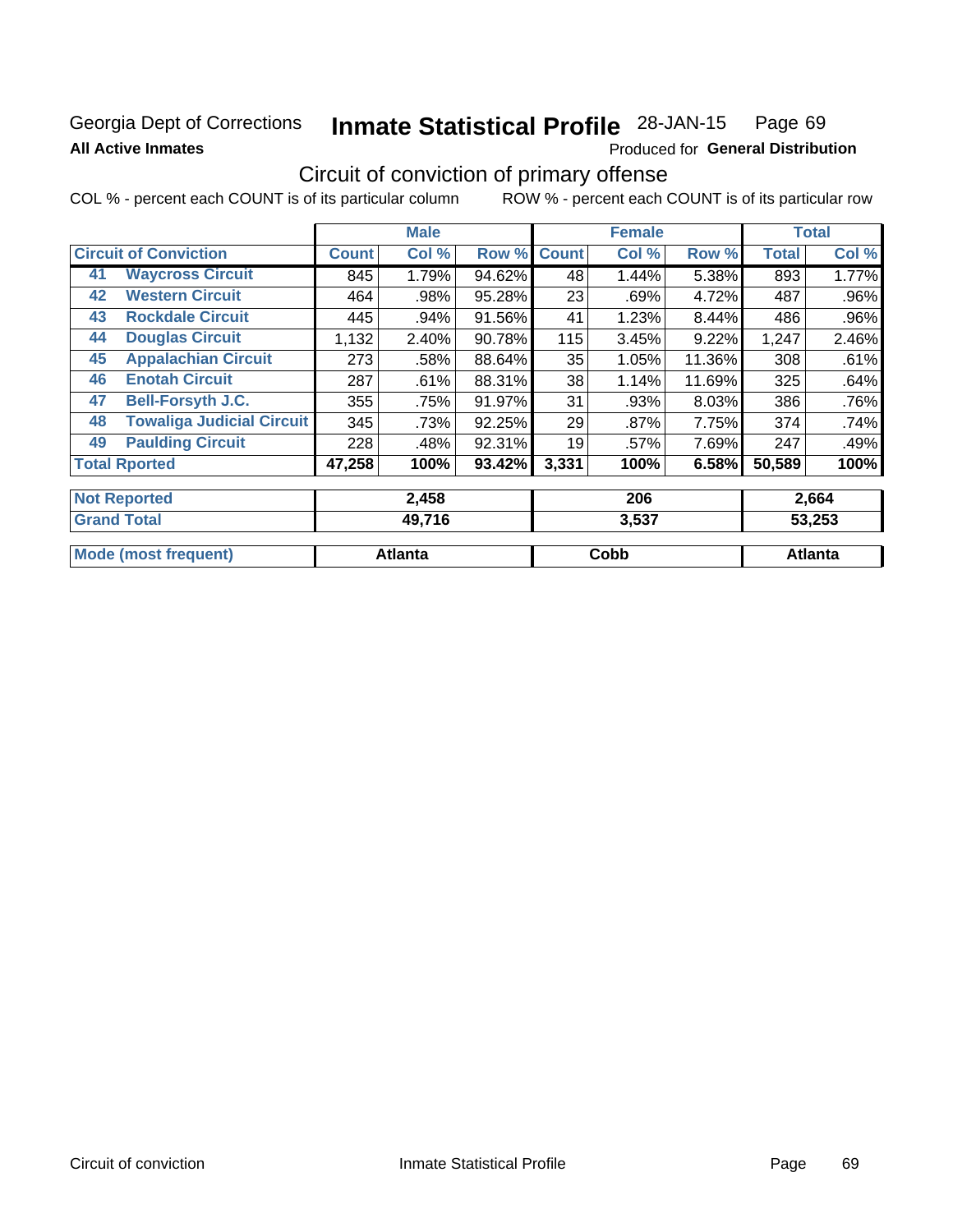Georgia Dept of Corrections **Inmate Statistical Profile** 28-JAN-15

**All Active Inmates** Produced for **General Distribution**

## Circuit of conviction of primary offense

COL % - percent each COUNT is of its particular column ROW % - percent each COUNT is of its particular row

| Circuit of Conviction | | Male | | | Female | | | Total | |
|---|---|---|---|---|---|---|---|---|---|
| | | Count | Col % | Row % | Count | Col % | Row % | Total | Col % |
| 41 | Waycross Circuit | 845 | 1.79% | 94.62% | 48 | 1.44% | 5.38% | 893 | 1.77% |
| 42 | Western Circuit | 464 | .98% | 95.28% | 23 | .69% | 4.72% | 487 | .96% |
| 43 | Rockdale Circuit | 445 | .94% | 91.56% | 41 | 1.23% | 8.44% | 486 | .96% |
| 44 | Douglas Circuit | 1,132 | 2.40% | 90.78% | 115 | 3.45% | 9.22% | 1,247 | 2.46% |
| 45 | Appalachian Circuit | 273 | .58% | 88.64% | 35 | 1.05% | 11.36% | 308 | .61% |
| 46 | Enotah Circuit | 287 | .61% | 88.31% | 38 | 1.14% | 11.69% | 325 | .64% |
| 47 | Bell-Forsyth J.C. | 355 | .75% | 91.97% | 31 | .93% | 8.03% | 386 | .76% |
| 48 | Towaliga Judicial Circuit | 345 | .73% | 92.25% | 29 | .87% | 7.75% | 374 | .74% |
| 49 | Paulding Circuit | 228 | .48% | 92.31% | 19 | .57% | 7.69% | 247 | .49% |
| **Total Rported** | | **47,258** | **100%** | **93.42%** | **3,331** | **100%** | **6.58%** | **50,589** | **100%** |
| **Not Reported** | | **2,458** | | | **206** | | | **2,664** | |
| **Grand Total** | | **49,716** | | | **3,537** | | | **53,253** | |
| **Mode (most frequent)** | | **Atlanta** | | | **Cobb** | | | **Atlanta** | |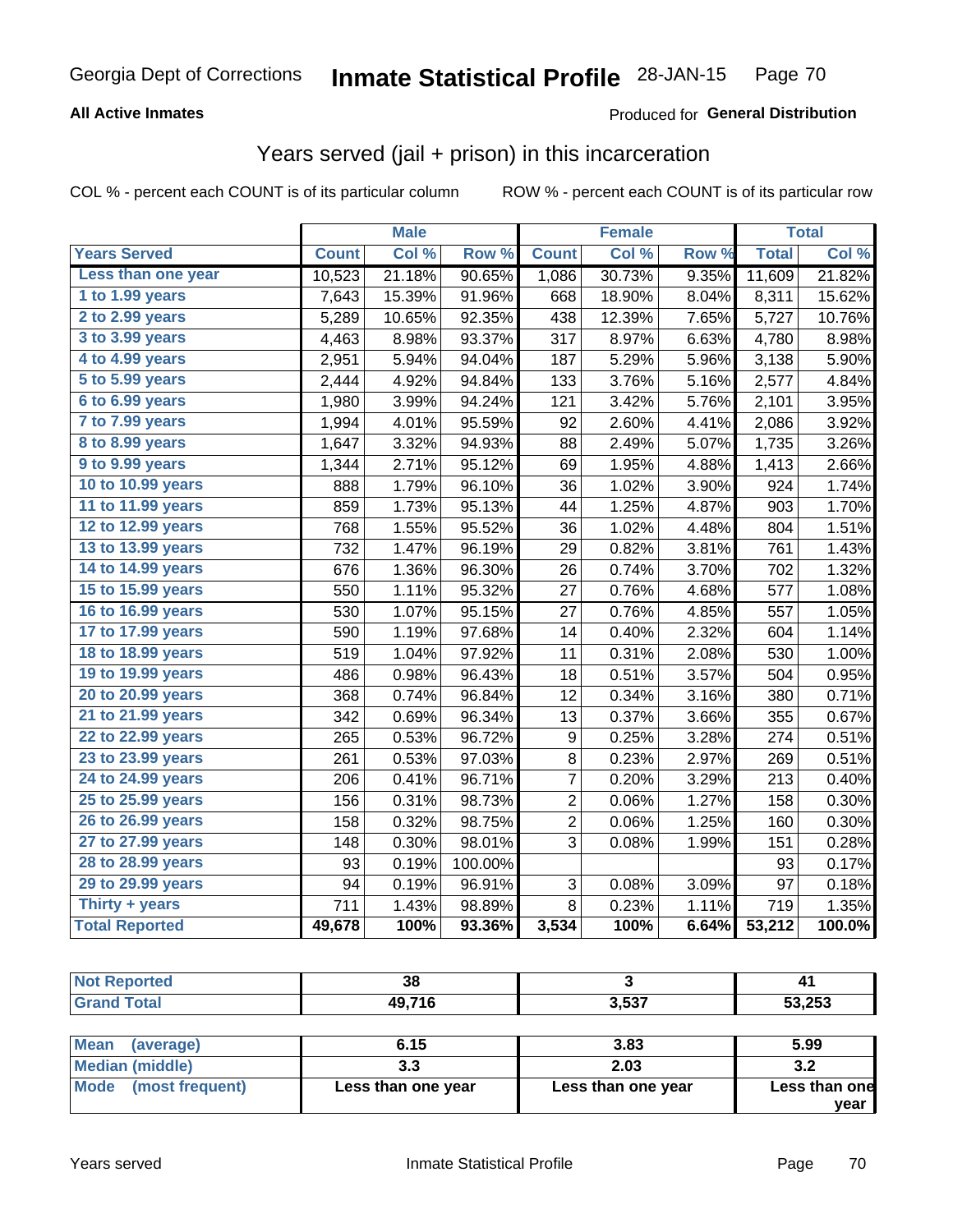Georgia Dept of Corrections **Inmate Statistical Profile** 28-JAN-15 Page 70

**All Active Inmates**

Produced for **General Distribution**

## Years served (jail + prison) in this incarceration

COL % - percent each COUNT is of its particular column ROW % - percent each COUNT is of its particular row

| | Male | | | Female | | | Total | |
|---|---|---|---|---|---|---|---|---|
| **Years Served** | **Count** | **Col %** | **Row %** | **Count** | **Col %** | **Row %** | **Total** | **Col %** |
| Less than one year | 10,523 | 21.18% | 90.65% | 1,086 | 30.73% | 9.35% | 11,609 | 21.82% |
| 1 to 1.99 years | 7,643 | 15.39% | 91.96% | 668 | 18.90% | 8.04% | 8,311 | 15.62% |
| 2 to 2.99 years | 5,289 | 10.65% | 92.35% | 438 | 12.39% | 7.65% | 5,727 | 10.76% |
| 3 to 3.99 years | 4,463 | 8.98% | 93.37% | 317 | 8.97% | 6.63% | 4,780 | 8.98% |
| 4 to 4.99 years | 2,951 | 5.94% | 94.04% | 187 | 5.29% | 5.96% | 3,138 | 5.90% |
| 5 to 5.99 years | 2,444 | 4.92% | 94.84% | 133 | 3.76% | 5.16% | 2,577 | 4.84% |
| 6 to 6.99 years | 1,980 | 3.99% | 94.24% | 121 | 3.42% | 5.76% | 2,101 | 3.95% |
| 7 to 7.99 years | 1,994 | 4.01% | 95.59% | 92 | 2.60% | 4.41% | 2,086 | 3.92% |
| 8 to 8.99 years | 1,647 | 3.32% | 94.93% | 88 | 2.49% | 5.07% | 1,735 | 3.26% |
| 9 to 9.99 years | 1,344 | 2.71% | 95.12% | 69 | 1.95% | 4.88% | 1,413 | 2.66% |
| 10 to 10.99 years | 888 | 1.79% | 96.10% | 36 | 1.02% | 3.90% | 924 | 1.74% |
| 11 to 11.99 years | 859 | 1.73% | 95.13% | 44 | 1.25% | 4.87% | 903 | 1.70% |
| 12 to 12.99 years | 768 | 1.55% | 95.52% | 36 | 1.02% | 4.48% | 804 | 1.51% |
| 13 to 13.99 years | 732 | 1.47% | 96.19% | 29 | 0.82% | 3.81% | 761 | 1.43% |
| 14 to 14.99 years | 676 | 1.36% | 96.30% | 26 | 0.74% | 3.70% | 702 | 1.32% |
| 15 to 15.99 years | 550 | 1.11% | 95.32% | 27 | 0.76% | 4.68% | 577 | 1.08% |
| 16 to 16.99 years | 530 | 1.07% | 95.15% | 27 | 0.76% | 4.85% | 557 | 1.05% |
| 17 to 17.99 years | 590 | 1.19% | 97.68% | 14 | 0.40% | 2.32% | 604 | 1.14% |
| 18 to 18.99 years | 519 | 1.04% | 97.92% | 11 | 0.31% | 2.08% | 530 | 1.00% |
| 19 to 19.99 years | 486 | 0.98% | 96.43% | 18 | 0.51% | 3.57% | 504 | 0.95% |
| 20 to 20.99 years | 368 | 0.74% | 96.84% | 12 | 0.34% | 3.16% | 380 | 0.71% |
| 21 to 21.99 years | 342 | 0.69% | 96.34% | 13 | 0.37% | 3.66% | 355 | 0.67% |
| 22 to 22.99 years | 265 | 0.53% | 96.72% | 9 | 0.25% | 3.28% | 274 | 0.51% |
| 23 to 23.99 years | 261 | 0.53% | 97.03% | 8 | 0.23% | 2.97% | 269 | 0.51% |
| 24 to 24.99 years | 206 | 0.41% | 96.71% | 7 | 0.20% | 3.29% | 213 | 0.40% |
| 25 to 25.99 years | 156 | 0.31% | 98.73% | 2 | 0.06% | 1.27% | 158 | 0.30% |
| 26 to 26.99 years | 158 | 0.32% | 98.75% | 2 | 0.06% | 1.25% | 160 | 0.30% |
| 27 to 27.99 years | 148 | 0.30% | 98.01% | 3 | 0.08% | 1.99% | 151 | 0.28% |
| 28 to 28.99 years | 93 | 0.19% | 100.00% | | | | 93 | 0.17% |
| 29 to 29.99 years | 94 | 0.19% | 96.91% | 3 | 0.08% | 3.09% | 97 | 0.18% |
| Thirty + years | 711 | 1.43% | 98.89% | 8 | 0.23% | 1.11% | 719 | 1.35% |
| **Total Reported** | **49,678** | **100%** | **93.36%** | **3,534** | **100%** | **6.64%** | **53,212** | **100.0%** |

| | Male | Female | Total |
|---|---|---|---|
| Not Reported | **38** | **3** | **41** |
| Grand Total | **49,716** | **3,537** | **53,253** |

| | Male | Female | Total |
|---|---|---|---|
| Mean (average) | **6.15** | **3.83** | **5.99** |
| Median (middle) | **3.3** | **2.03** | **3.2** |
| Mode (most frequent) | **Less than one year** | **Less than one year** | **Less than one year** |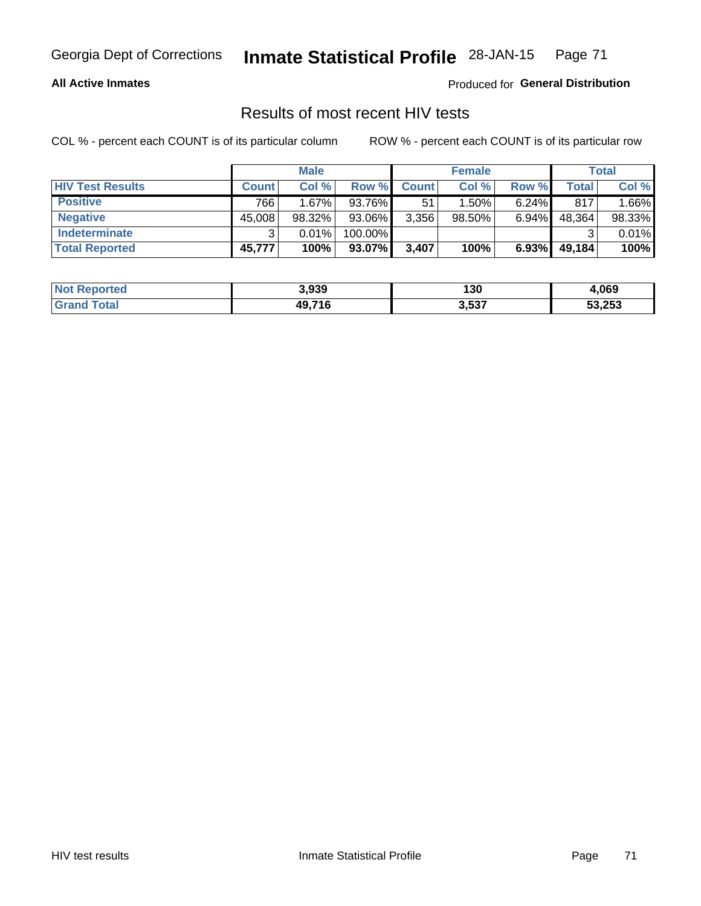Georgia Dept of Corrections **Inmate Statistical Profile** 28-JAN-15

**All Active Inmates**

Produced for **General Distribution**

## Results of most recent HIV tests

COL % - percent each COUNT is of its particular column

ROW % - percent each COUNT is of its particular row

| | Male | | | Female | | | Total | |
|---|---|---|---|---|---|---|---|---|
| **HIV Test Results** | **Count** | **Col %** | **Row %** | **Count** | **Col %** | **Row %** | **Total** | **Col %** |
| **Positive** | 766 | 1.67% | 93.76% | 51 | 1.50% | 6.24% | 817 | 1.66% |
| **Negative** | 45,008 | 98.32% | 93.06% | 3,356 | 98.50% | 6.94% | 48,364 | 98.33% |
| **Indeterminate** | 3 | 0.01% | 100.00% | | | | 3 | 0.01% |
| **Total Reported** | **45,777** | **100%** | **93.07%** | **3,407** | **100%** | **6.93%** | **49,184** | **100%** |

| | Male | Female | Total |
|---|---|---|---|
| **Not Reported** | **3,939** | **130** | **4,069** |
| **Grand Total** | **49,716** | **3,537** | **53,253** |

HIV test results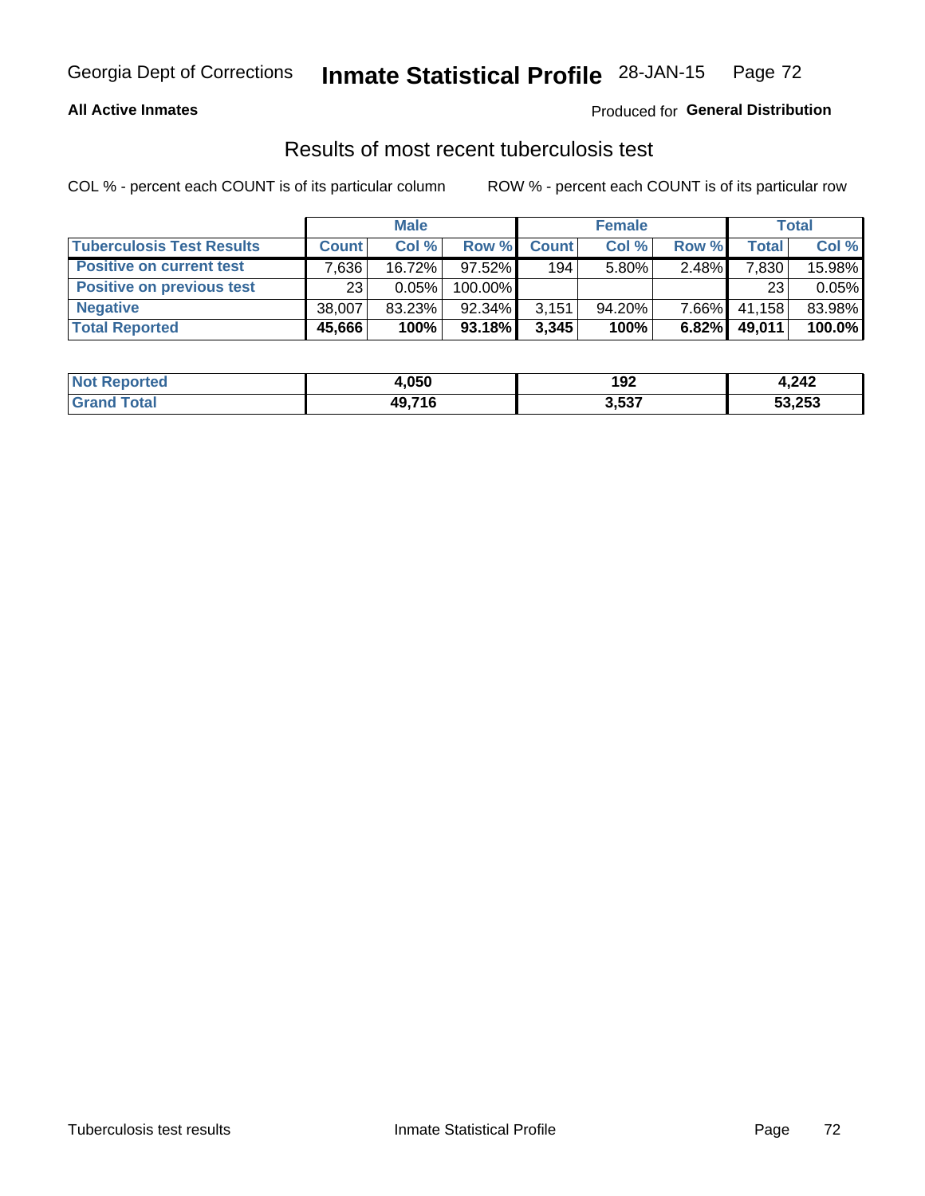**All Active Inmates** — Produced for **General Distribution**

## Results of most recent tuberculosis test

COL % - percent each COUNT is of its particular column

ROW % - percent each COUNT is of its particular row

| | Male | | | Female | | | Total | |
|---|---|---|---|---|---|---|---|---|
| **Tuberculosis Test Results** | **Count** | **Col %** | **Row %** | **Count** | **Col %** | **Row %** | **Total** | **Col %** |
| Positive on current test | 7,636 | 16.72% | 97.52% | 194 | 5.80% | 2.48% | 7,830 | 15.98% |
| Positive on previous test | 23 | 0.05% | 100.00% | | | | 23 | 0.05% |
| Negative | 38,007 | 83.23% | 92.34% | 3,151 | 94.20% | 7.66% | 41,158 | 83.98% |
| **Total Reported** | **45,666** | **100%** | **93.18%** | **3,345** | **100%** | **6.82%** | **49,011** | **100.0%** |

| | Male | Female | Total |
|---|---|---|---|
| **Not Reported** | **4,050** | **192** | **4,242** |
| **Grand Total** | **49,716** | **3,537** | **53,253** |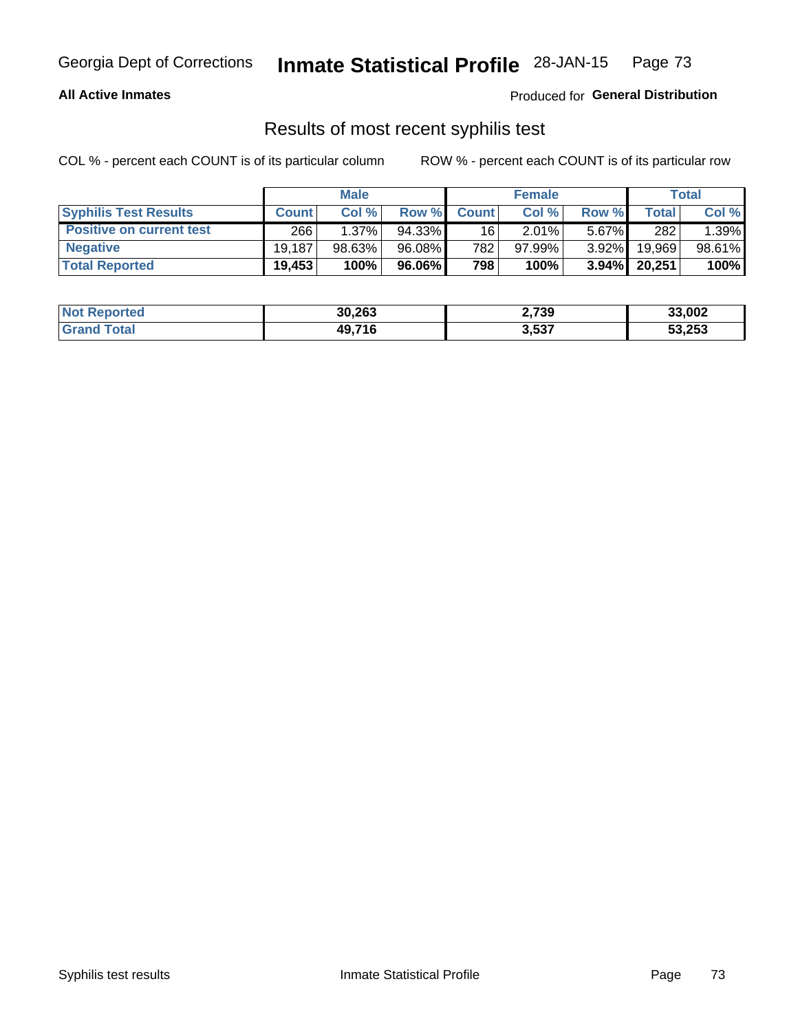**All Active Inmates**

Produced for **General Distribution**

## Results of most recent syphilis test

COL % - percent each COUNT is of its particular column

ROW % - percent each COUNT is of its particular row

| | Male | | | Female | | | Total | |
|---|---|---|---|---|---|---|---|---|
| **Syphilis Test Results** | **Count** | **Col %** | **Row %** | **Count** | **Col %** | **Row %** | **Total** | **Col %** |
| **Positive on current test** | 266 | 1.37% | 94.33% | 16 | 2.01% | 5.67% | 282 | 1.39% |
| **Negative** | 19,187 | 98.63% | 96.08% | 782 | 97.99% | 3.92% | 19,969 | 98.61% |
| **Total Reported** | **19,453** | **100%** | **96.06%** | **798** | **100%** | **3.94%** | **20,251** | **100%** |

| | Male | Female | Total |
|---|---|---|---|
| **Not Reported** | **30,263** | **2,739** | **33,002** |
| **Grand Total** | **49,716** | **3,537** | **53,253** |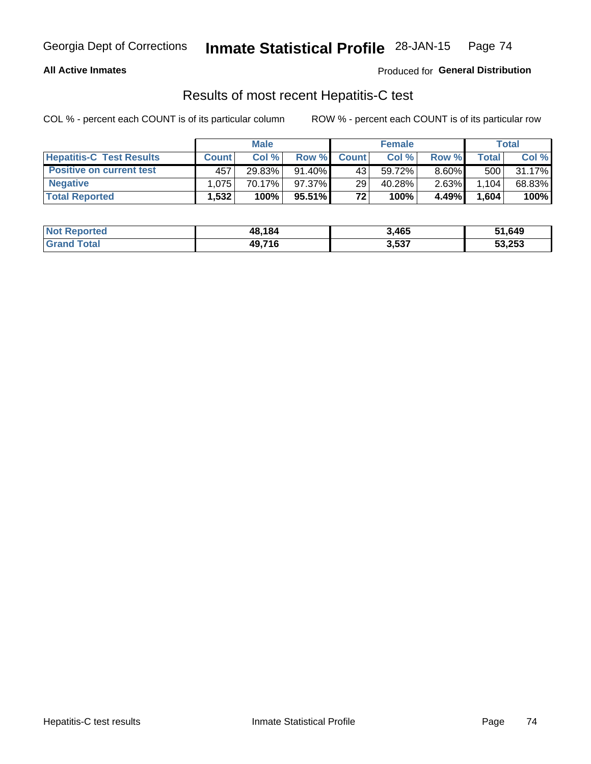Georgia Dept of Corrections **Inmate Statistical Profile** 28-JAN-15

**All Active Inmates**

Produced for **General Distribution**

## Results of most recent Hepatitis-C test

COL % - percent each COUNT is of its particular column      ROW % - percent each COUNT is of its particular row

| | Male | | | Female | | | Total | |
|---|---|---|---|---|---|---|---|---|
| **Hepatitis-C Test Results** | **Count** | **Col %** | **Row %** | **Count** | **Col %** | **Row %** | **Total** | **Col %** |
| **Positive on current test** | 457 | 29.83% | 91.40% | 43 | 59.72% | 8.60% | 500 | 31.17% |
| **Negative** | 1,075 | 70.17% | 97.37% | 29 | 40.28% | 2.63% | 1,104 | 68.83% |
| **Total Reported** | **1,532** | **100%** | **95.51%** | **72** | **100%** | **4.49%** | **1,604** | **100%** |

| | Male | Female | Total |
|---|---|---|---|
| **Not Reported** | **48,184** | **3,465** | **51,649** |
| **Grand Total** | **49,716** | **3,537** | **53,253** |